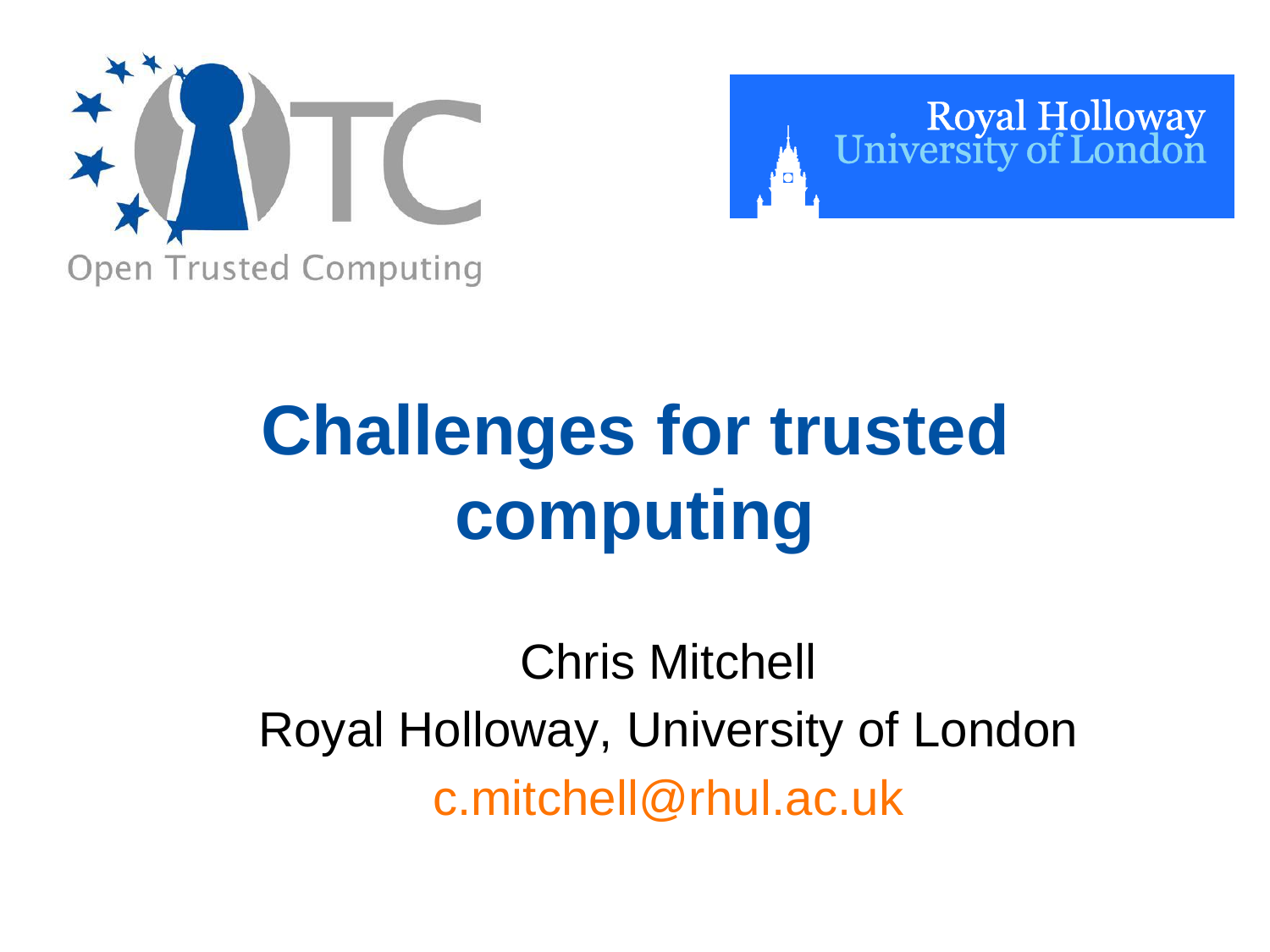Open Trusted Computing

Royal Holloway University of London

# Challenges for trusted computing

Chris Mitchell

Royal Holloway, University of London

c.mitchell@rhul.ac.uk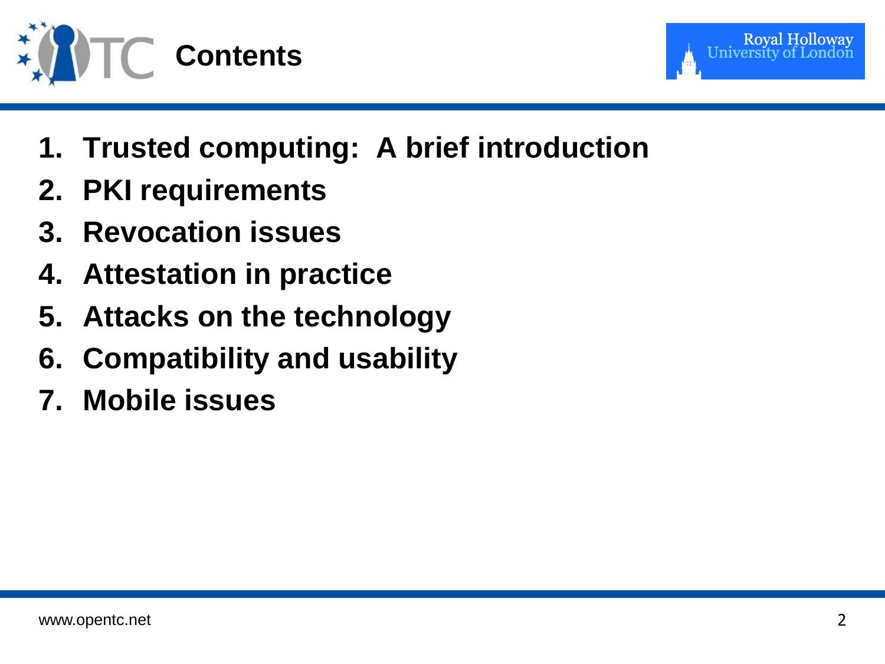# Contents

1. Trusted computing: A brief introduction
2. PKI requirements
3. Revocation issues
4. Attestation in practice
5. Attacks on the technology
6. Compatibility and usability
7. Mobile issues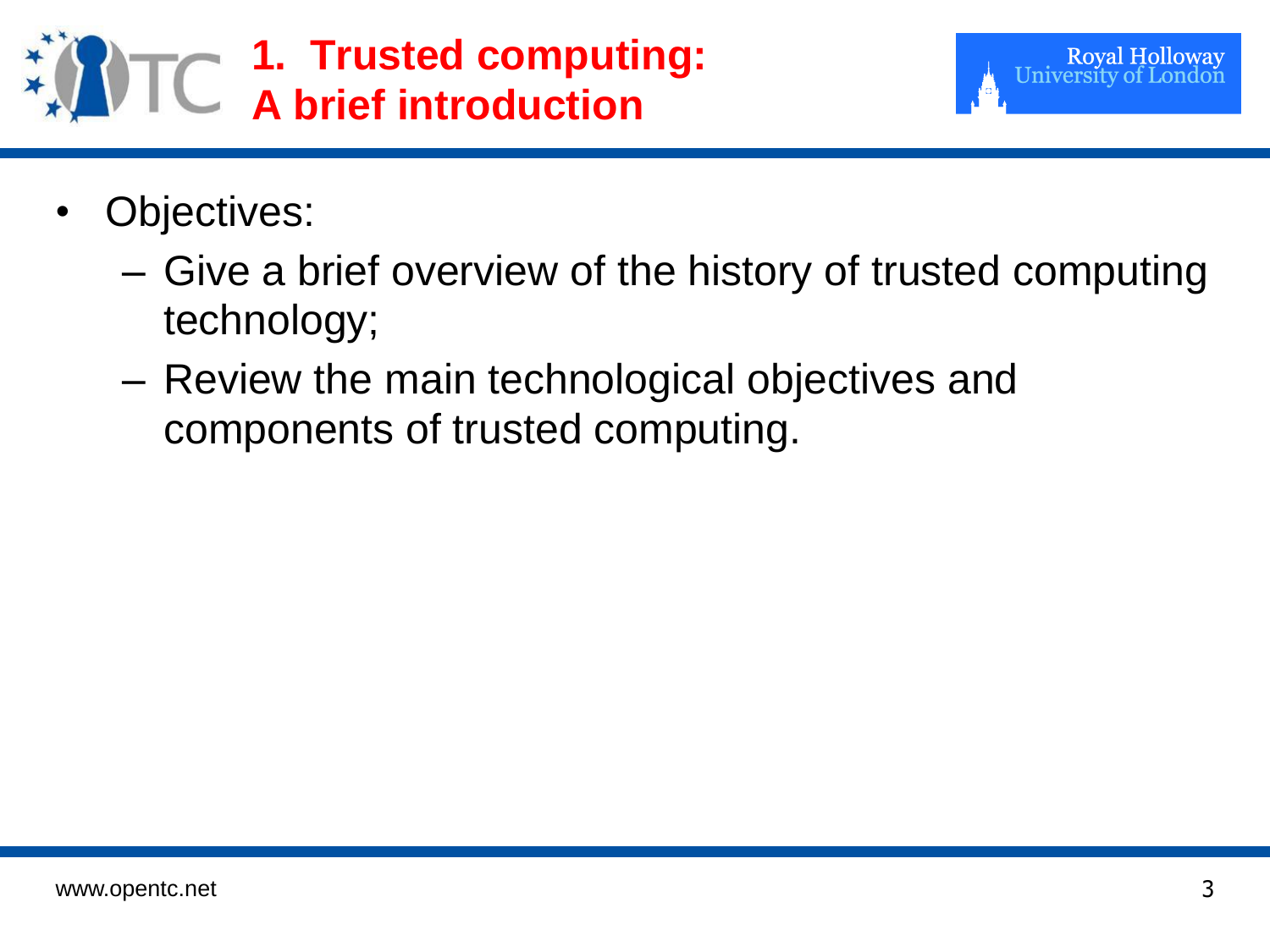# 1. Trusted computing: A brief introduction

- Objectives:
  - Give a brief overview of the history of trusted computing technology;
  - Review the main technological objectives and components of trusted computing.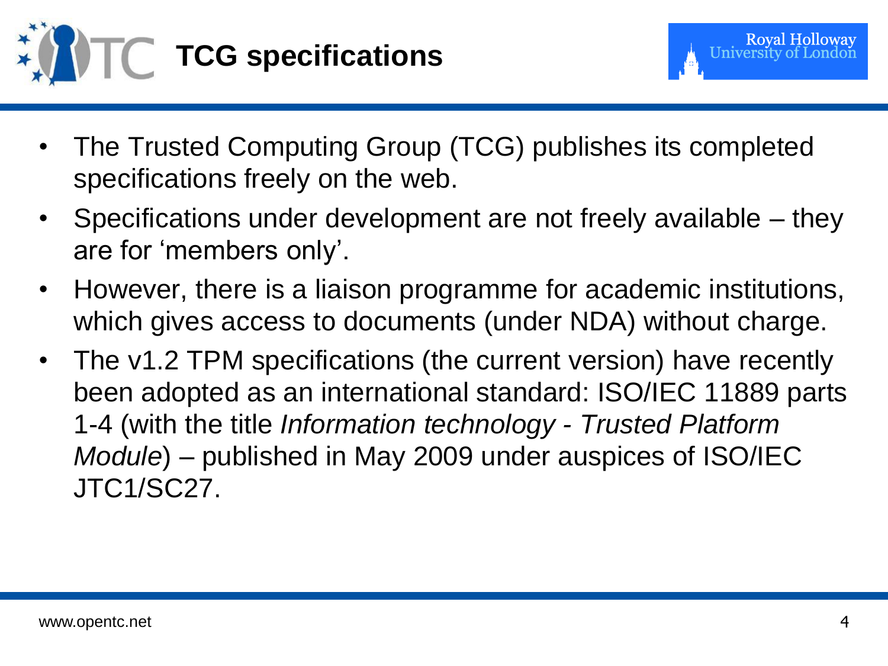# TCG specifications

- The Trusted Computing Group (TCG) publishes its completed specifications freely on the web.
- Specifications under development are not freely available – they are for 'members only'.
- However, there is a liaison programme for academic institutions, which gives access to documents (under NDA) without charge.
- The v1.2 TPM specifications (the current version) have recently been adopted as an international standard: ISO/IEC 11889 parts 1-4 (with the title *Information technology - Trusted Platform Module*) – published in May 2009 under auspices of ISO/IEC JTC1/SC27.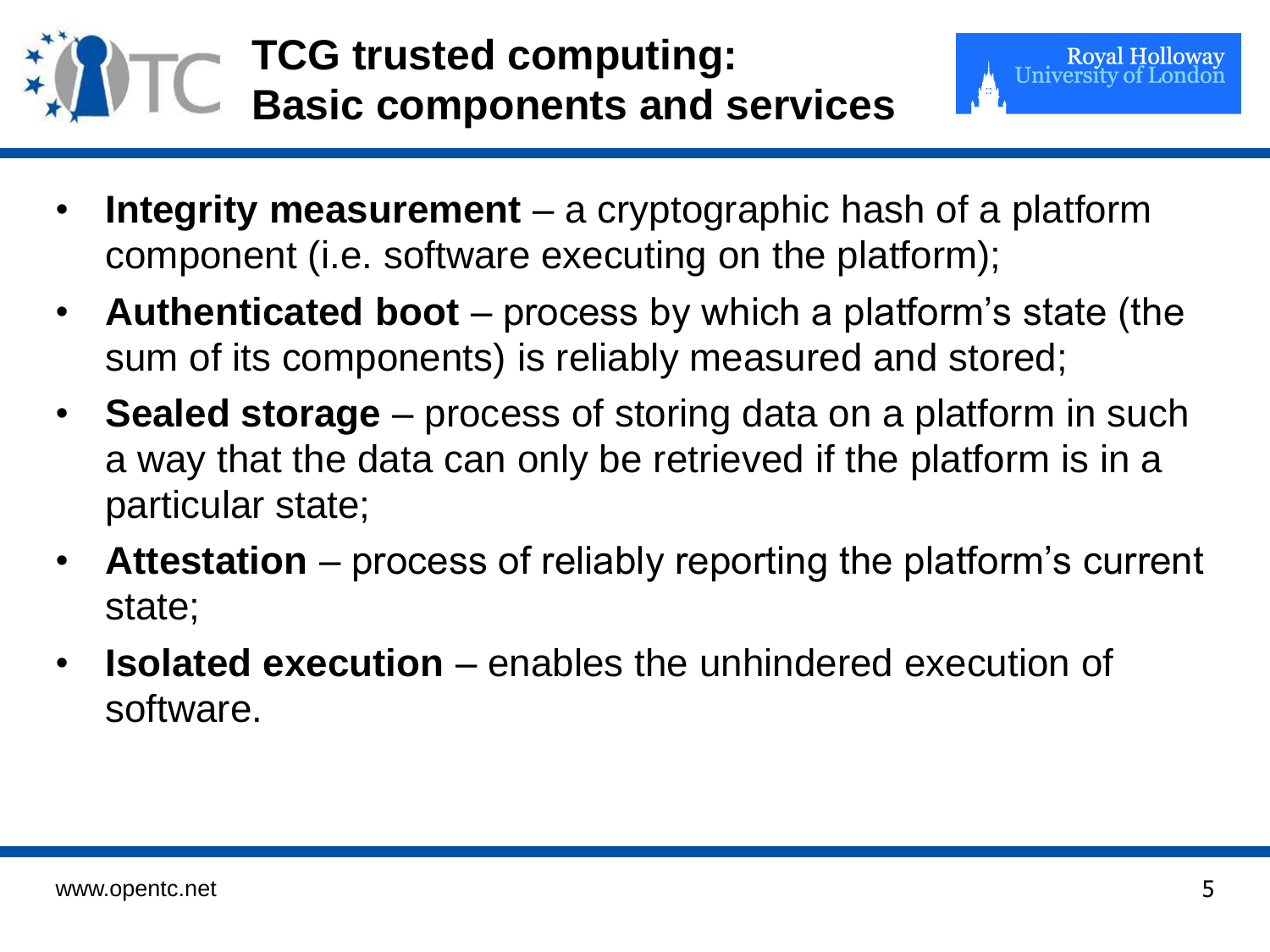# TCG trusted computing: Basic components and services

- **Integrity measurement** – a cryptographic hash of a platform component (i.e. software executing on the platform);
- **Authenticated boot** – process by which a platform's state (the sum of its components) is reliably measured and stored;
- **Sealed storage** – process of storing data on a platform in such a way that the data can only be retrieved if the platform is in a particular state;
- **Attestation** – process of reliably reporting the platform's current state;
- **Isolated execution** – enables the unhindered execution of software.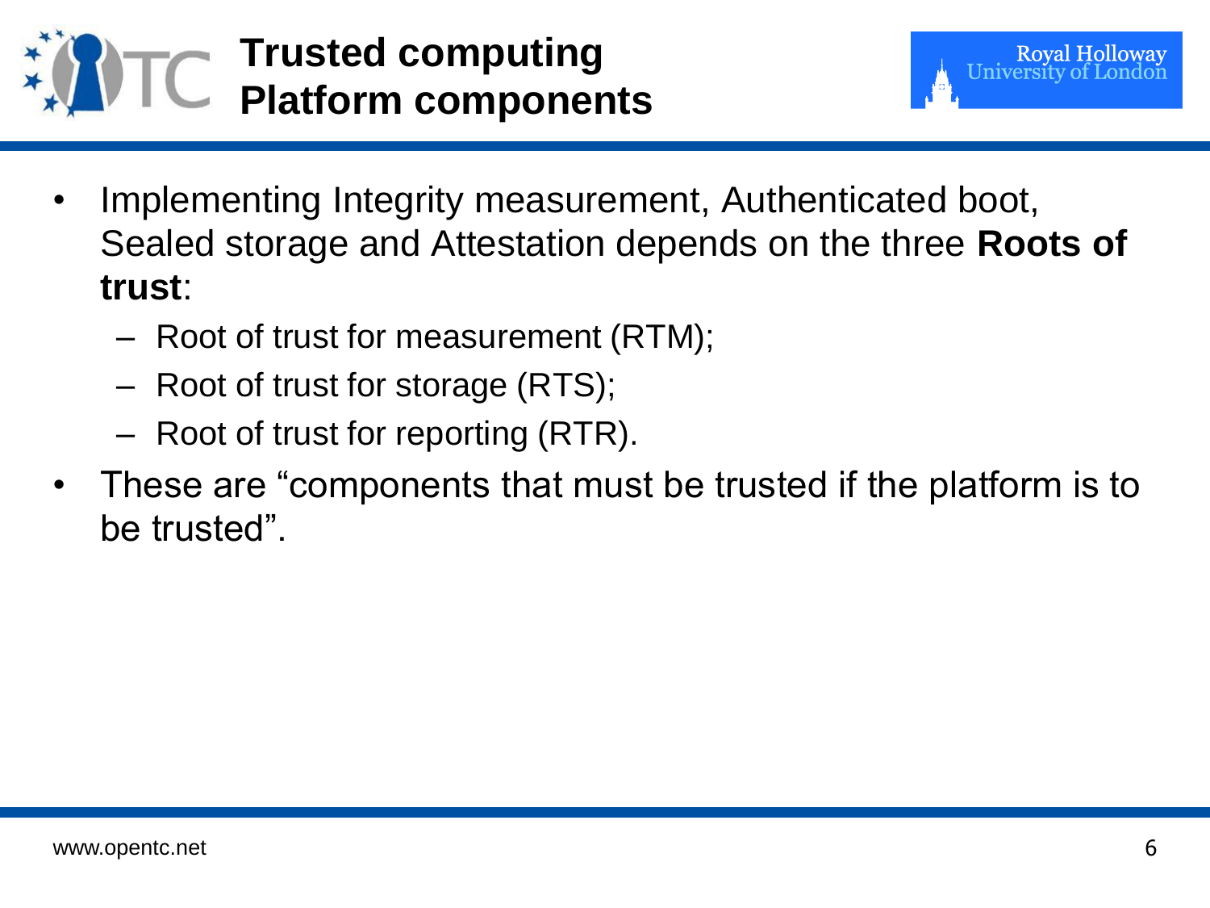# Trusted computing Platform components

- Implementing Integrity measurement, Authenticated boot, Sealed storage and Attestation depends on the three **Roots of trust**:
  - Root of trust for measurement (RTM);
  - Root of trust for storage (RTS);
  - Root of trust for reporting (RTR).
- These are "components that must be trusted if the platform is to be trusted".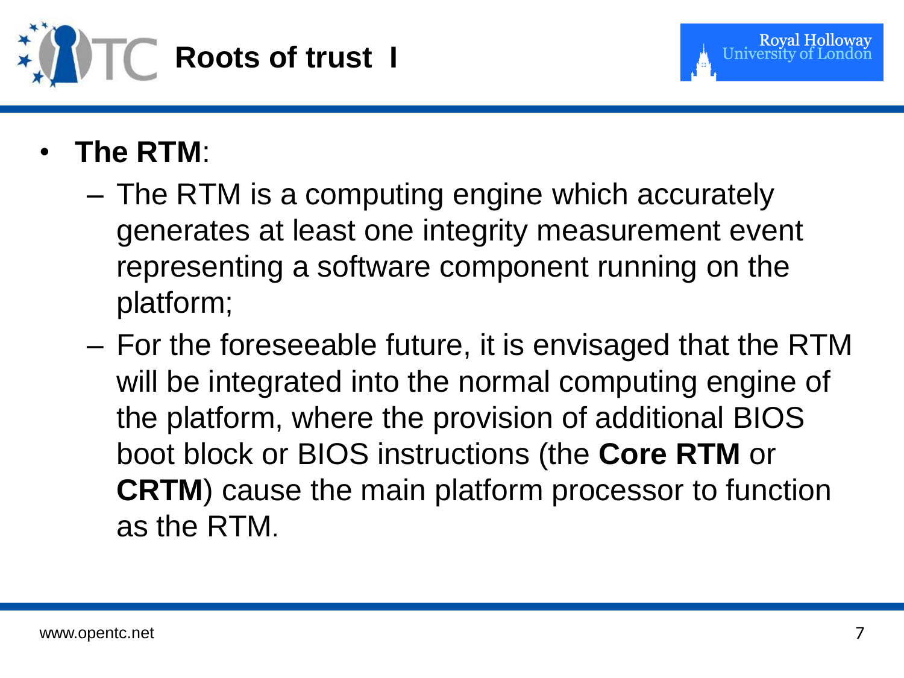# Roots of trust I

- **The RTM**:
  - The RTM is a computing engine which accurately generates at least one integrity measurement event representing a software component running on the platform;
  - For the foreseeable future, it is envisaged that the RTM will be integrated into the normal computing engine of the platform, where the provision of additional BIOS boot block or BIOS instructions (the **Core RTM** or **CRTM**) cause the main platform processor to function as the RTM.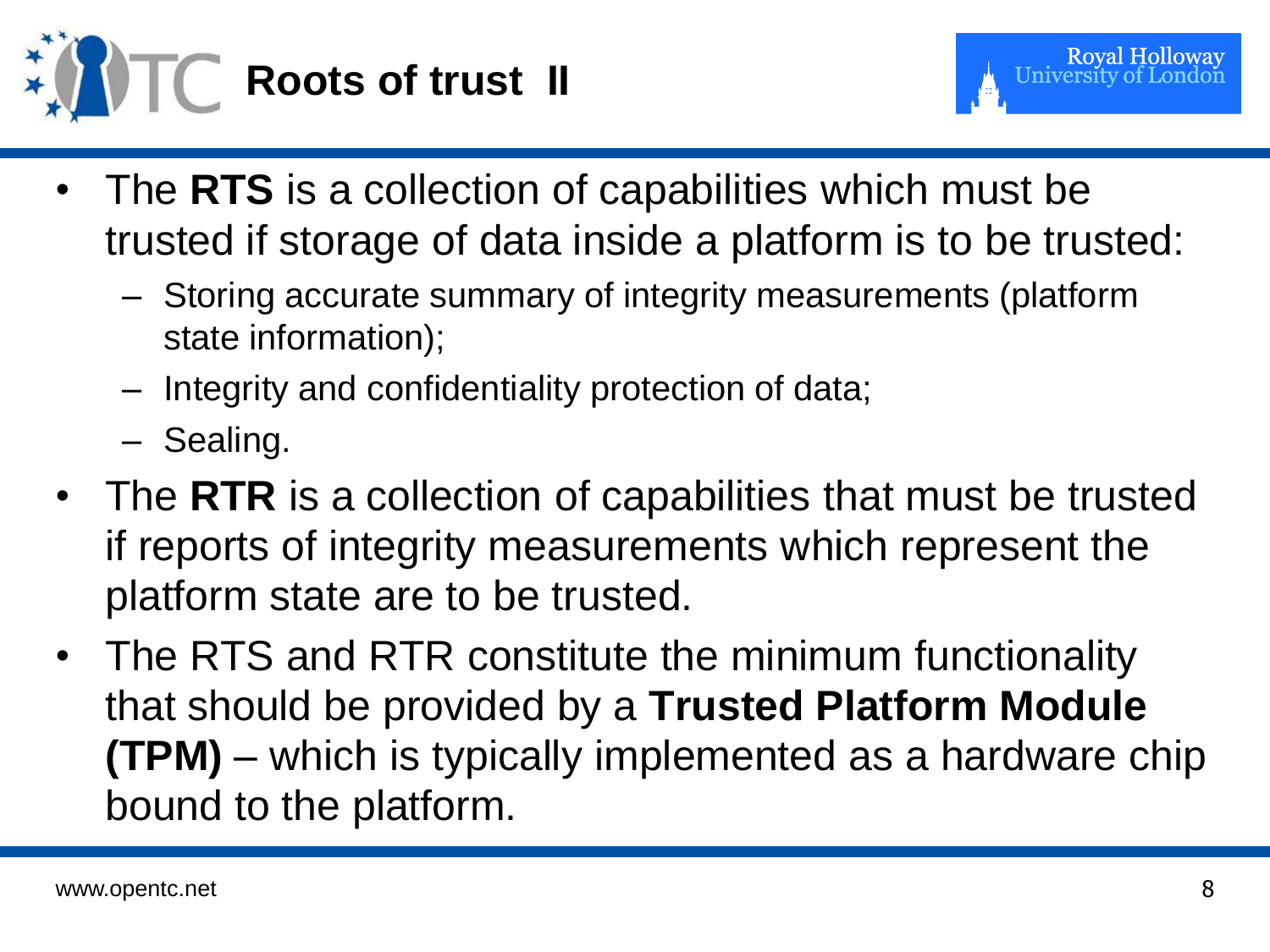# Roots of trust II

- The **RTS** is a collection of capabilities which must be trusted if storage of data inside a platform is to be trusted:
  - Storing accurate summary of integrity measurements (platform state information);
  - Integrity and confidentiality protection of data;
  - Sealing.
- The **RTR** is a collection of capabilities that must be trusted if reports of integrity measurements which represent the platform state are to be trusted.
- The RTS and RTR constitute the minimum functionality that should be provided by a **Trusted Platform Module (TPM)** – which is typically implemented as a hardware chip bound to the platform.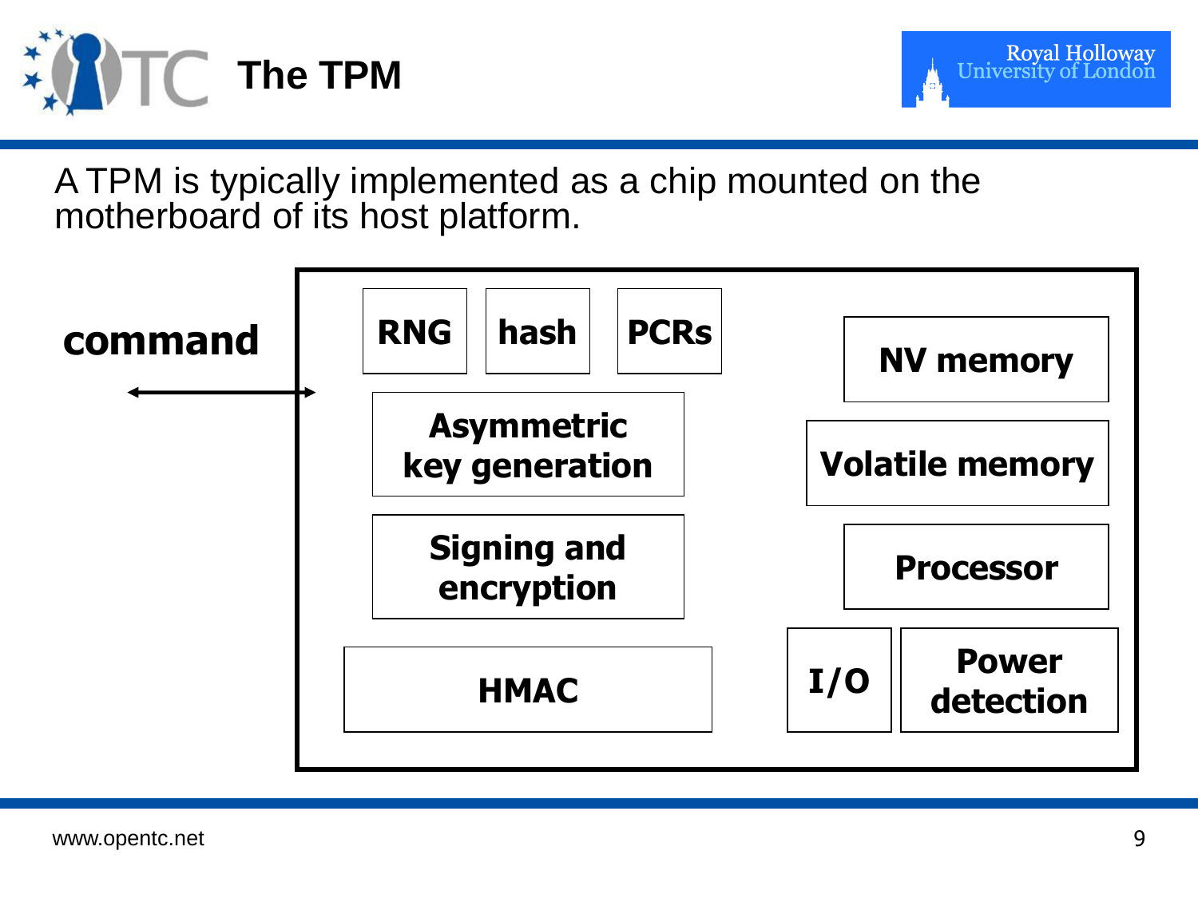# The TPM

A TPM is typically implemented as a chip mounted on the motherboard of its host platform.

command

RNG | hash | PCRs

Asymmetric key generation

Signing and encryption

HMAC

NV memory

Volatile memory

Processor

I/O | Power detection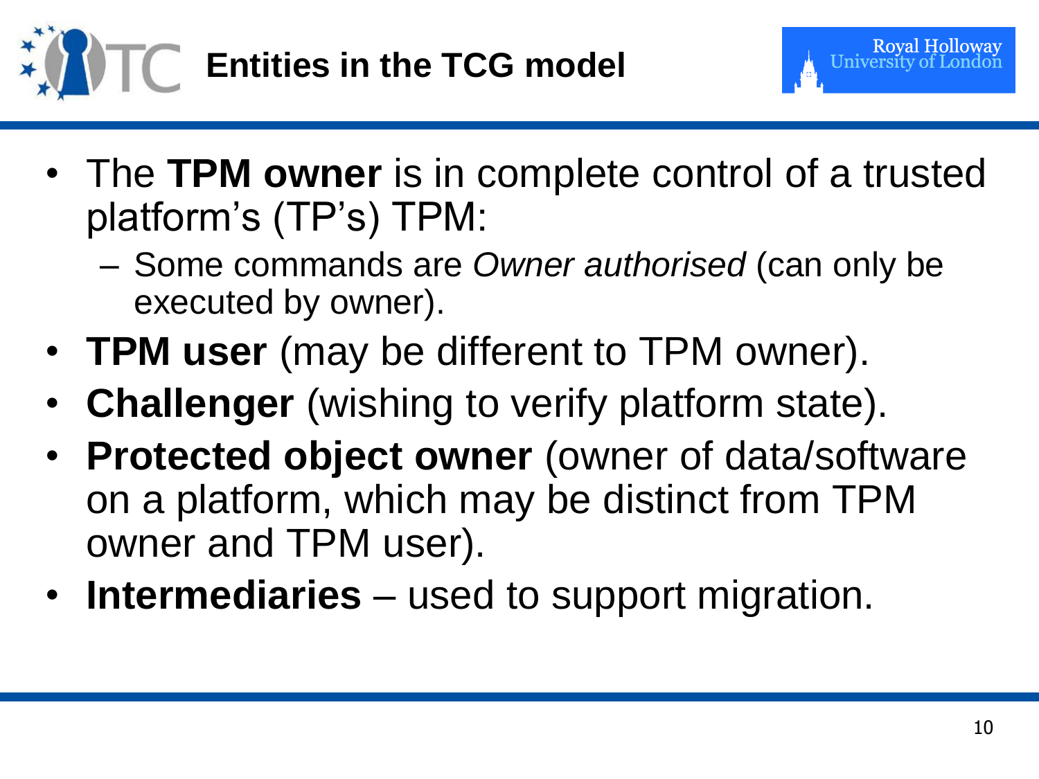# Entities in the TCG model

- The **TPM owner** is in complete control of a trusted platform's (TP's) TPM:
  - Some commands are *Owner authorised* (can only be executed by owner).
- **TPM user** (may be different to TPM owner).
- **Challenger** (wishing to verify platform state).
- **Protected object owner** (owner of data/software on a platform, which may be distinct from TPM owner and TPM user).
- **Intermediaries** – used to support migration.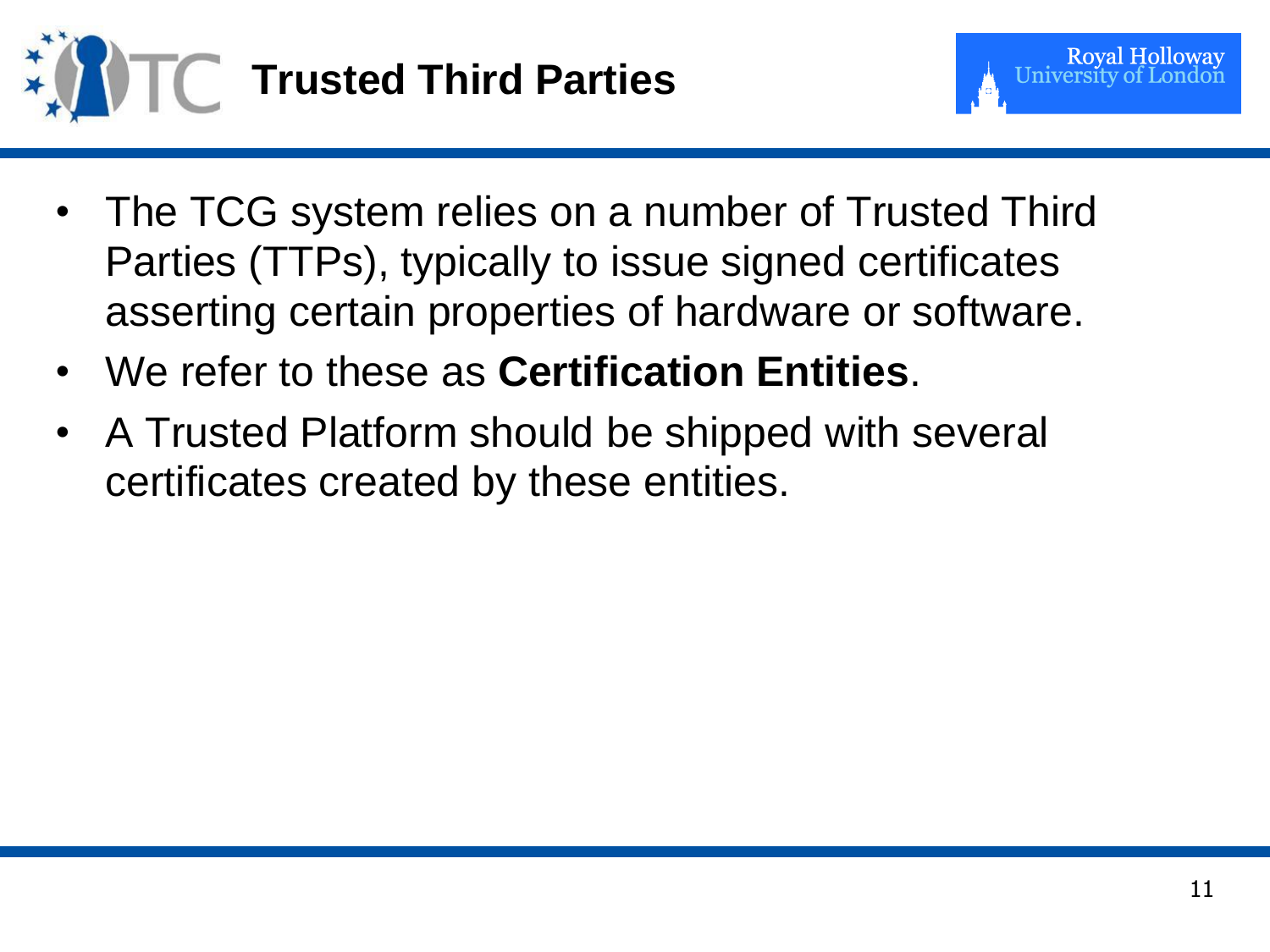# Trusted Third Parties

- The TCG system relies on a number of Trusted Third Parties (TTPs), typically to issue signed certificates asserting certain properties of hardware or software.
- We refer to these as **Certification Entities**.
- A Trusted Platform should be shipped with several certificates created by these entities.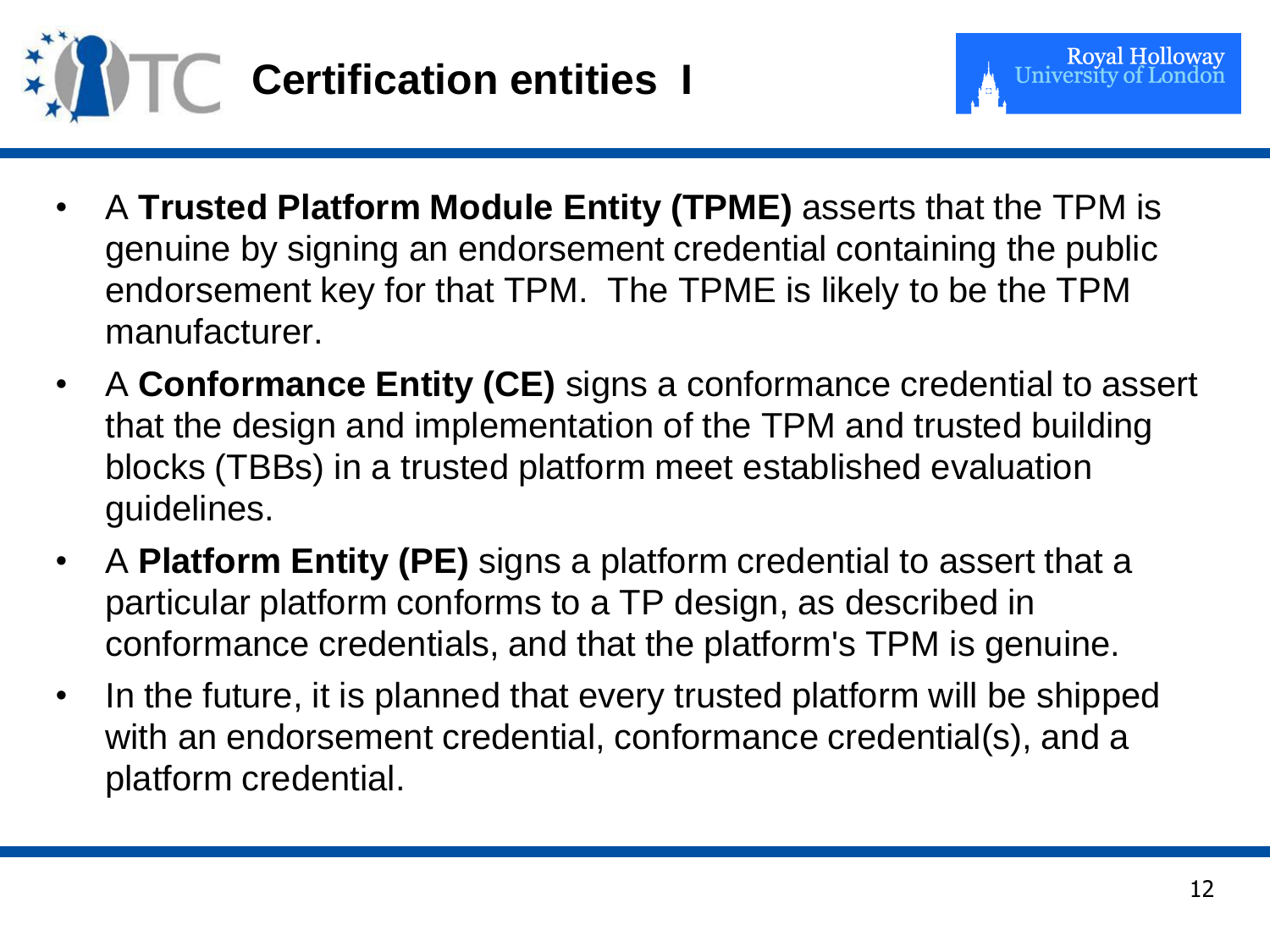# Certification entities I

- A **Trusted Platform Module Entity (TPME)** asserts that the TPM is genuine by signing an endorsement credential containing the public endorsement key for that TPM. The TPME is likely to be the TPM manufacturer.
- A **Conformance Entity (CE)** signs a conformance credential to assert that the design and implementation of the TPM and trusted building blocks (TBBs) in a trusted platform meet established evaluation guidelines.
- A **Platform Entity (PE)** signs a platform credential to assert that a particular platform conforms to a TP design, as described in conformance credentials, and that the platform's TPM is genuine.
- In the future, it is planned that every trusted platform will be shipped with an endorsement credential, conformance credential(s), and a platform credential.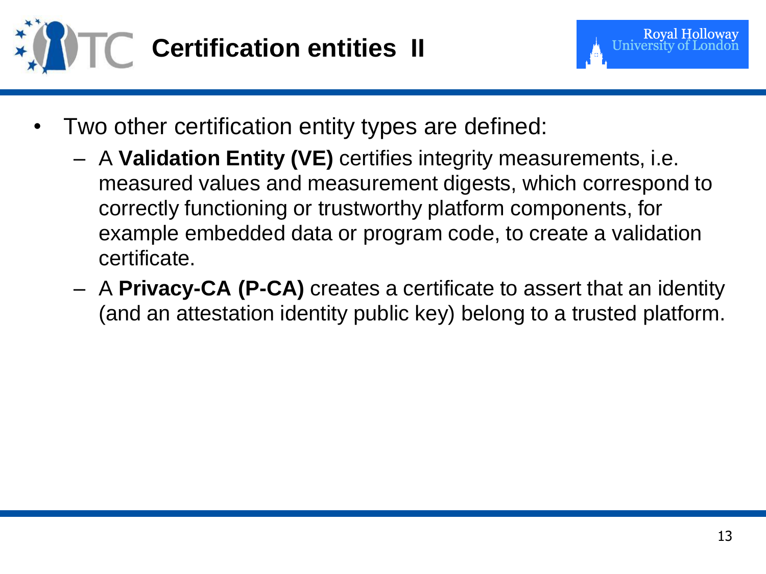# Certification entities II

- Two other certification entity types are defined:
  - A **Validation Entity (VE)** certifies integrity measurements, i.e. measured values and measurement digests, which correspond to correctly functioning or trustworthy platform components, for example embedded data or program code, to create a validation certificate.
  - A **Privacy-CA (P-CA)** creates a certificate to assert that an identity (and an attestation identity public key) belong to a trusted platform.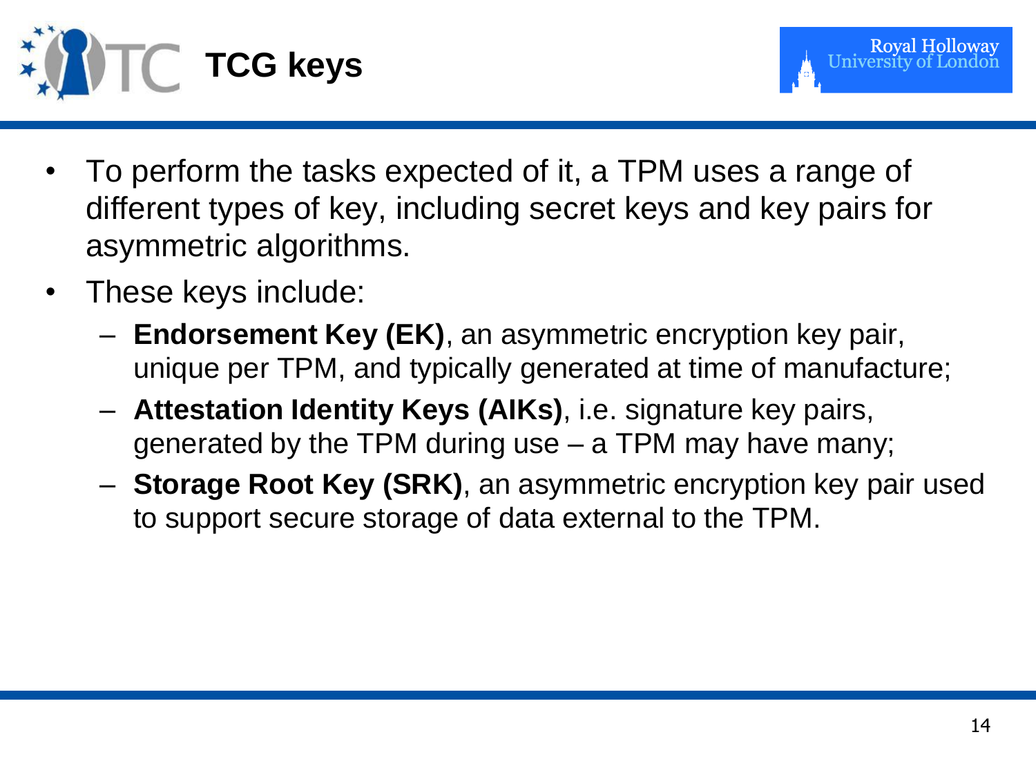# TCG keys

- To perform the tasks expected of it, a TPM uses a range of different types of key, including secret keys and key pairs for asymmetric algorithms.
- These keys include:
  - **Endorsement Key (EK)**, an asymmetric encryption key pair, unique per TPM, and typically generated at time of manufacture;
  - **Attestation Identity Keys (AIKs)**, i.e. signature key pairs, generated by the TPM during use – a TPM may have many;
  - **Storage Root Key (SRK)**, an asymmetric encryption key pair used to support secure storage of data external to the TPM.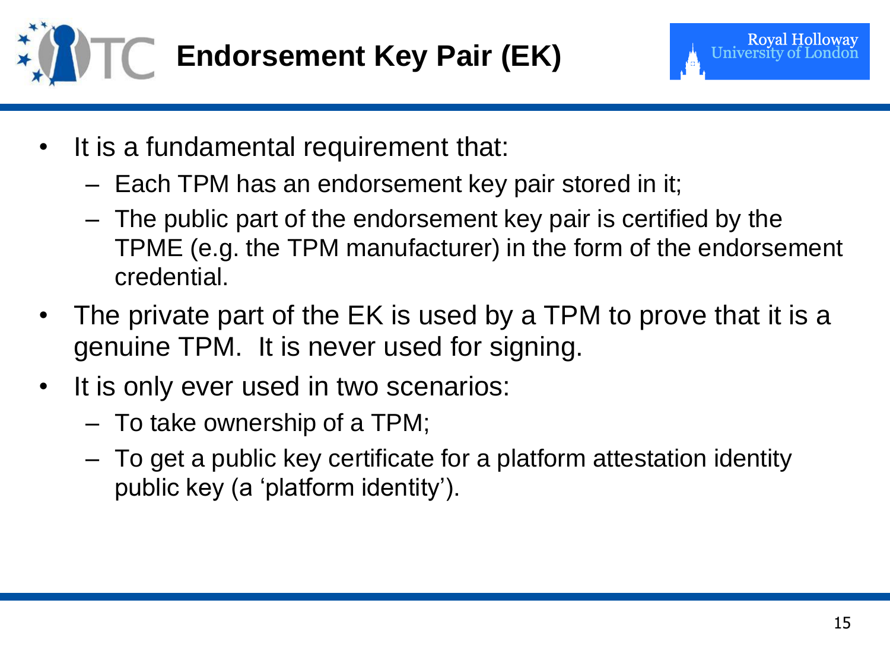# Endorsement Key Pair (EK)

- It is a fundamental requirement that:
  - Each TPM has an endorsement key pair stored in it;
  - The public part of the endorsement key pair is certified by the TPME (e.g. the TPM manufacturer) in the form of the endorsement credential.
- The private part of the EK is used by a TPM to prove that it is a genuine TPM. It is never used for signing.
- It is only ever used in two scenarios:
  - To take ownership of a TPM;
  - To get a public key certificate for a platform attestation identity public key (a ‘platform identity’).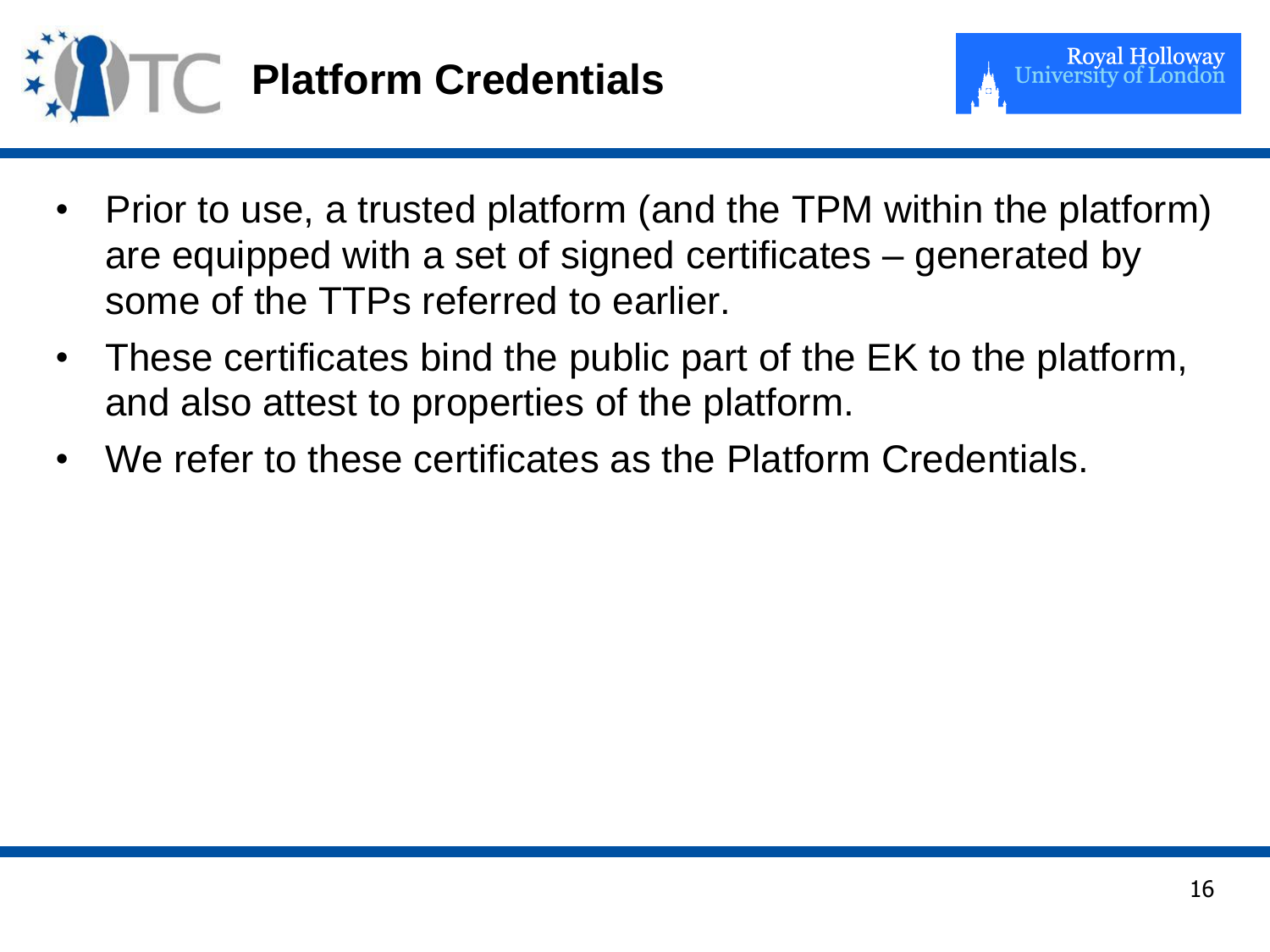# Platform Credentials

- Prior to use, a trusted platform (and the TPM within the platform) are equipped with a set of signed certificates – generated by some of the TTPs referred to earlier.
- These certificates bind the public part of the EK to the platform, and also attest to properties of the platform.
- We refer to these certificates as the Platform Credentials.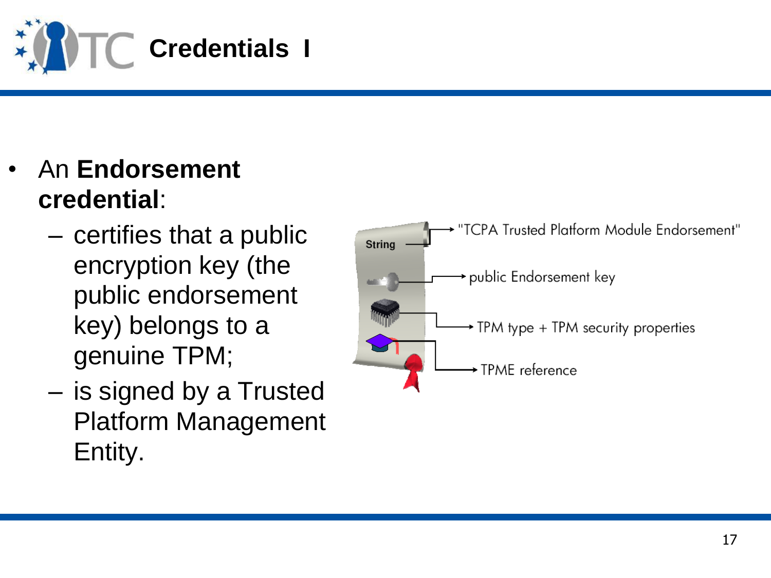# Credentials I

- An **Endorsement credential**:
  - certifies that a public encryption key (the public endorsement key) belongs to a genuine TPM;
  - is signed by a Trusted Platform Management Entity.

String → "TCPA Trusted Platform Module Endorsement"

→ public Endorsement key

→ TPM type + TPM security properties

→ TPME reference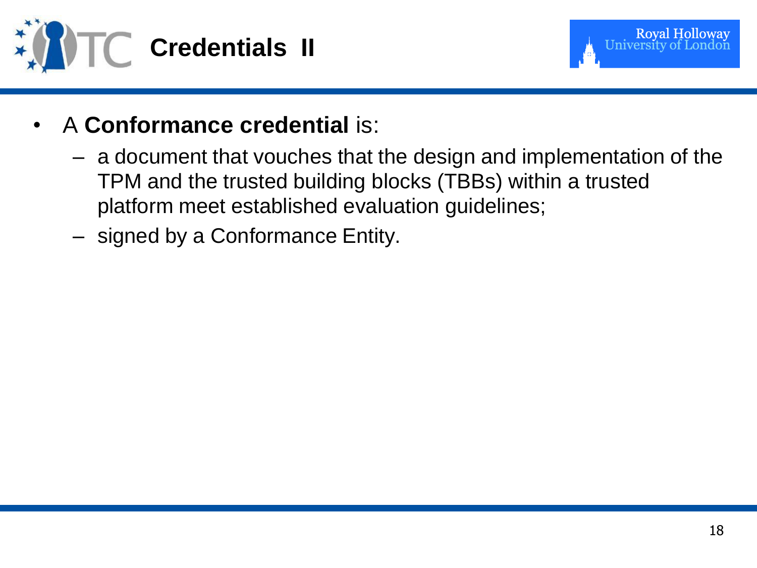# Credentials II

- A **Conformance credential** is:
  - a document that vouches that the design and implementation of the TPM and the trusted building blocks (TBBs) within a trusted platform meet established evaluation guidelines;
  - signed by a Conformance Entity.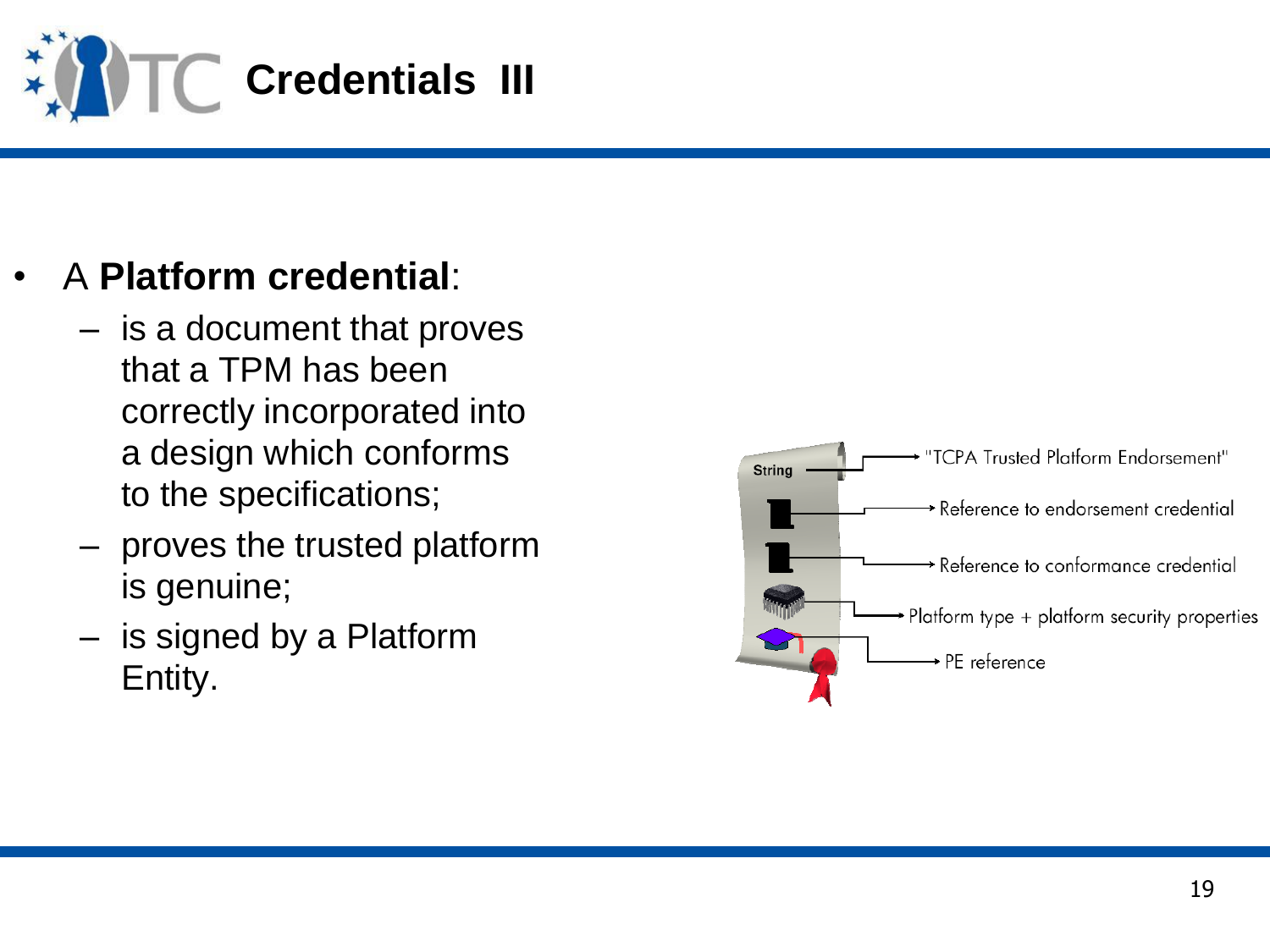# Credentials III

- A **Platform credential**:
  - is a document that proves that a TPM has been correctly incorporated into a design which conforms to the specifications;
  - proves the trusted platform is genuine;
  - is signed by a Platform Entity.

String → "TCPA Trusted Platform Endorsement"

→ Reference to endorsement credential

→ Reference to conformance credential

→ Platform type + platform security properties

→ PE reference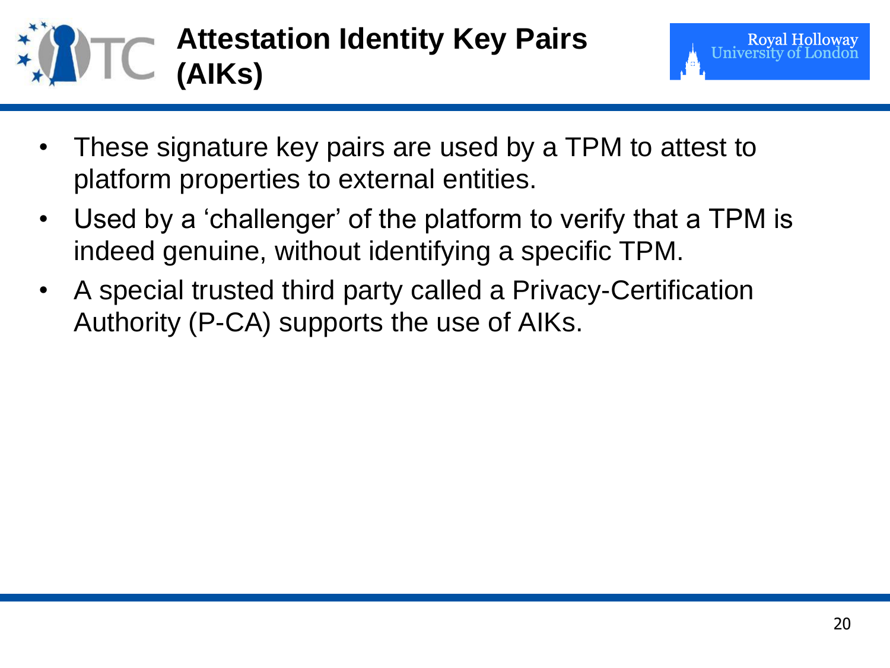# Attestation Identity Key Pairs (AIKs)

- These signature key pairs are used by a TPM to attest to platform properties to external entities.
- Used by a 'challenger' of the platform to verify that a TPM is indeed genuine, without identifying a specific TPM.
- A special trusted third party called a Privacy-Certification Authority (P-CA) supports the use of AIKs.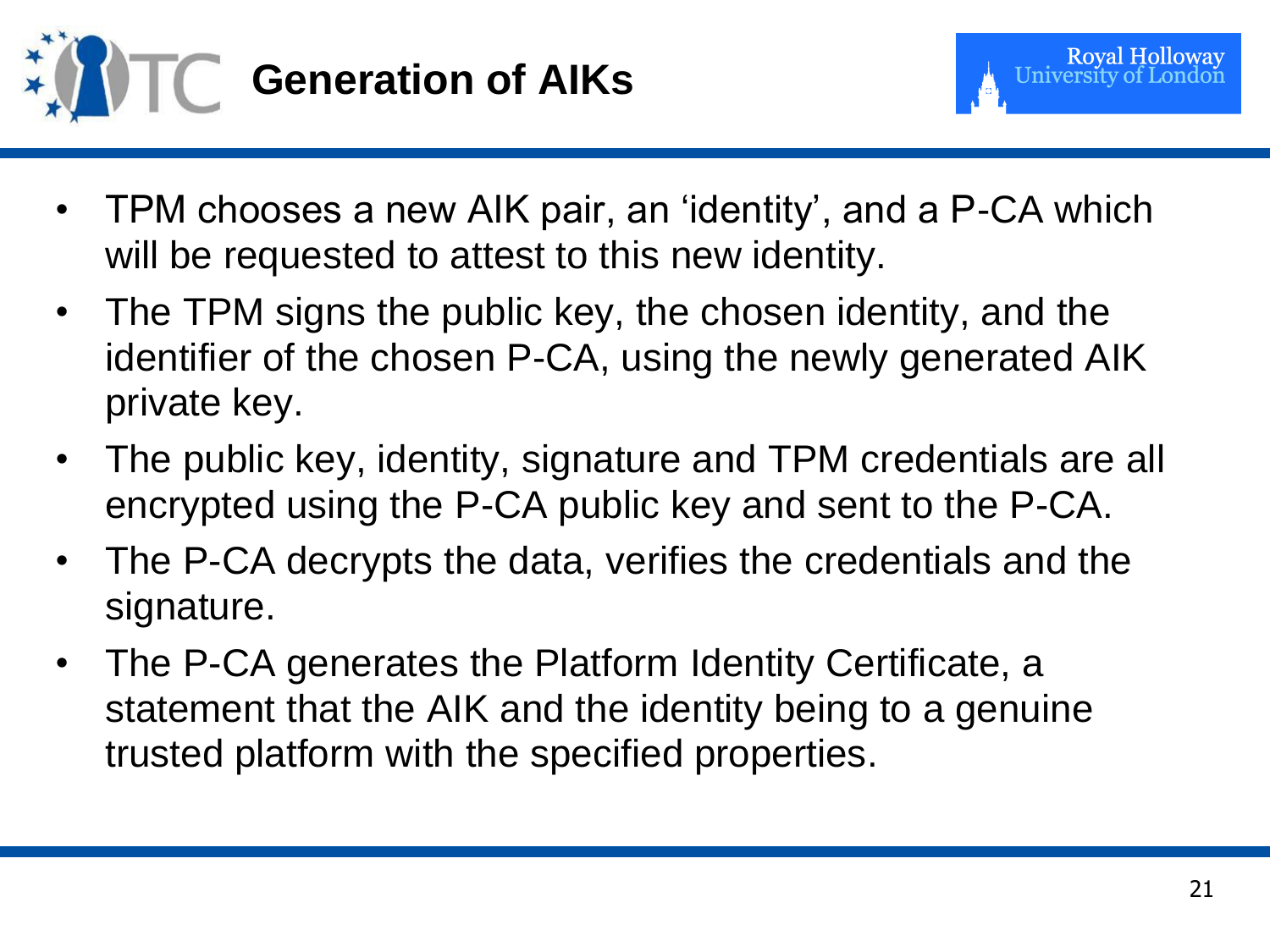# Generation of AIKs

- TPM chooses a new AIK pair, an 'identity', and a P-CA which will be requested to attest to this new identity.
- The TPM signs the public key, the chosen identity, and the identifier of the chosen P-CA, using the newly generated AIK private key.
- The public key, identity, signature and TPM credentials are all encrypted using the P-CA public key and sent to the P-CA.
- The P-CA decrypts the data, verifies the credentials and the signature.
- The P-CA generates the Platform Identity Certificate, a statement that the AIK and the identity being to a genuine trusted platform with the specified properties.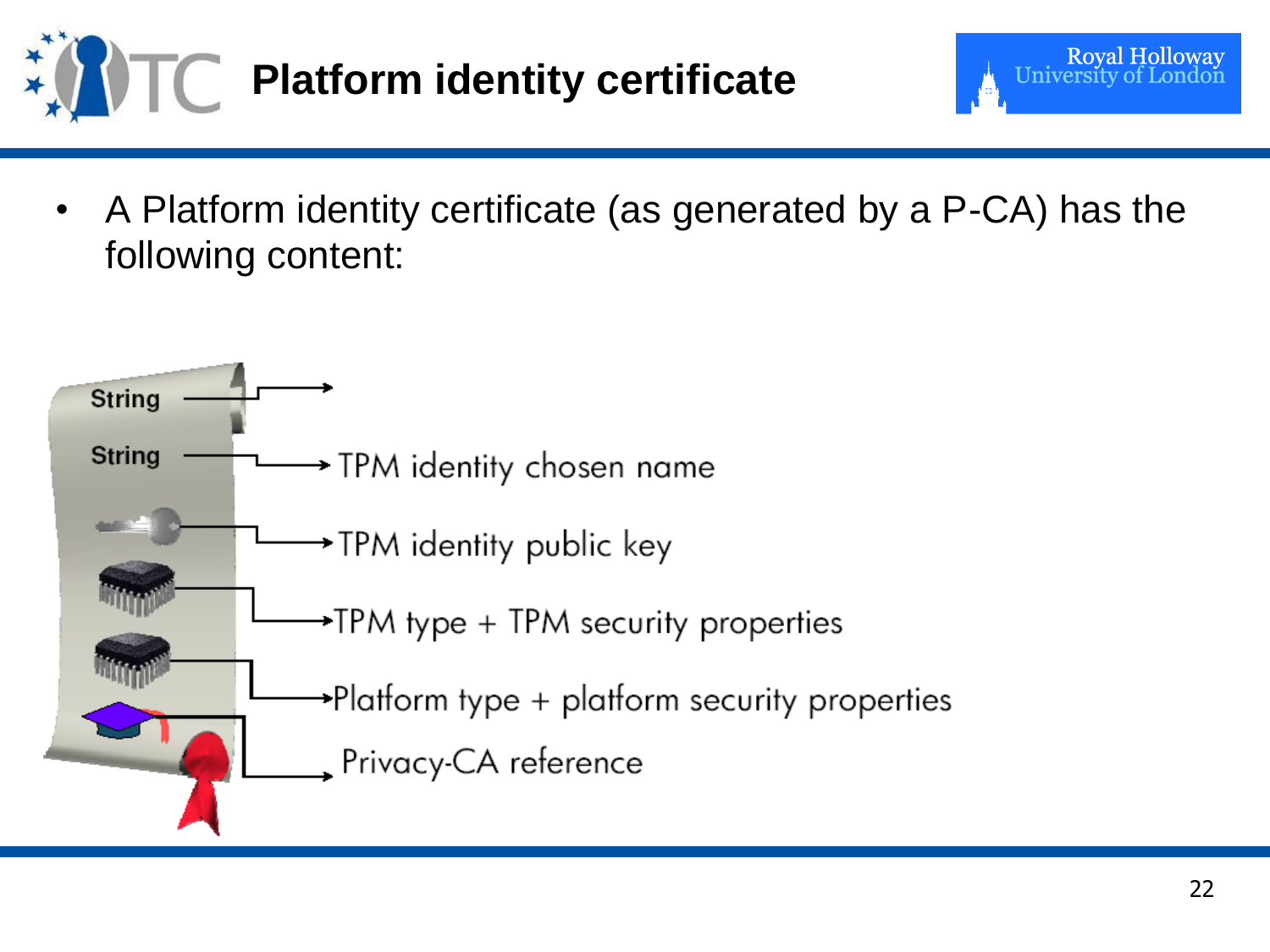# Platform identity certificate

- A Platform identity certificate (as generated by a P-CA) has the following content:

String →

String → TPM identity chosen name

→ TPM identity public key

→ TPM type + TPM security properties

→ Platform type + platform security properties

→ Privacy-CA reference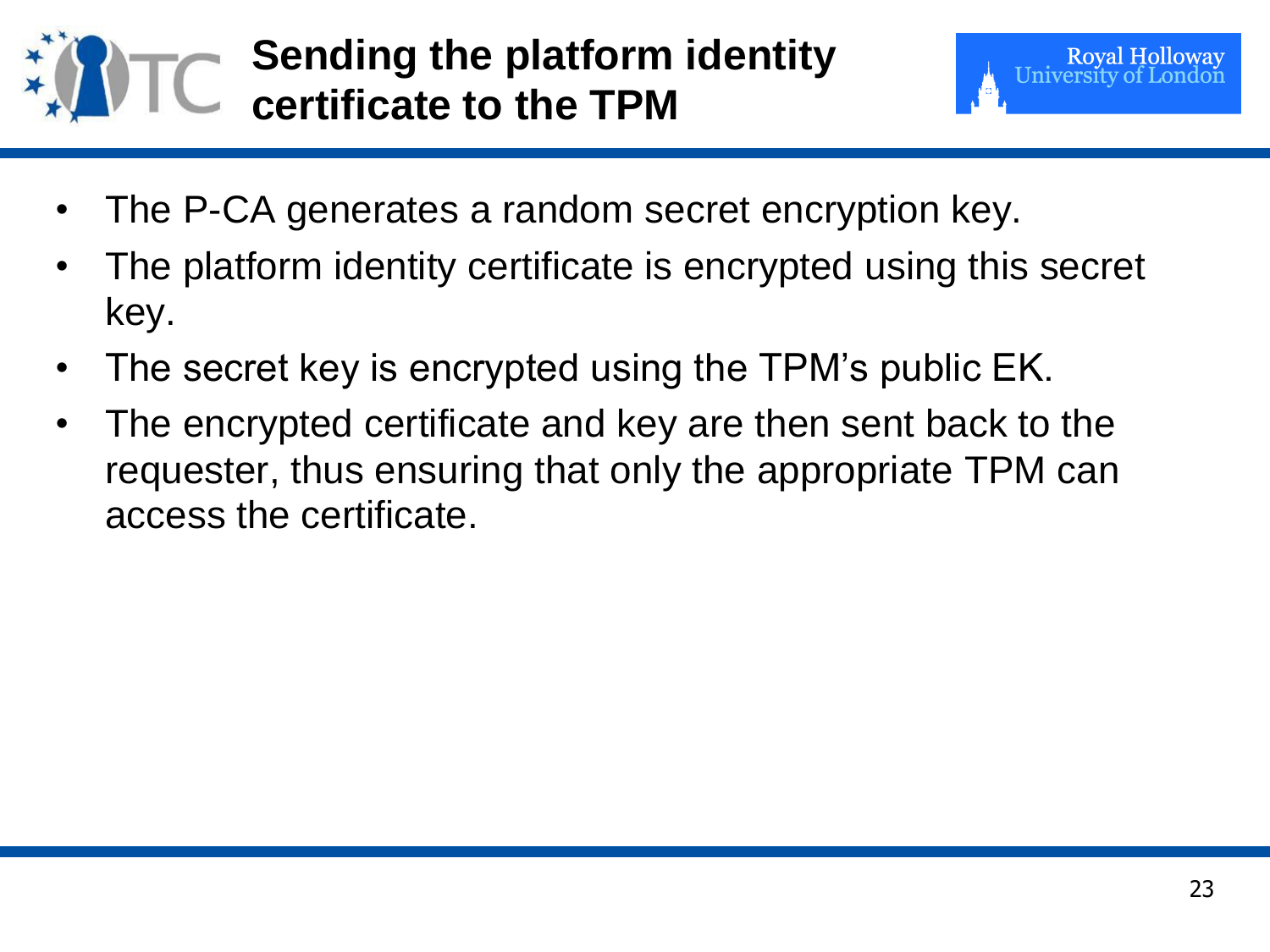# Sending the platform identity certificate to the TPM

- The P-CA generates a random secret encryption key.
- The platform identity certificate is encrypted using this secret key.
- The secret key is encrypted using the TPM's public EK.
- The encrypted certificate and key are then sent back to the requester, thus ensuring that only the appropriate TPM can access the certificate.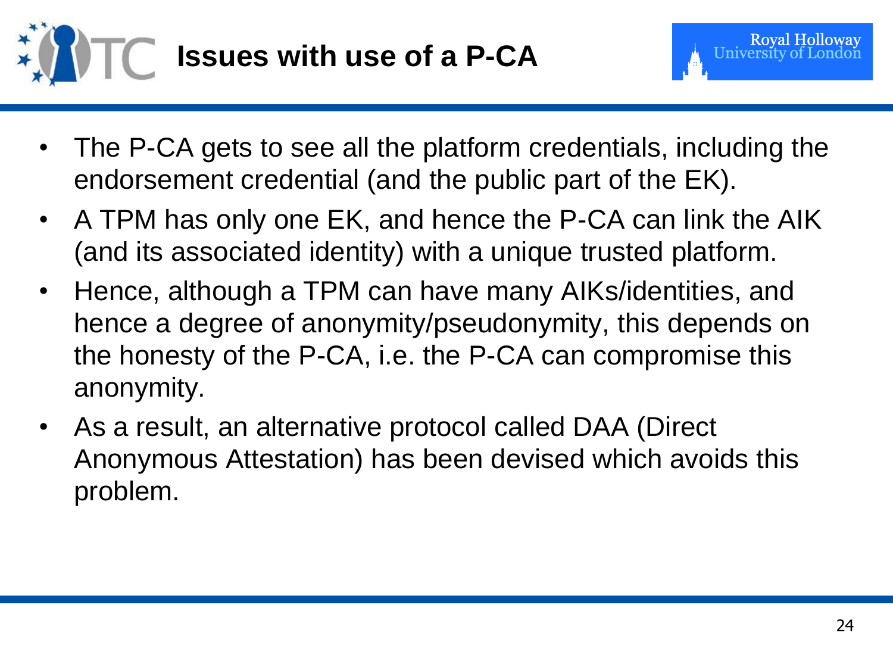# Issues with use of a P-CA

- The P-CA gets to see all the platform credentials, including the endorsement credential (and the public part of the EK).
- A TPM has only one EK, and hence the P-CA can link the AIK (and its associated identity) with a unique trusted platform.
- Hence, although a TPM can have many AIKs/identities, and hence a degree of anonymity/pseudonymity, this depends on the honesty of the P-CA, i.e. the P-CA can compromise this anonymity.
- As a result, an alternative protocol called DAA (Direct Anonymous Attestation) has been devised which avoids this problem.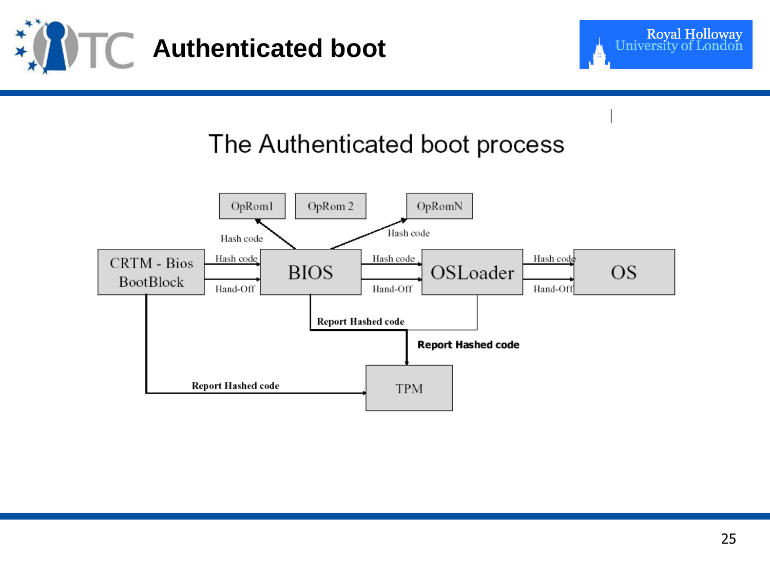# Authenticated boot

## The Authenticated boot process

CRTM - Bios BootBlock → (Hash code, Hand-Off) → BIOS → (Hash code, Hand-Off) → OSLoader → (Hash code, Hand-Off) → OS

BIOS → Hash code → OpRom1, OpRom 2, OpRomN

CRTM - Bios BootBlock → Report Hashed code → TPM

BIOS → Report Hashed code → TPM

OSLoader → Report Hashed code → TPM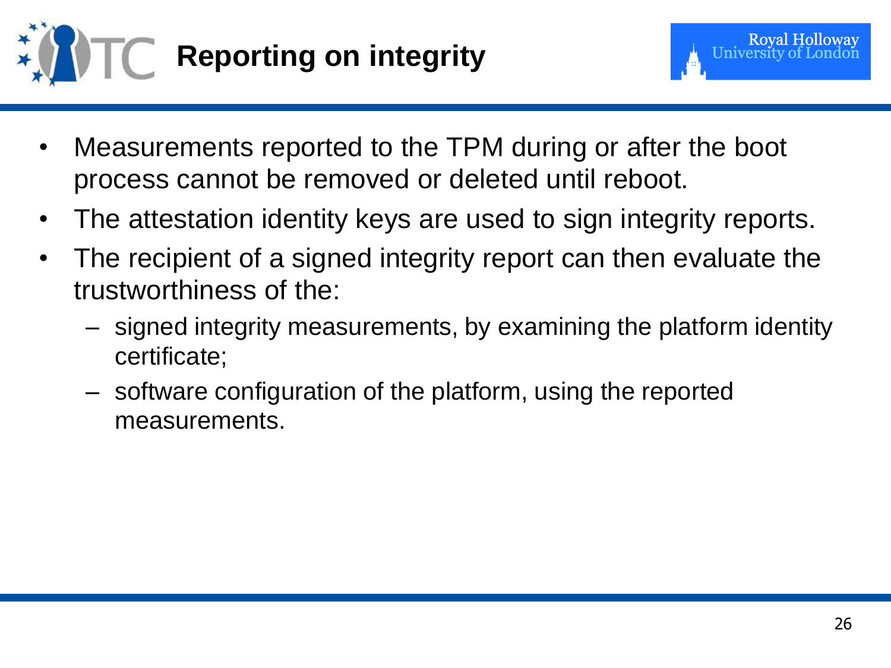# Reporting on integrity

- Measurements reported to the TPM during or after the boot process cannot be removed or deleted until reboot.
- The attestation identity keys are used to sign integrity reports.
- The recipient of a signed integrity report can then evaluate the trustworthiness of the:
  - signed integrity measurements, by examining the platform identity certificate;
  - software configuration of the platform, using the reported measurements.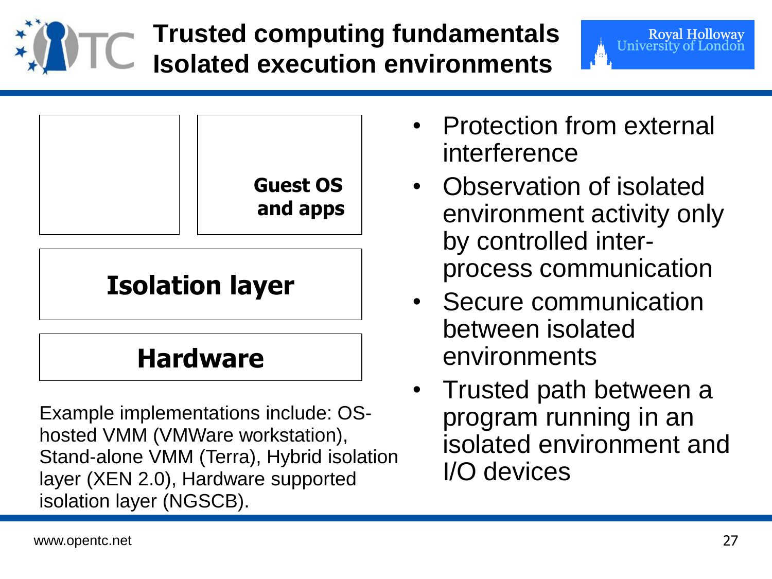# Trusted computing fundamentals
## Isolated execution environments

Guest OS and apps

Isolation layer

Hardware

Example implementations include: OS-hosted VMM (VMWare workstation), Stand-alone VMM (Terra), Hybrid isolation layer (XEN 2.0), Hardware supported isolation layer (NGSCB).

- Protection from external interference
- Observation of isolated environment activity only by controlled inter-process communication
- Secure communication between isolated environments
- Trusted path between a program running in an isolated environment and I/O devices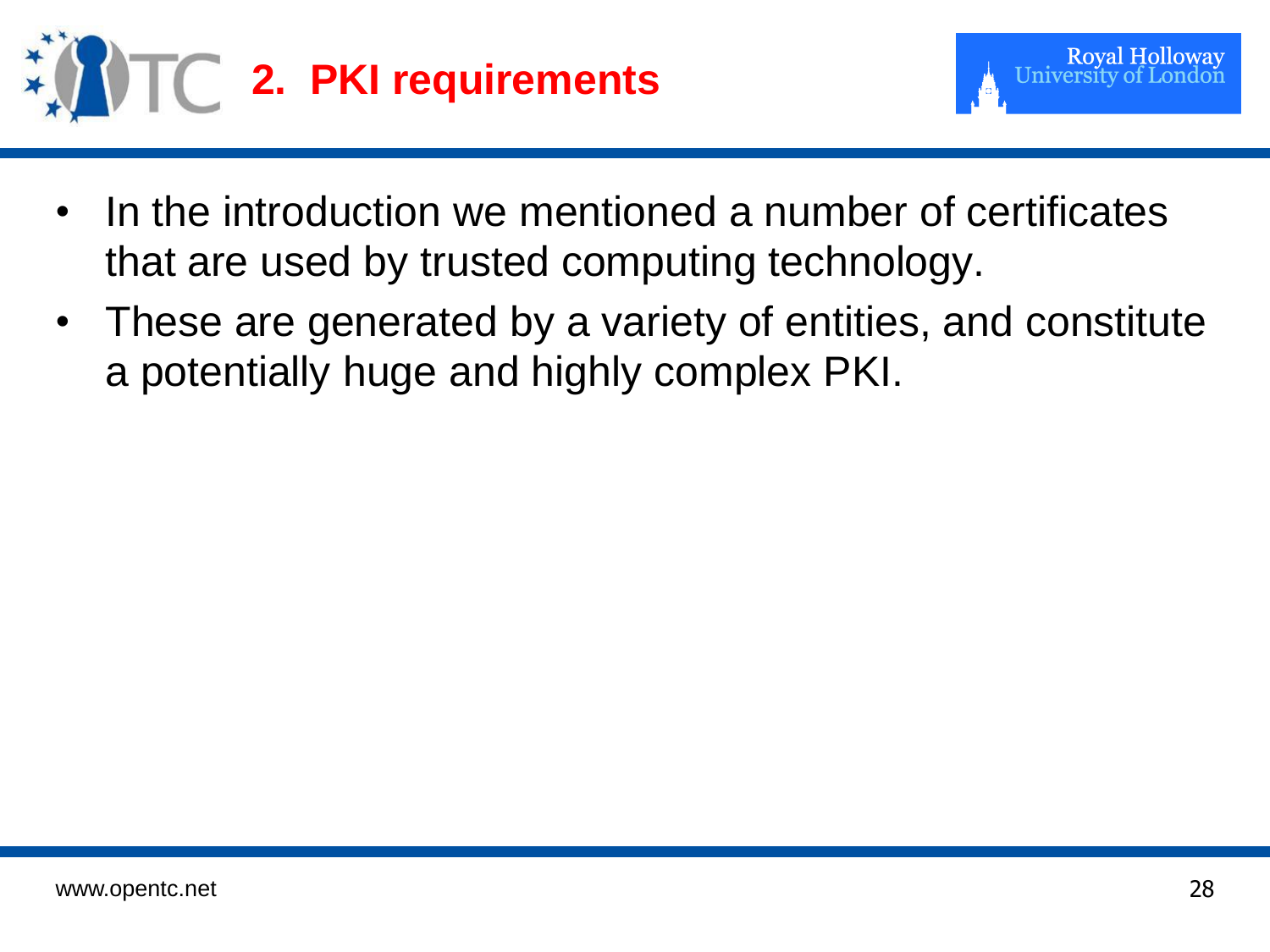## 2. PKI requirements

- In the introduction we mentioned a number of certificates that are used by trusted computing technology.
- These are generated by a variety of entities, and constitute a potentially huge and highly complex PKI.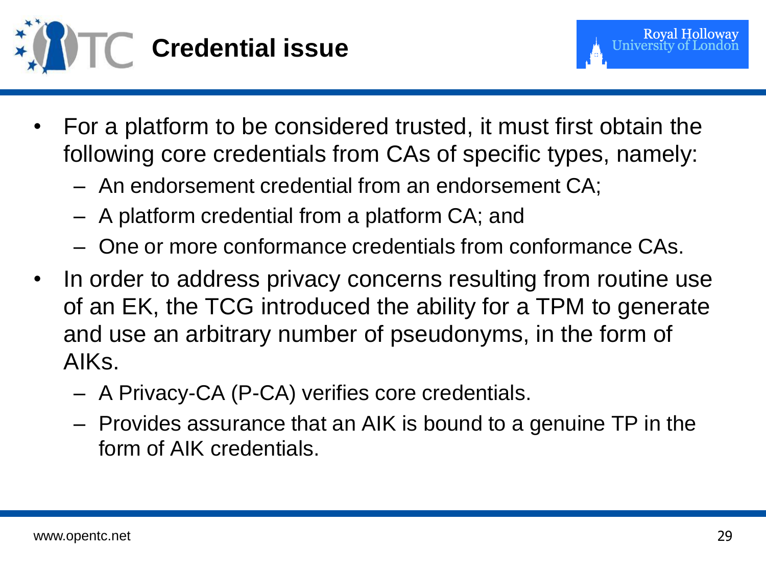# Credential issue

- For a platform to be considered trusted, it must first obtain the following core credentials from CAs of specific types, namely:
  - An endorsement credential from an endorsement CA;
  - A platform credential from a platform CA; and
  - One or more conformance credentials from conformance CAs.
- In order to address privacy concerns resulting from routine use of an EK, the TCG introduced the ability for a TPM to generate and use an arbitrary number of pseudonyms, in the form of AIKs.
  - A Privacy-CA (P-CA) verifies core credentials.
  - Provides assurance that an AIK is bound to a genuine TP in the form of AIK credentials.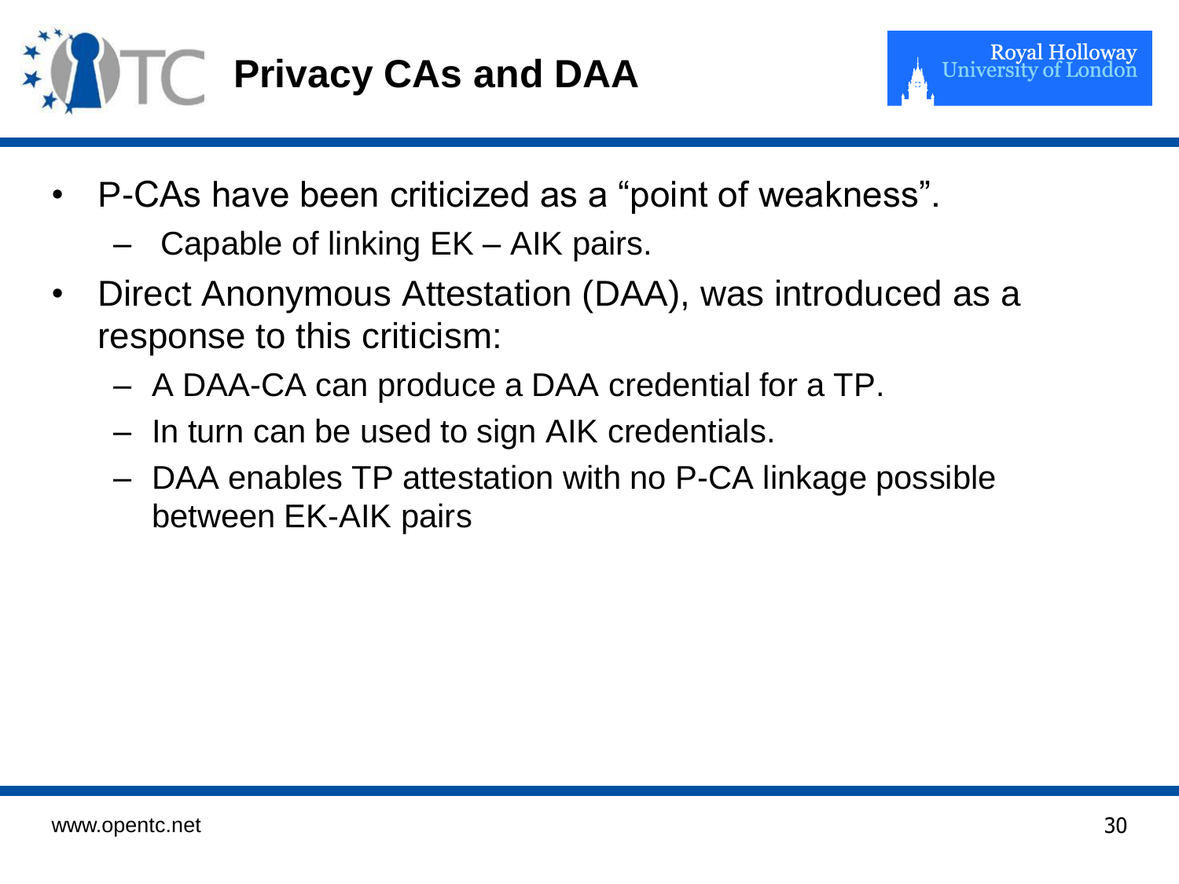# Privacy CAs and DAA

- P-CAs have been criticized as a "point of weakness".
  - Capable of linking EK – AIK pairs.
- Direct Anonymous Attestation (DAA), was introduced as a response to this criticism:
  - A DAA-CA can produce a DAA credential for a TP.
  - In turn can be used to sign AIK credentials.
  - DAA enables TP attestation with no P-CA linkage possible between EK-AIK pairs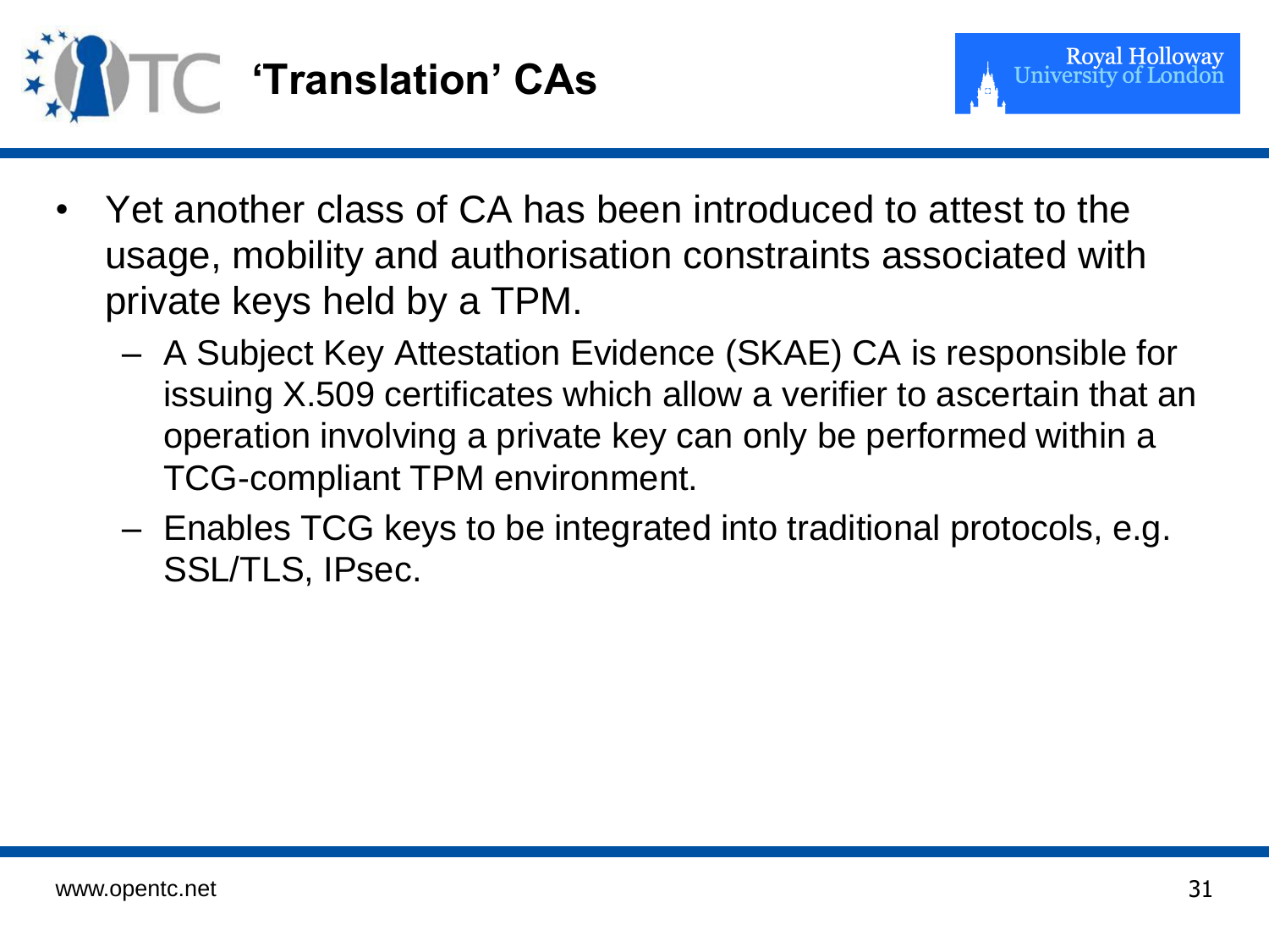# ‘Translation’ CAs

- Yet another class of CA has been introduced to attest to the usage, mobility and authorisation constraints associated with private keys held by a TPM.
  - A Subject Key Attestation Evidence (SKAE) CA is responsible for issuing X.509 certificates which allow a verifier to ascertain that an operation involving a private key can only be performed within a TCG-compliant TPM environment.
  - Enables TCG keys to be integrated into traditional protocols, e.g. SSL/TLS, IPsec.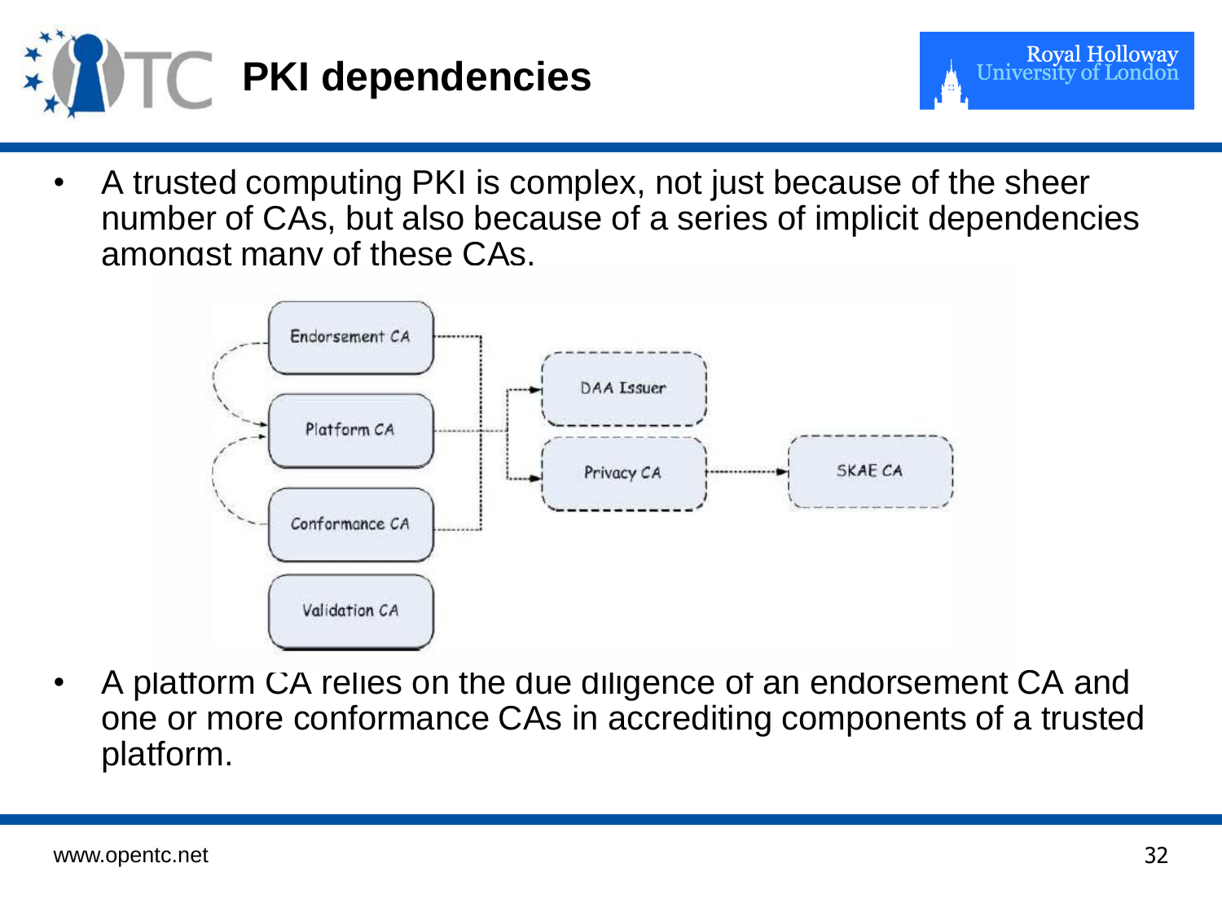# PKI dependencies

- A trusted computing PKI is complex, not just because of the sheer number of CAs, but also because of a series of implicit dependencies amongst many of these CAs.

Endorsement CA
Platform CA
Conformance CA
Validation CA
DAA Issuer
Privacy CA
SKAE CA

- A platform CA relies on the due diligence of an endorsement CA and one or more conformance CAs in accrediting components of a trusted platform.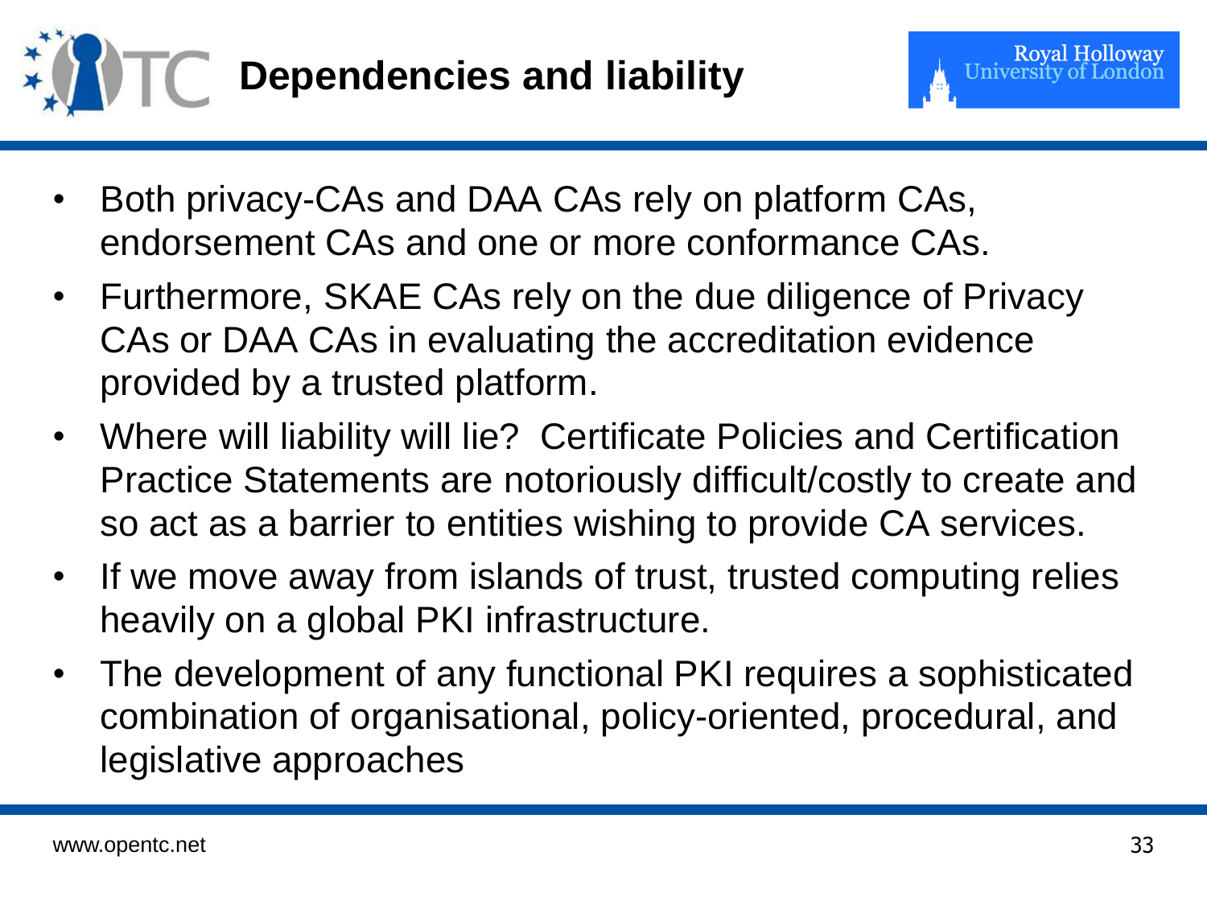# Dependencies and liability

- Both privacy-CAs and DAA CAs rely on platform CAs, endorsement CAs and one or more conformance CAs.
- Furthermore, SKAE CAs rely on the due diligence of Privacy CAs or DAA CAs in evaluating the accreditation evidence provided by a trusted platform.
- Where will liability will lie? Certificate Policies and Certification Practice Statements are notoriously difficult/costly to create and so act as a barrier to entities wishing to provide CA services.
- If we move away from islands of trust, trusted computing relies heavily on a global PKI infrastructure.
- The development of any functional PKI requires a sophisticated combination of organisational, policy-oriented, procedural, and legislative approaches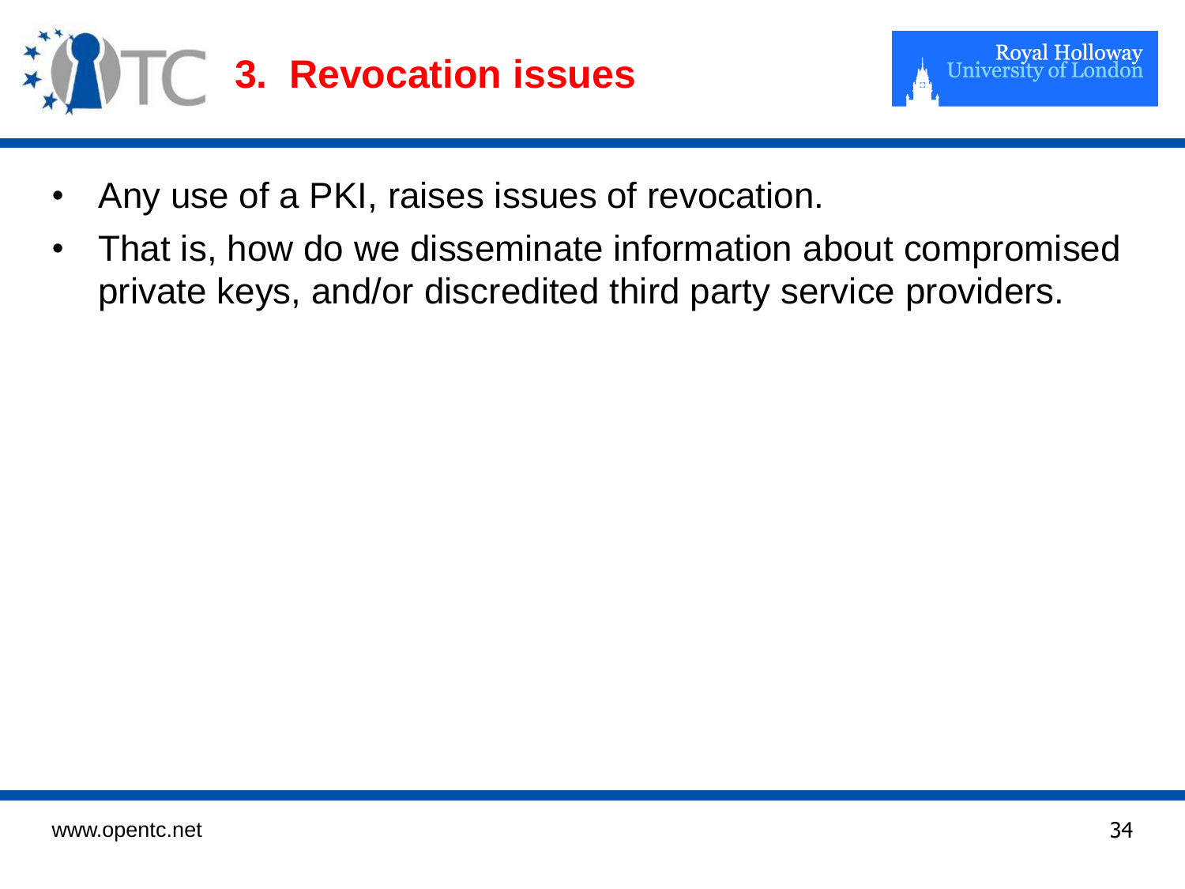# 3. Revocation issues

- Any use of a PKI, raises issues of revocation.
- That is, how do we disseminate information about compromised private keys, and/or discredited third party service providers.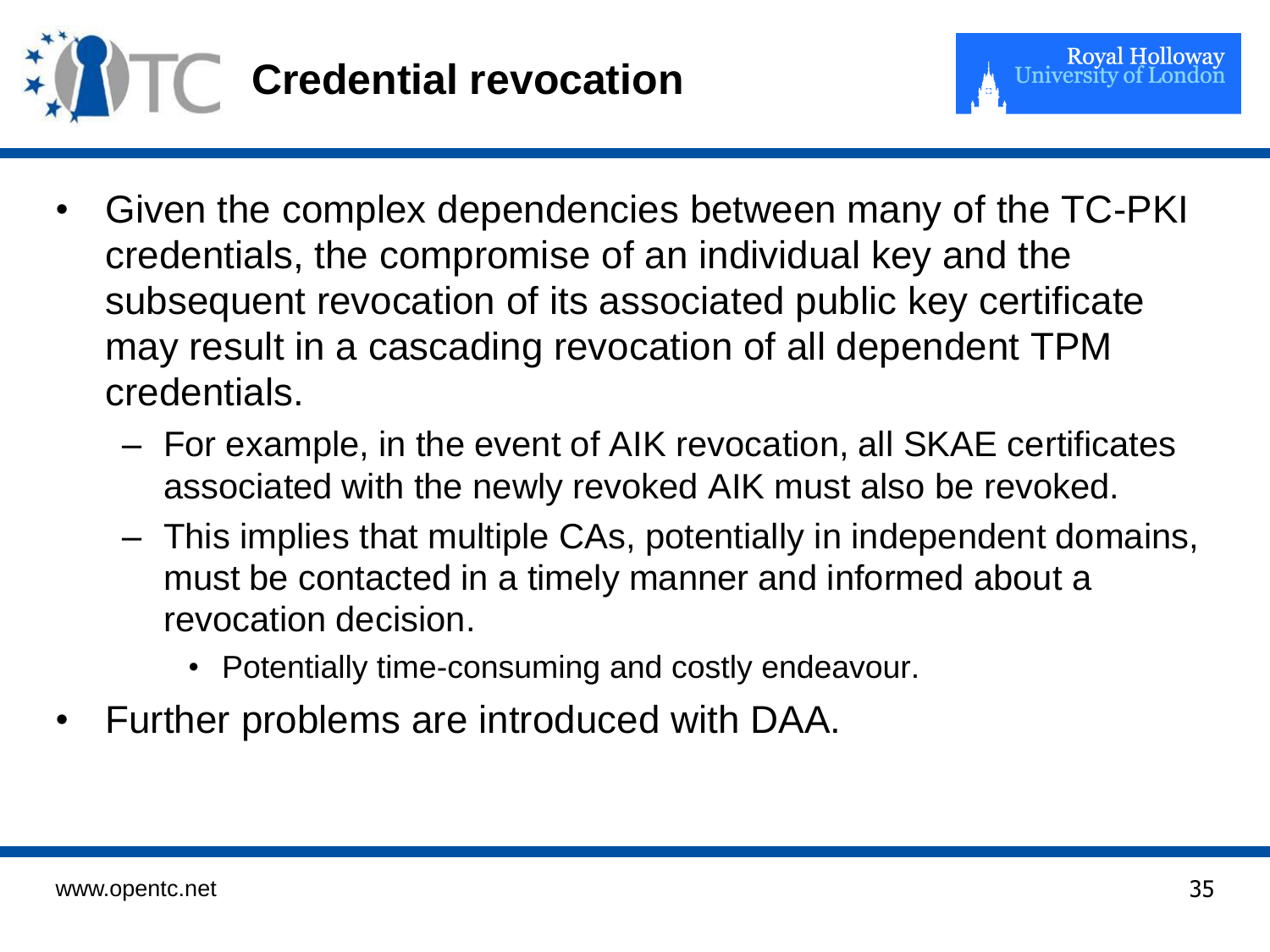# Credential revocation

- Given the complex dependencies between many of the TC-PKI credentials, the compromise of an individual key and the subsequent revocation of its associated public key certificate may result in a cascading revocation of all dependent TPM credentials.
  - For example, in the event of AIK revocation, all SKAE certificates associated with the newly revoked AIK must also be revoked.
  - This implies that multiple CAs, potentially in independent domains, must be contacted in a timely manner and informed about a revocation decision.
    - Potentially time-consuming and costly endeavour.
- Further problems are introduced with DAA.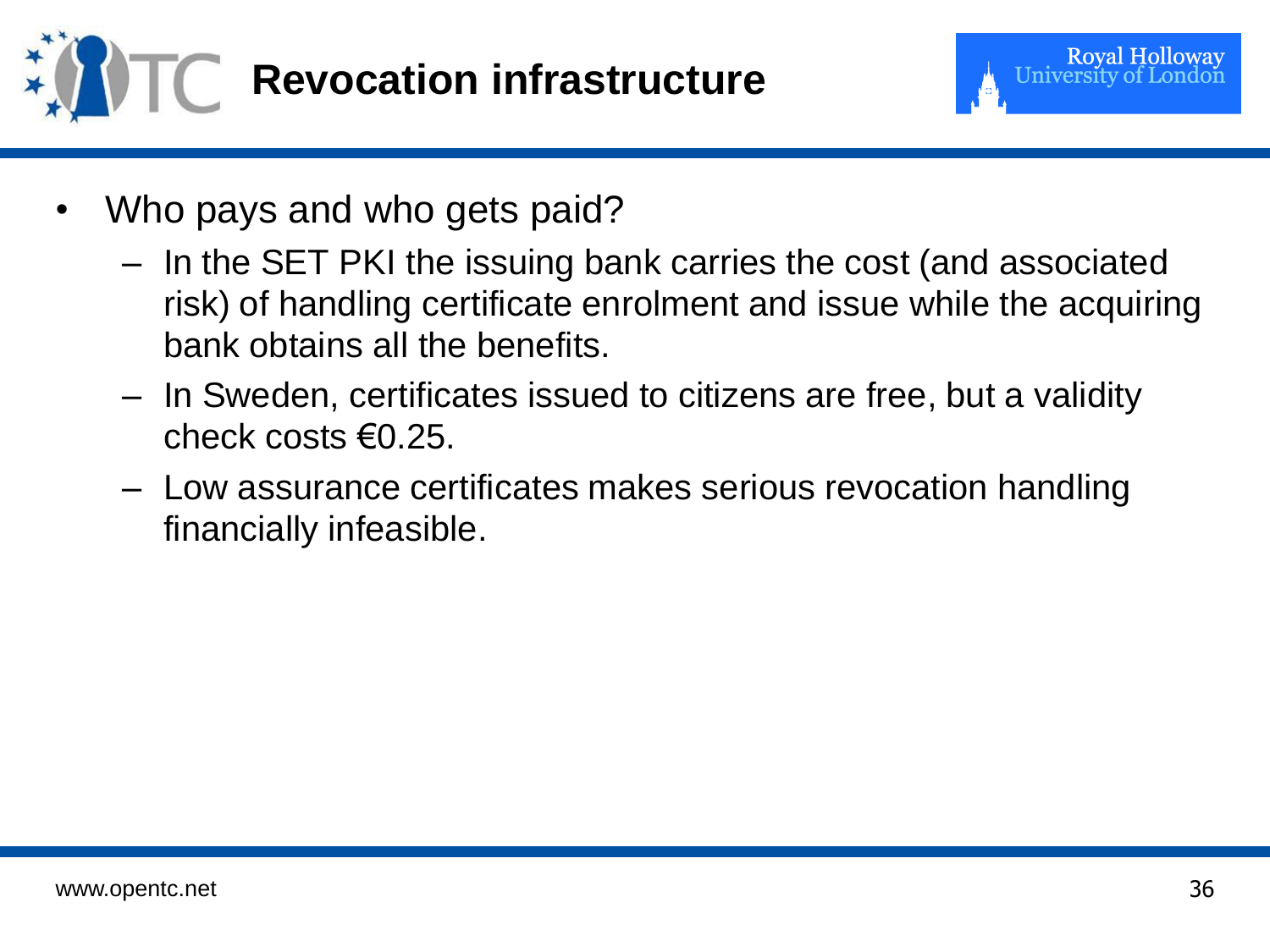# Revocation infrastructure

- Who pays and who gets paid?
  - In the SET PKI the issuing bank carries the cost (and associated risk) of handling certificate enrolment and issue while the acquiring bank obtains all the benefits.
  - In Sweden, certificates issued to citizens are free, but a validity check costs €0.25.
  - Low assurance certificates makes serious revocation handling financially infeasible.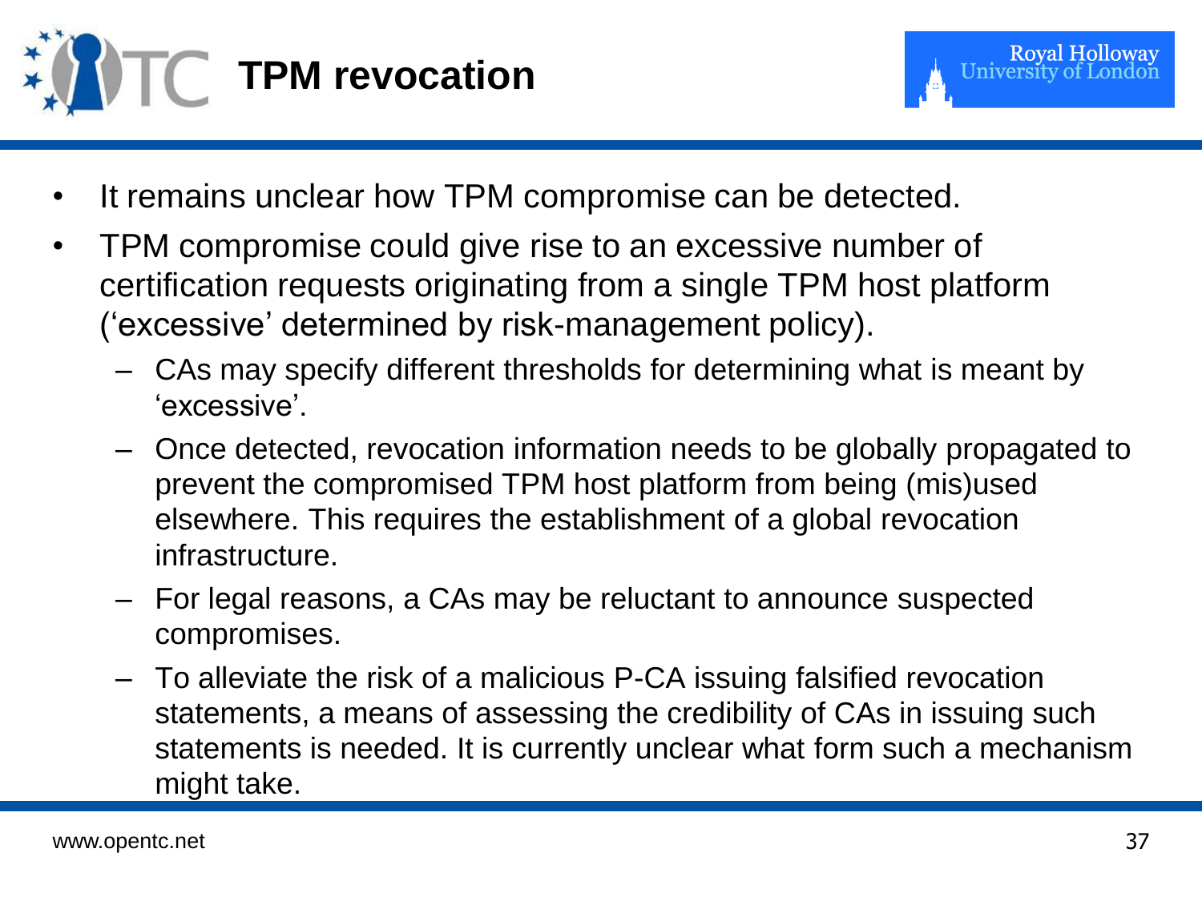# TPM revocation

- It remains unclear how TPM compromise can be detected.
- TPM compromise could give rise to an excessive number of certification requests originating from a single TPM host platform ('excessive' determined by risk-management policy).
  - CAs may specify different thresholds for determining what is meant by 'excessive'.
  - Once detected, revocation information needs to be globally propagated to prevent the compromised TPM host platform from being (mis)used elsewhere. This requires the establishment of a global revocation infrastructure.
  - For legal reasons, a CAs may be reluctant to announce suspected compromises.
  - To alleviate the risk of a malicious P-CA issuing falsified revocation statements, a means of assessing the credibility of CAs in issuing such statements is needed. It is currently unclear what form such a mechanism might take.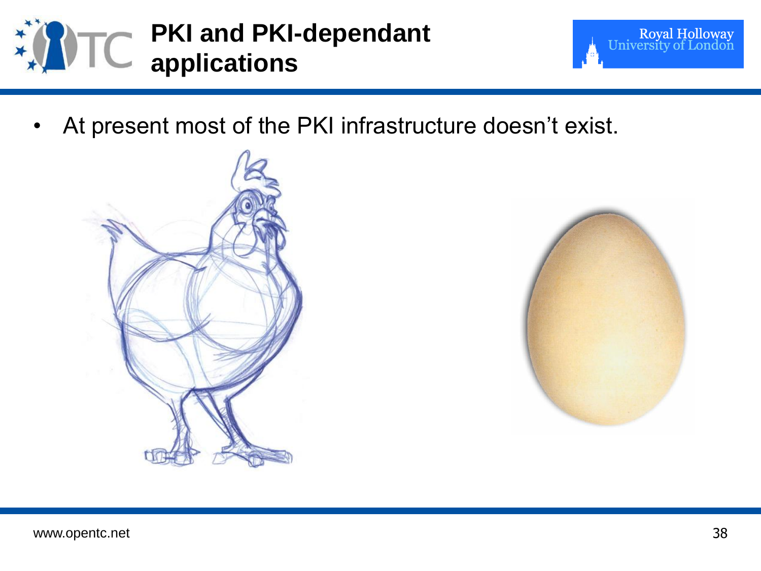# PKI and PKI-dependant applications

- At present most of the PKI infrastructure doesn't exist.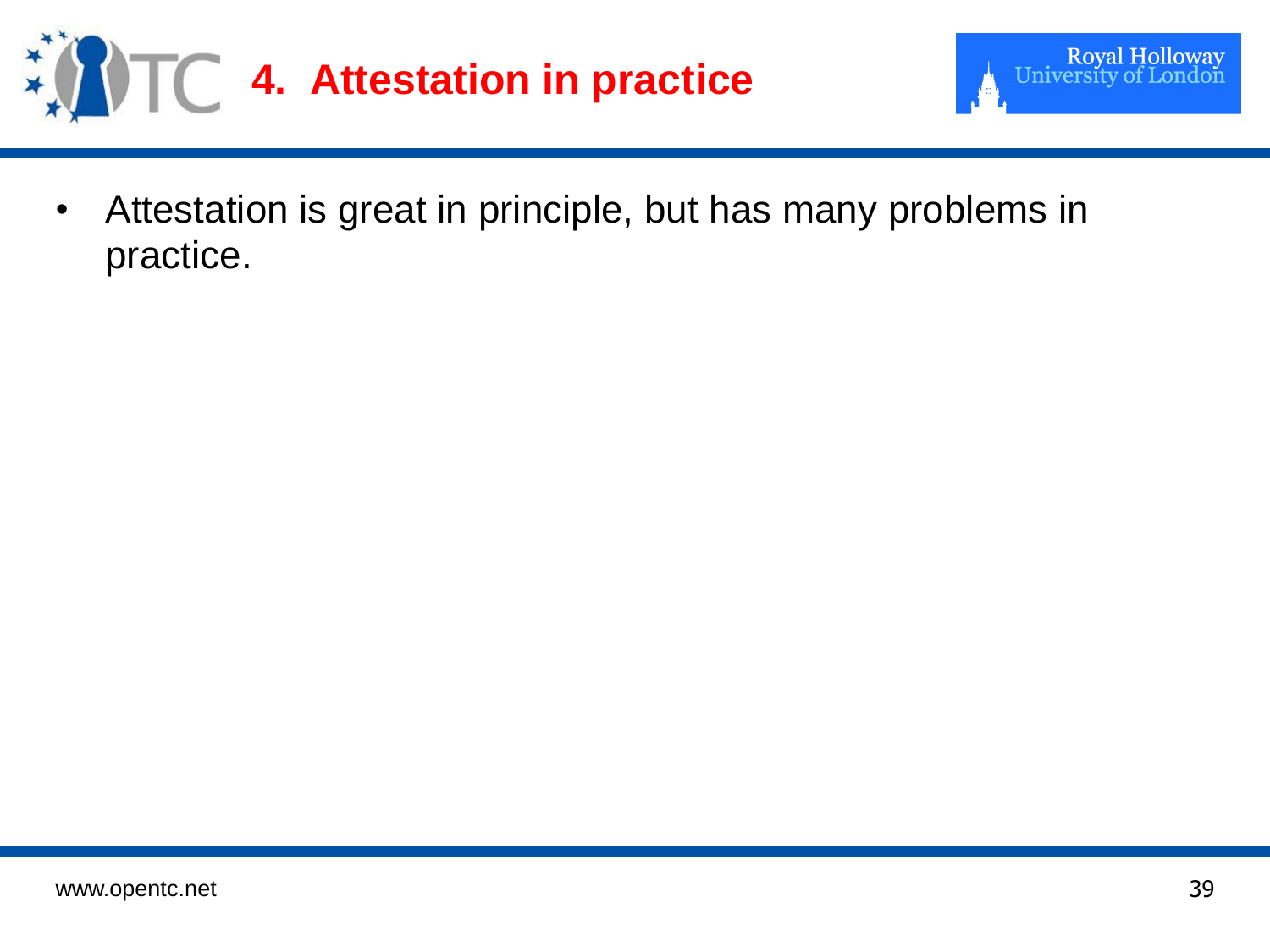# 4. Attestation in practice

- Attestation is great in principle, but has many problems in practice.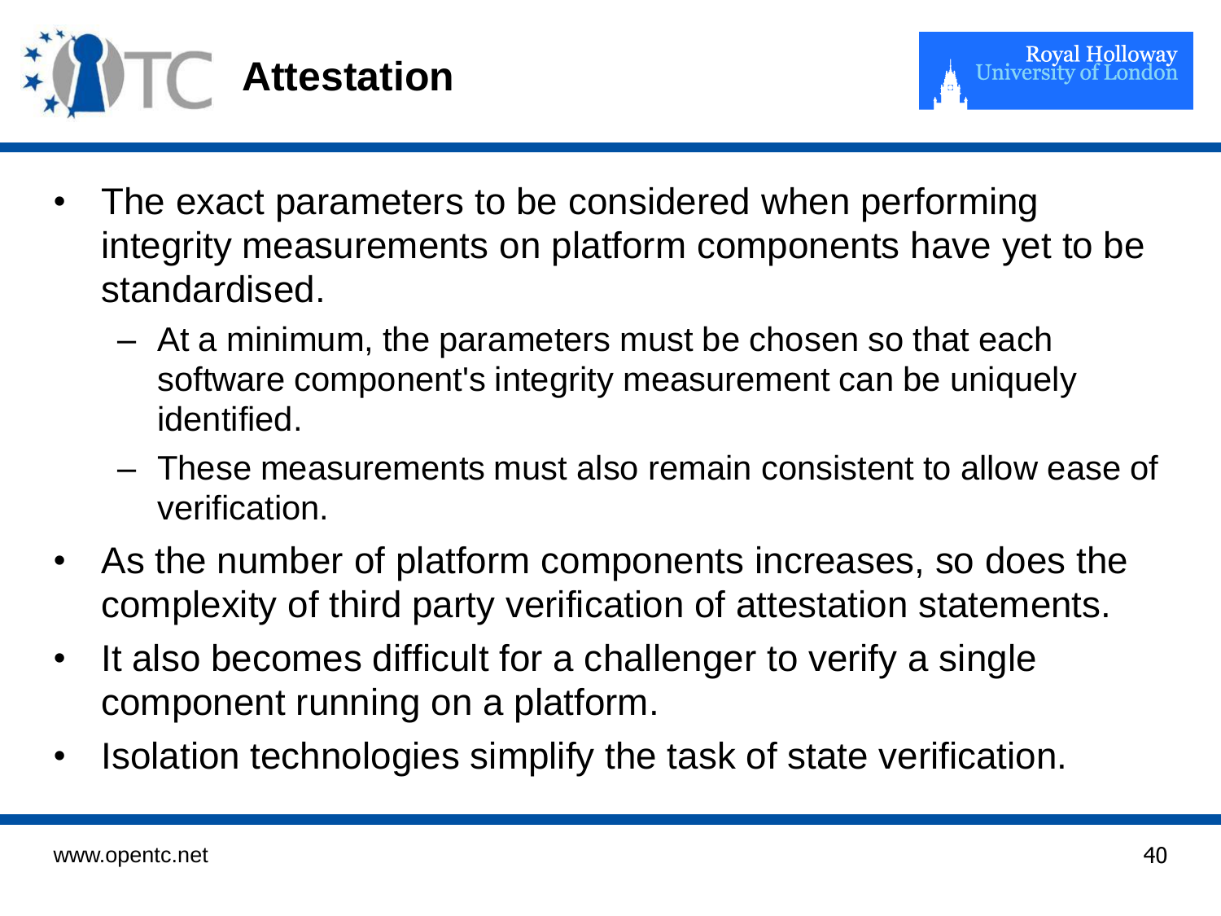# Attestation

- The exact parameters to be considered when performing integrity measurements on platform components have yet to be standardised.
  - At a minimum, the parameters must be chosen so that each software component's integrity measurement can be uniquely identified.
  - These measurements must also remain consistent to allow ease of verification.
- As the number of platform components increases, so does the complexity of third party verification of attestation statements.
- It also becomes difficult for a challenger to verify a single component running on a platform.
- Isolation technologies simplify the task of state verification.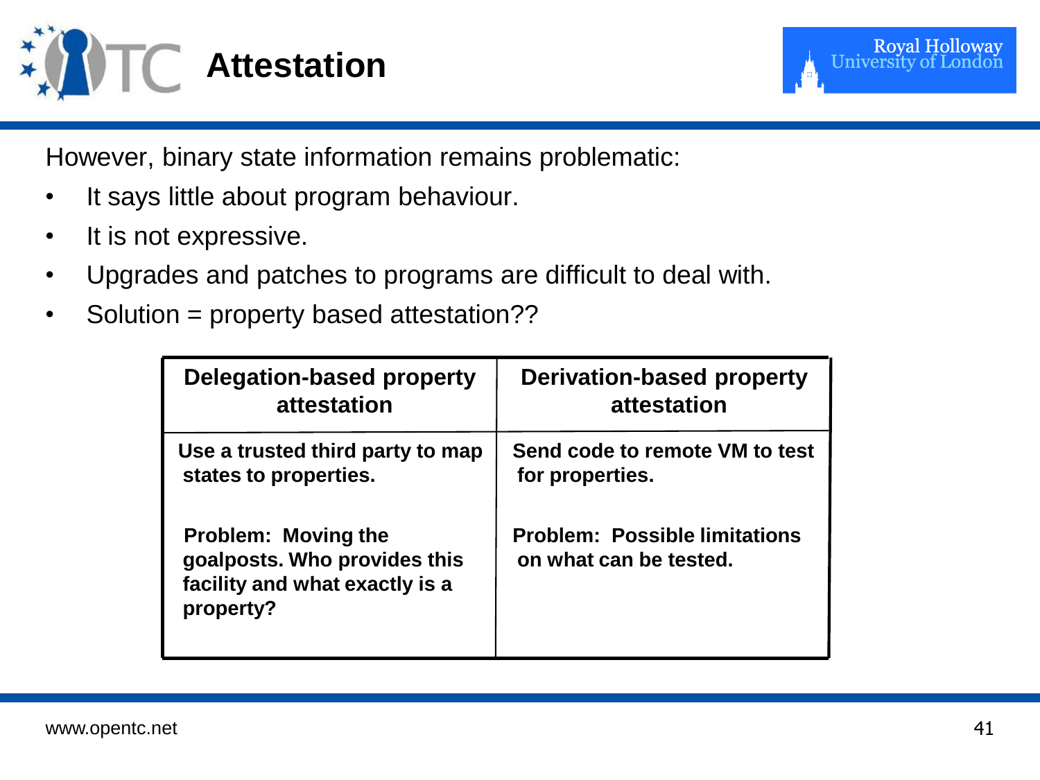# Attestation

However, binary state information remains problematic:

- It says little about program behaviour.
- It is not expressive.
- Upgrades and patches to programs are difficult to deal with.
- Solution = property based attestation??

| Delegation-based property attestation | Derivation-based property attestation |
|---|---|
| Use a trusted third party to map states to properties.<br><br>Problem: Moving the goalposts. Who provides this facility and what exactly is a property? | Send code to remote VM to test for properties.<br><br>Problem: Possible limitations on what can be tested. |

www.opentc.net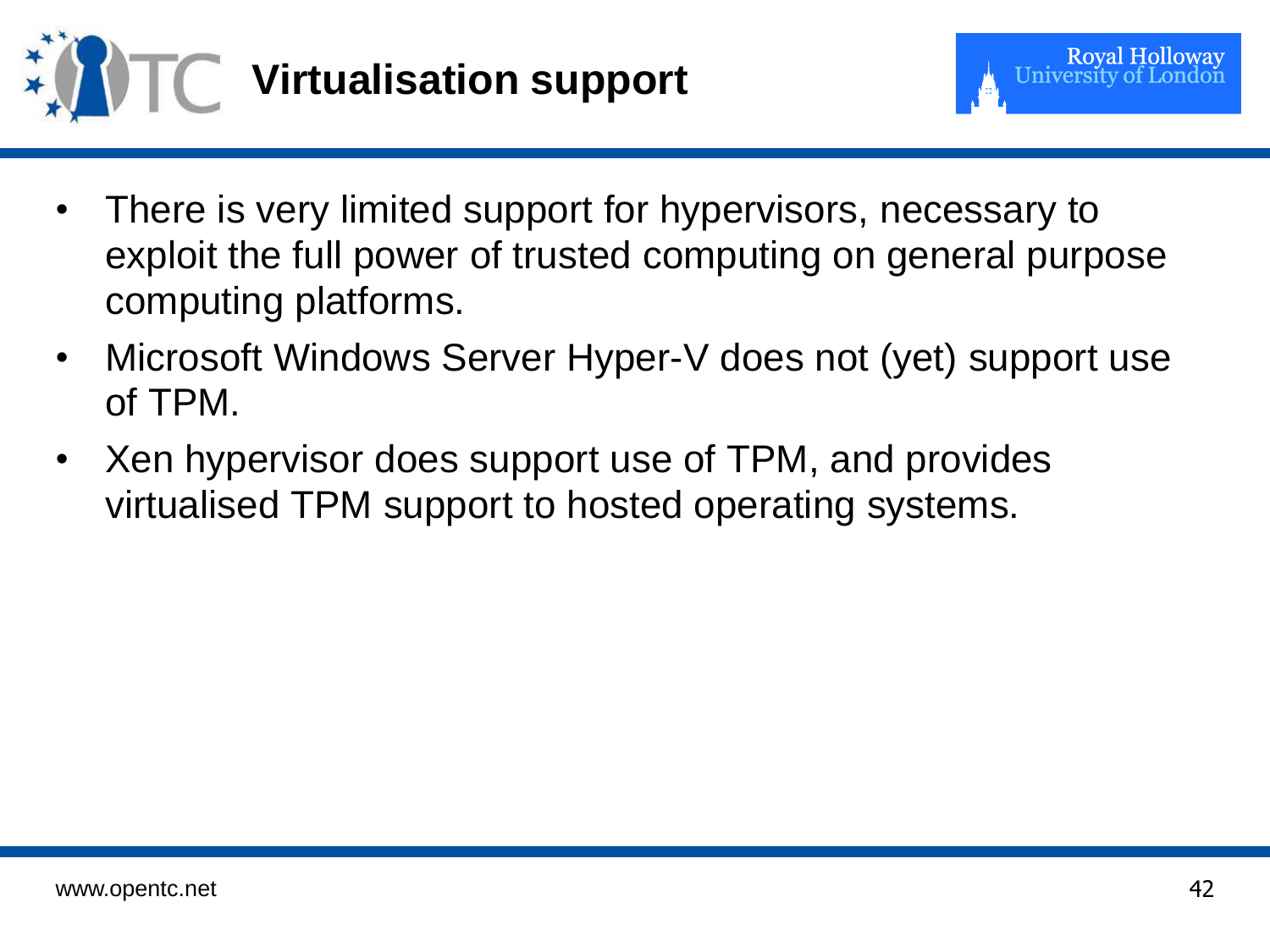# Virtualisation support

- There is very limited support for hypervisors, necessary to exploit the full power of trusted computing on general purpose computing platforms.
- Microsoft Windows Server Hyper-V does not (yet) support use of TPM.
- Xen hypervisor does support use of TPM, and provides virtualised TPM support to hosted operating systems.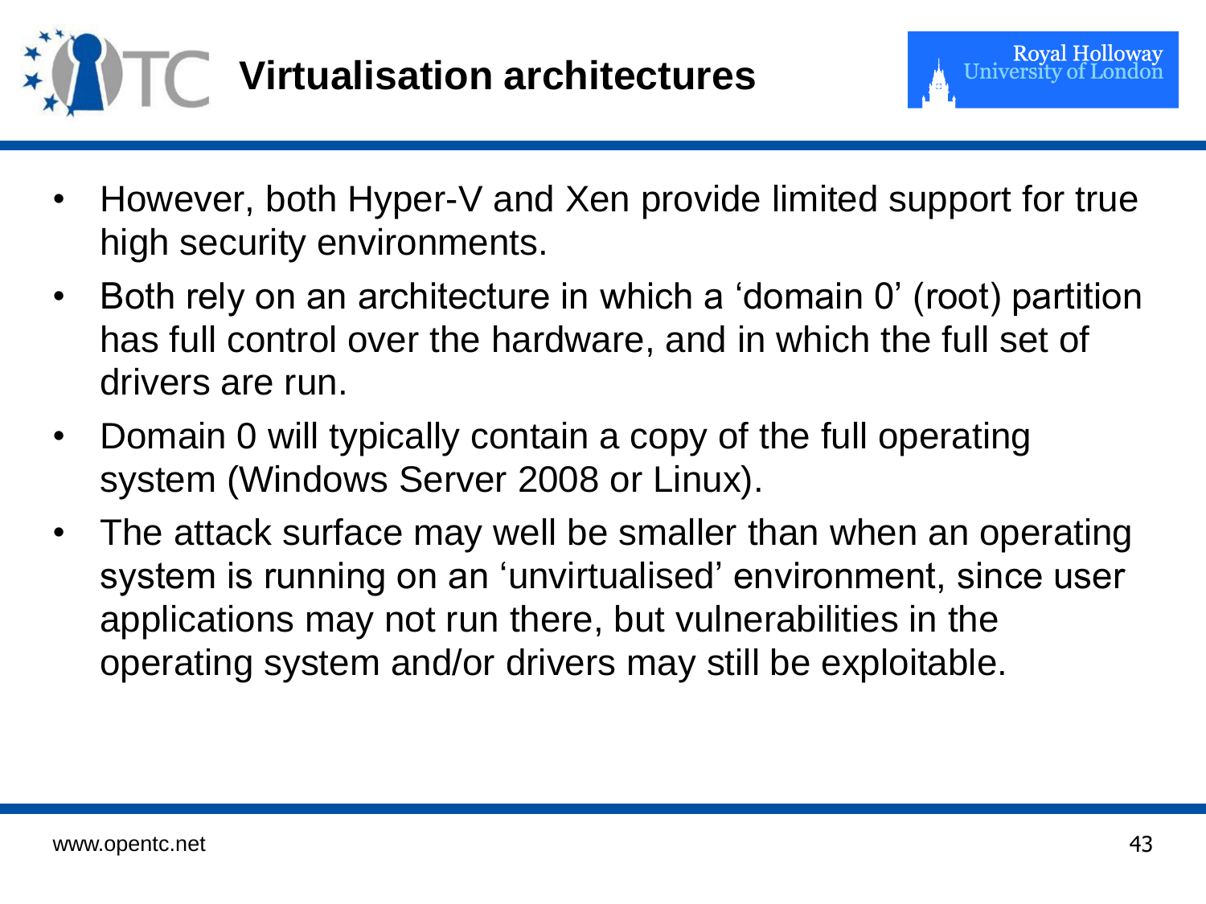# Virtualisation architectures

- However, both Hyper-V and Xen provide limited support for true high security environments.
- Both rely on an architecture in which a 'domain 0' (root) partition has full control over the hardware, and in which the full set of drivers are run.
- Domain 0 will typically contain a copy of the full operating system (Windows Server 2008 or Linux).
- The attack surface may well be smaller than when an operating system is running on an 'unvirtualised' environment, since user applications may not run there, but vulnerabilities in the operating system and/or drivers may still be exploitable.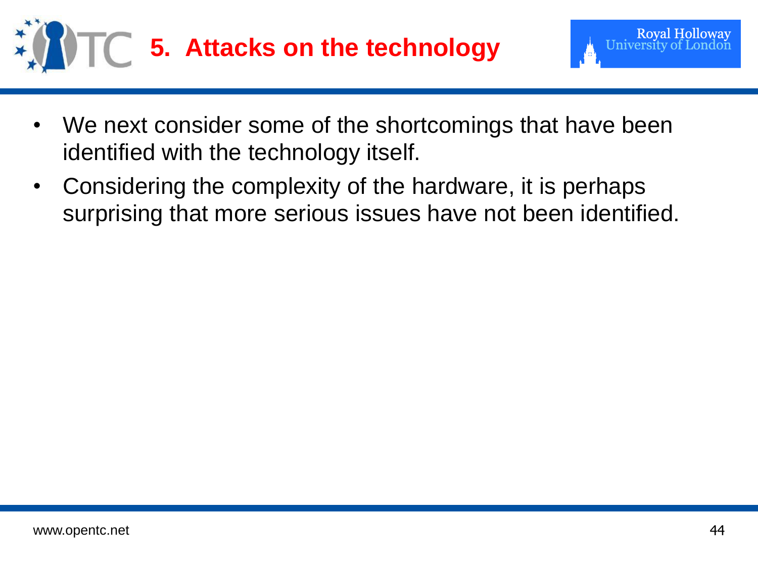# 5. Attacks on the technology

- We next consider some of the shortcomings that have been identified with the technology itself.
- Considering the complexity of the hardware, it is perhaps surprising that more serious issues have not been identified.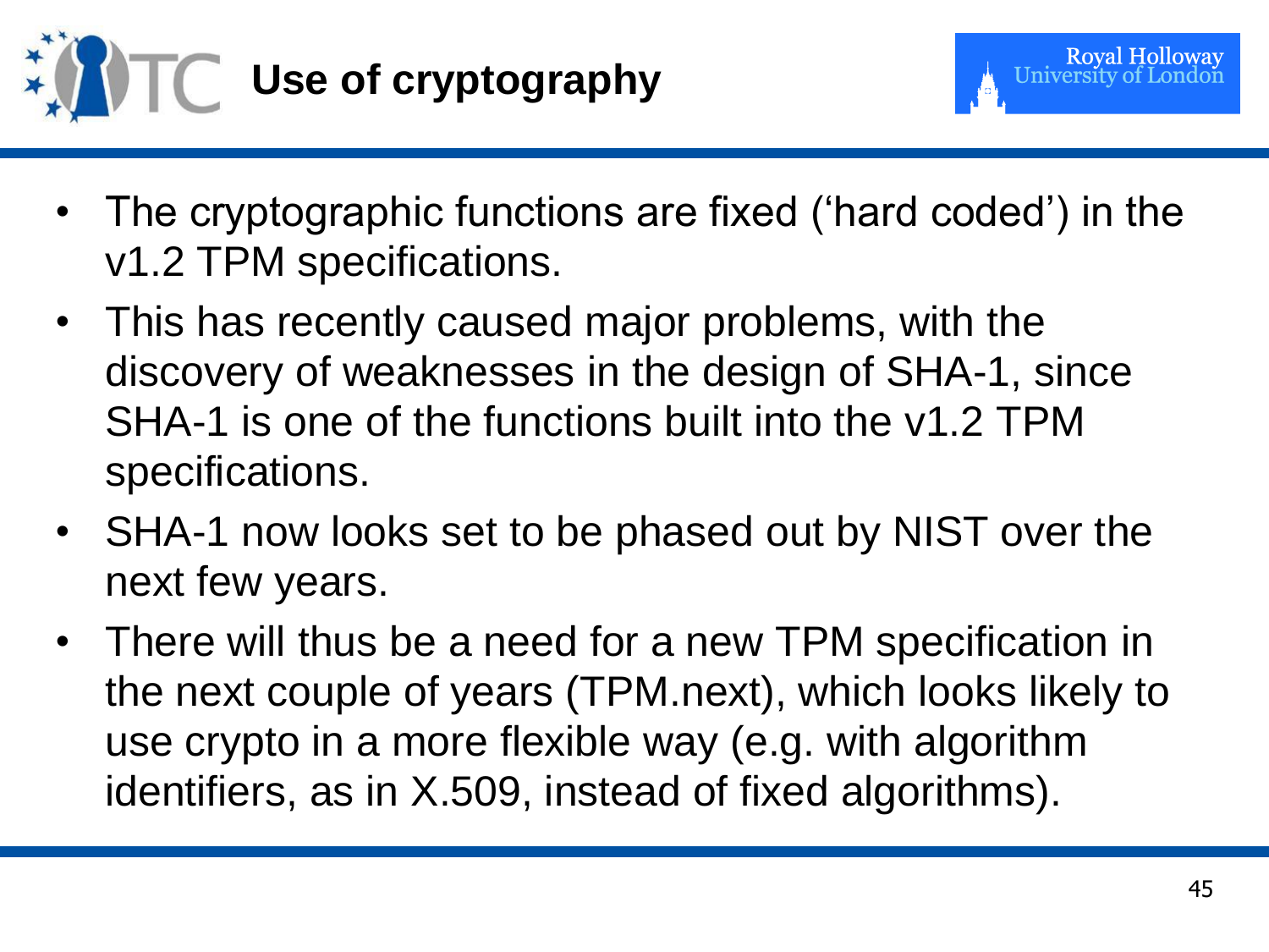# Use of cryptography

- The cryptographic functions are fixed ('hard coded') in the v1.2 TPM specifications.
- This has recently caused major problems, with the discovery of weaknesses in the design of SHA-1, since SHA-1 is one of the functions built into the v1.2 TPM specifications.
- SHA-1 now looks set to be phased out by NIST over the next few years.
- There will thus be a need for a new TPM specification in the next couple of years (TPM.next), which looks likely to use crypto in a more flexible way (e.g. with algorithm identifiers, as in X.509, instead of fixed algorithms).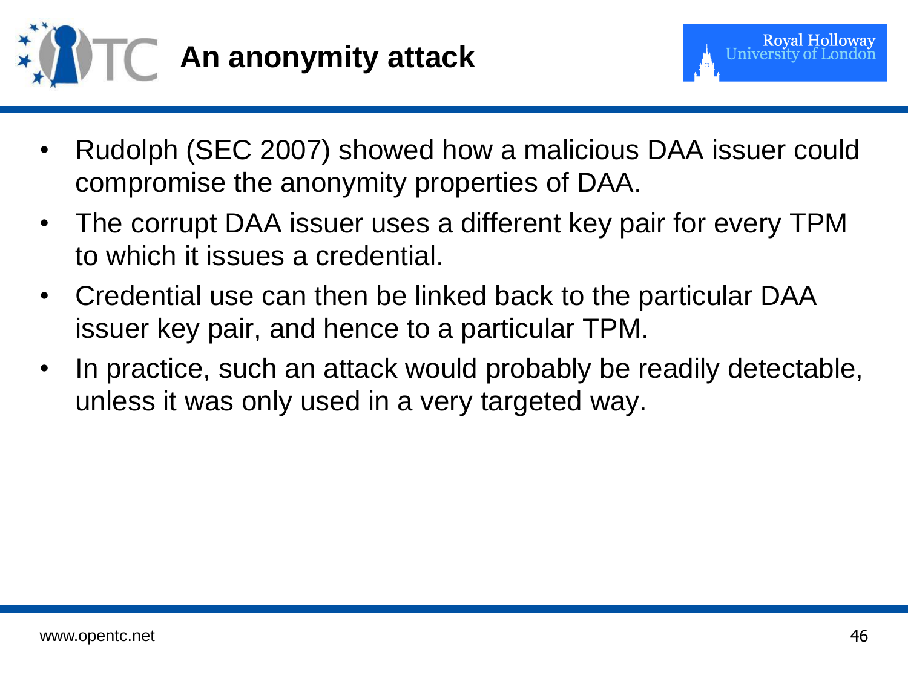# An anonymity attack

- Rudolph (SEC 2007) showed how a malicious DAA issuer could compromise the anonymity properties of DAA.
- The corrupt DAA issuer uses a different key pair for every TPM to which it issues a credential.
- Credential use can then be linked back to the particular DAA issuer key pair, and hence to a particular TPM.
- In practice, such an attack would probably be readily detectable, unless it was only used in a very targeted way.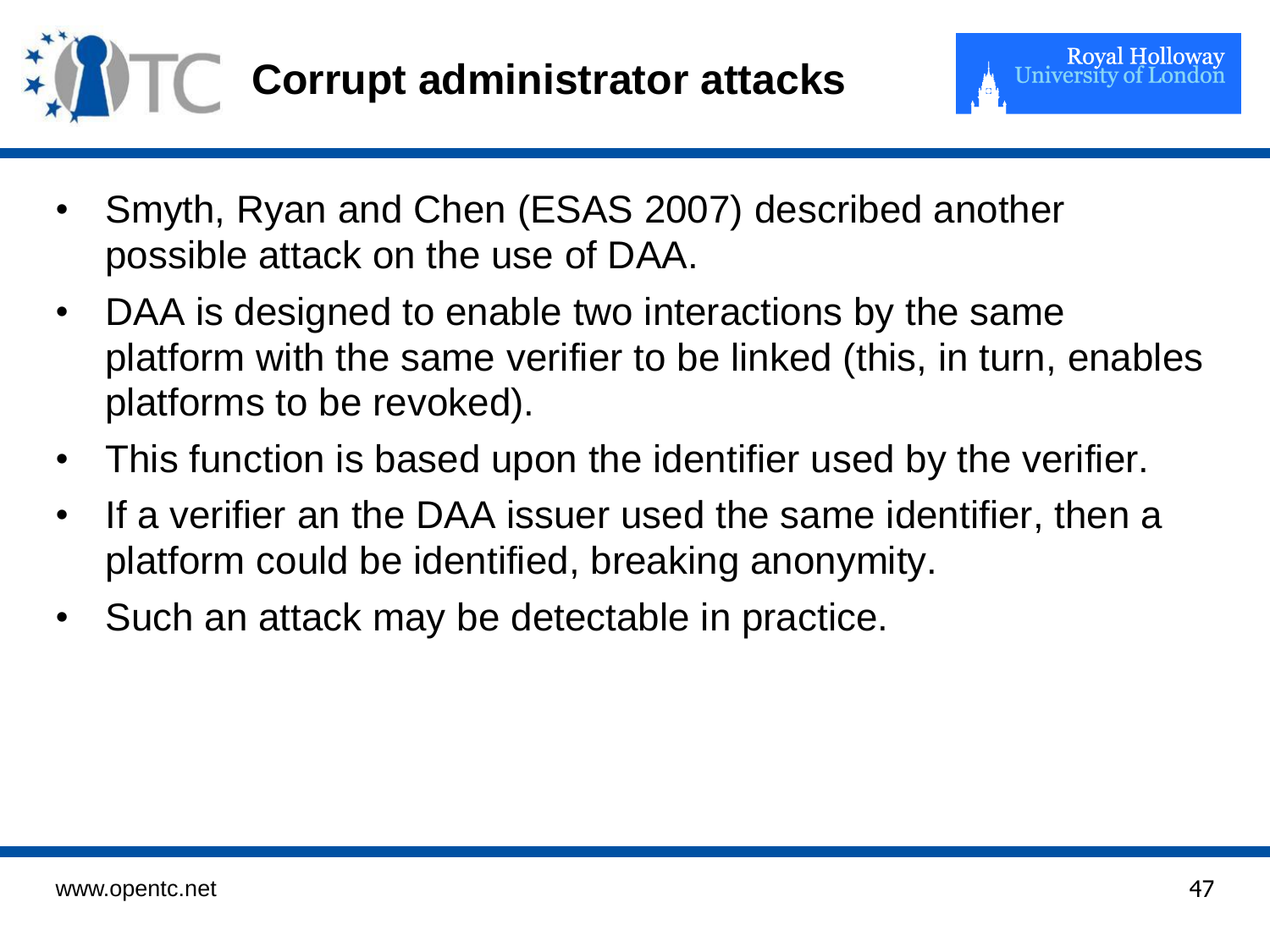# Corrupt administrator attacks

- Smyth, Ryan and Chen (ESAS 2007) described another possible attack on the use of DAA.
- DAA is designed to enable two interactions by the same platform with the same verifier to be linked (this, in turn, enables platforms to be revoked).
- This function is based upon the identifier used by the verifier.
- If a verifier an the DAA issuer used the same identifier, then a platform could be identified, breaking anonymity.
- Such an attack may be detectable in practice.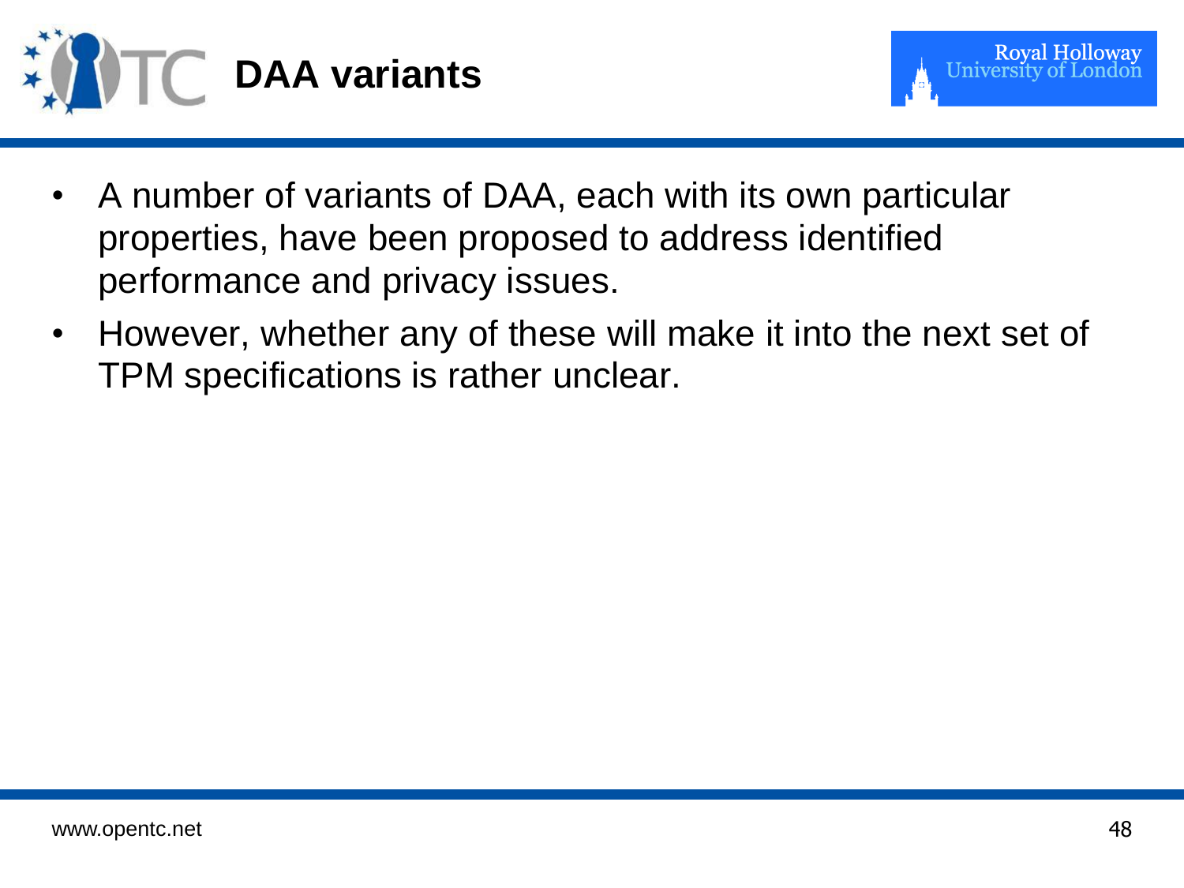# DAA variants

- A number of variants of DAA, each with its own particular properties, have been proposed to address identified performance and privacy issues.
- However, whether any of these will make it into the next set of TPM specifications is rather unclear.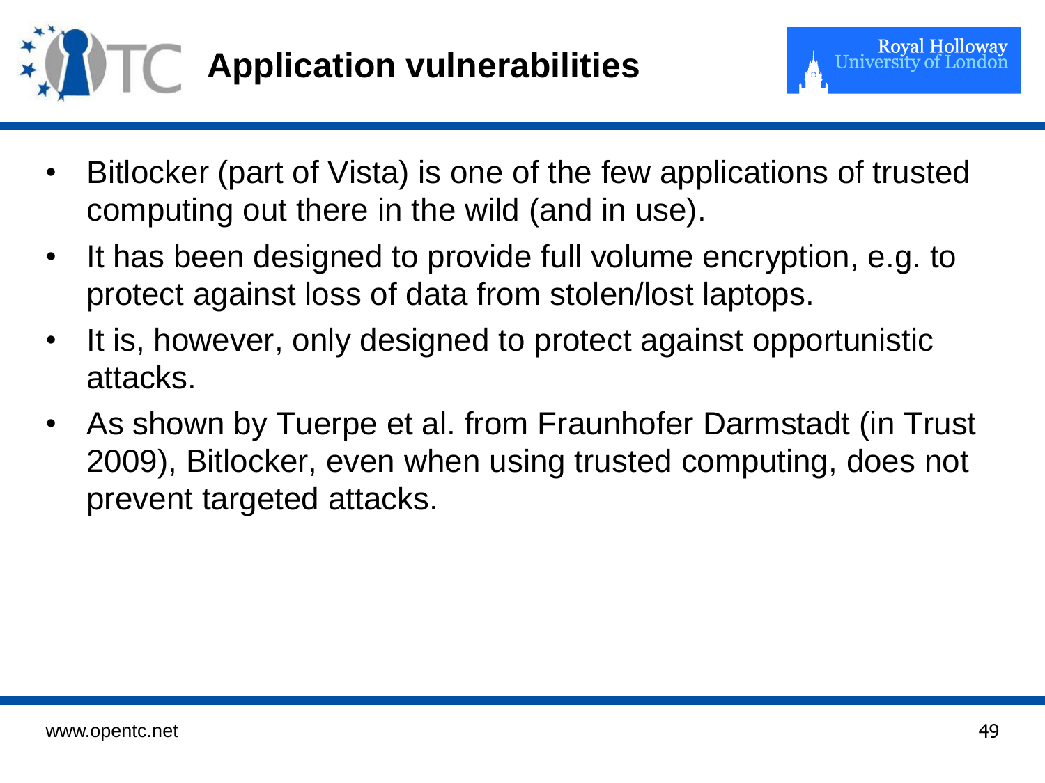# Application vulnerabilities

- Bitlocker (part of Vista) is one of the few applications of trusted computing out there in the wild (and in use).
- It has been designed to provide full volume encryption, e.g. to protect against loss of data from stolen/lost laptops.
- It is, however, only designed to protect against opportunistic attacks.
- As shown by Tuerpe et al. from Fraunhofer Darmstadt (in Trust 2009), Bitlocker, even when using trusted computing, does not prevent targeted attacks.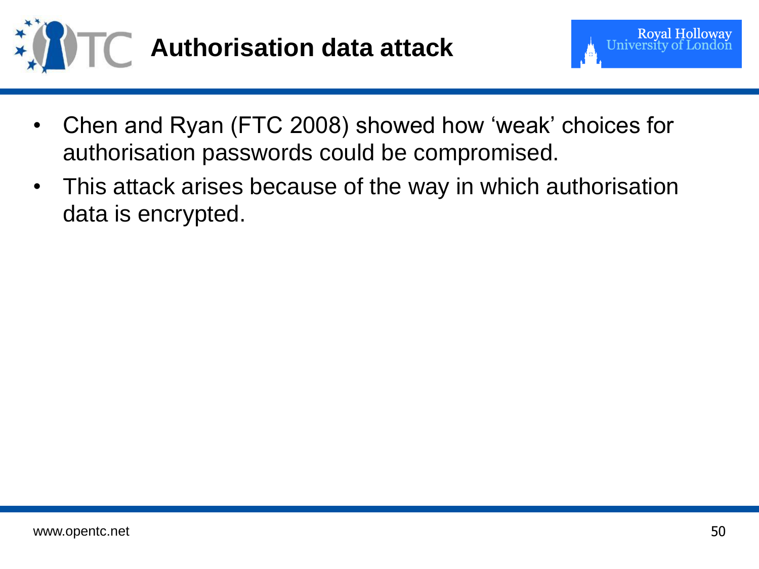# Authorisation data attack

- Chen and Ryan (FTC 2008) showed how ‘weak’ choices for authorisation passwords could be compromised.
- This attack arises because of the way in which authorisation data is encrypted.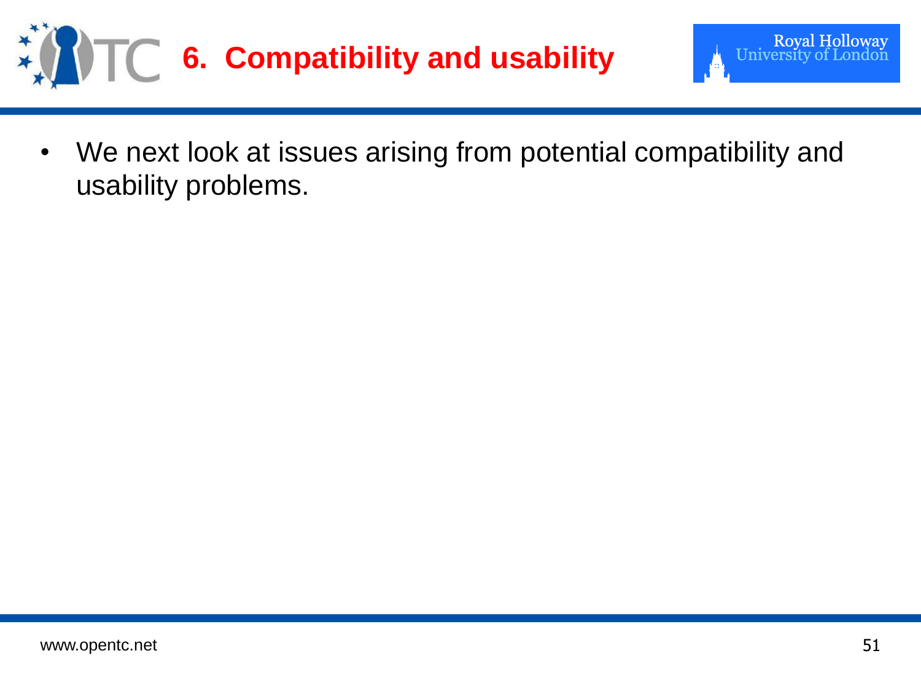# 6. Compatibility and usability

- We next look at issues arising from potential compatibility and usability problems.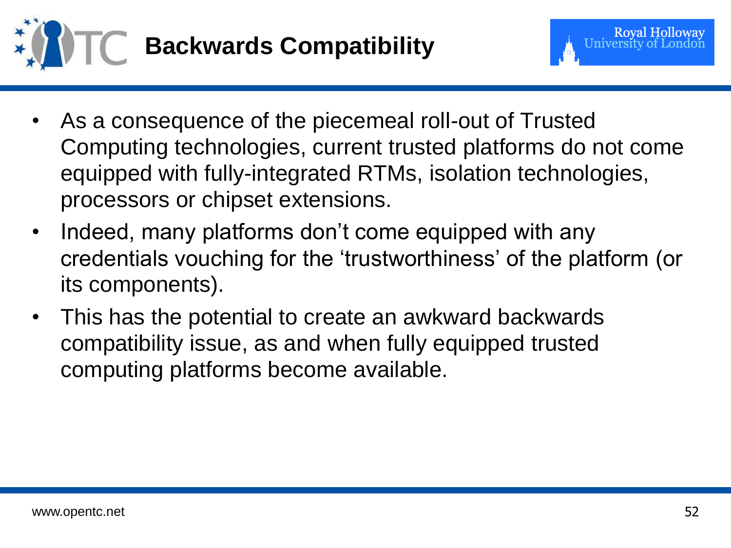# Backwards Compatibility

- As a consequence of the piecemeal roll-out of Trusted Computing technologies, current trusted platforms do not come equipped with fully-integrated RTMs, isolation technologies, processors or chipset extensions.
- Indeed, many platforms don't come equipped with any credentials vouching for the 'trustworthiness' of the platform (or its components).
- This has the potential to create an awkward backwards compatibility issue, as and when fully equipped trusted computing platforms become available.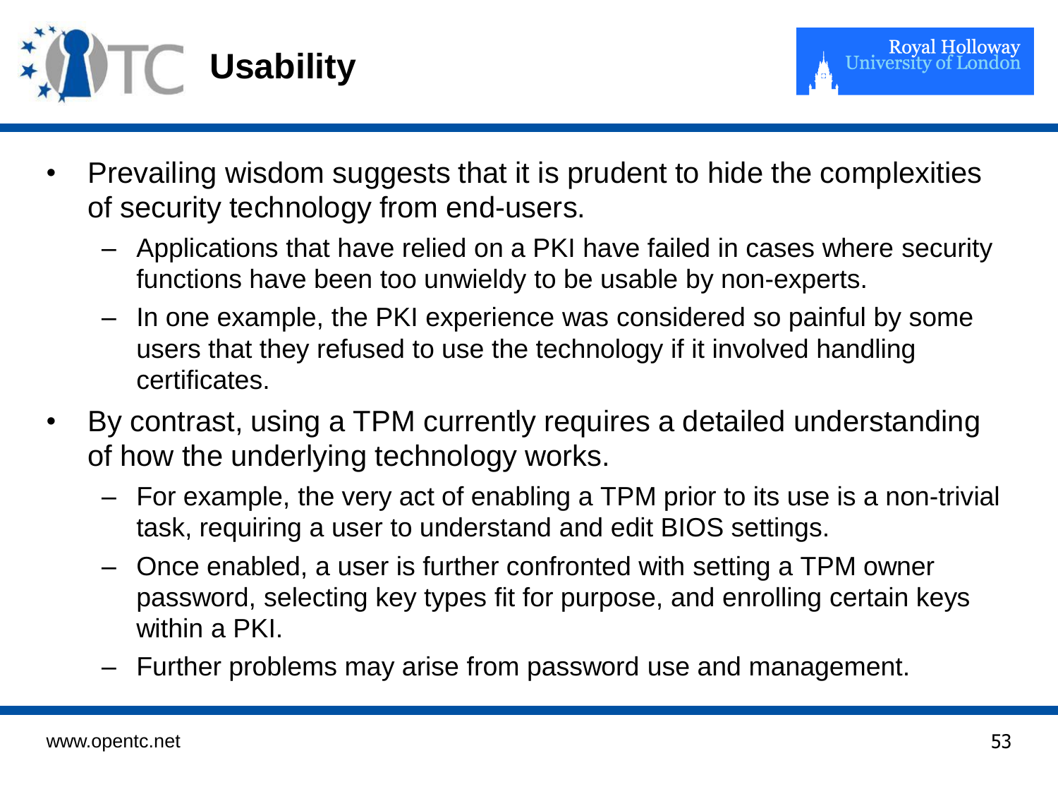# Usability

- Prevailing wisdom suggests that it is prudent to hide the complexities of security technology from end-users.
  - Applications that have relied on a PKI have failed in cases where security functions have been too unwieldy to be usable by non-experts.
  - In one example, the PKI experience was considered so painful by some users that they refused to use the technology if it involved handling certificates.
- By contrast, using a TPM currently requires a detailed understanding of how the underlying technology works.
  - For example, the very act of enabling a TPM prior to its use is a non-trivial task, requiring a user to understand and edit BIOS settings.
  - Once enabled, a user is further confronted with setting a TPM owner password, selecting key types fit for purpose, and enrolling certain keys within a PKI.
  - Further problems may arise from password use and management.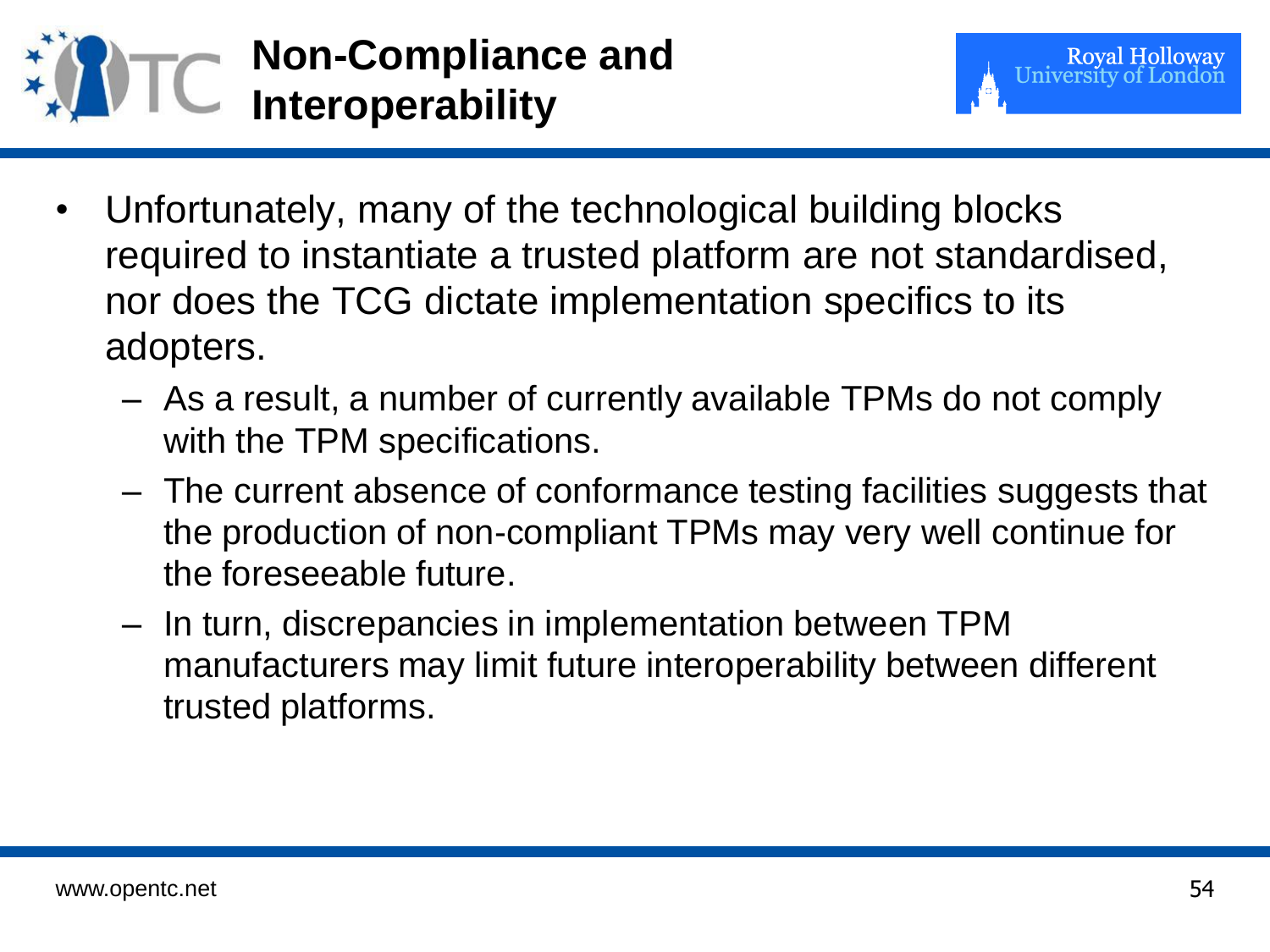# Non-Compliance and Interoperability

- Unfortunately, many of the technological building blocks required to instantiate a trusted platform are not standardised, nor does the TCG dictate implementation specifics to its adopters.
  - As a result, a number of currently available TPMs do not comply with the TPM specifications.
  - The current absence of conformance testing facilities suggests that the production of non-compliant TPMs may very well continue for the foreseeable future.
  - In turn, discrepancies in implementation between TPM manufacturers may limit future interoperability between different trusted platforms.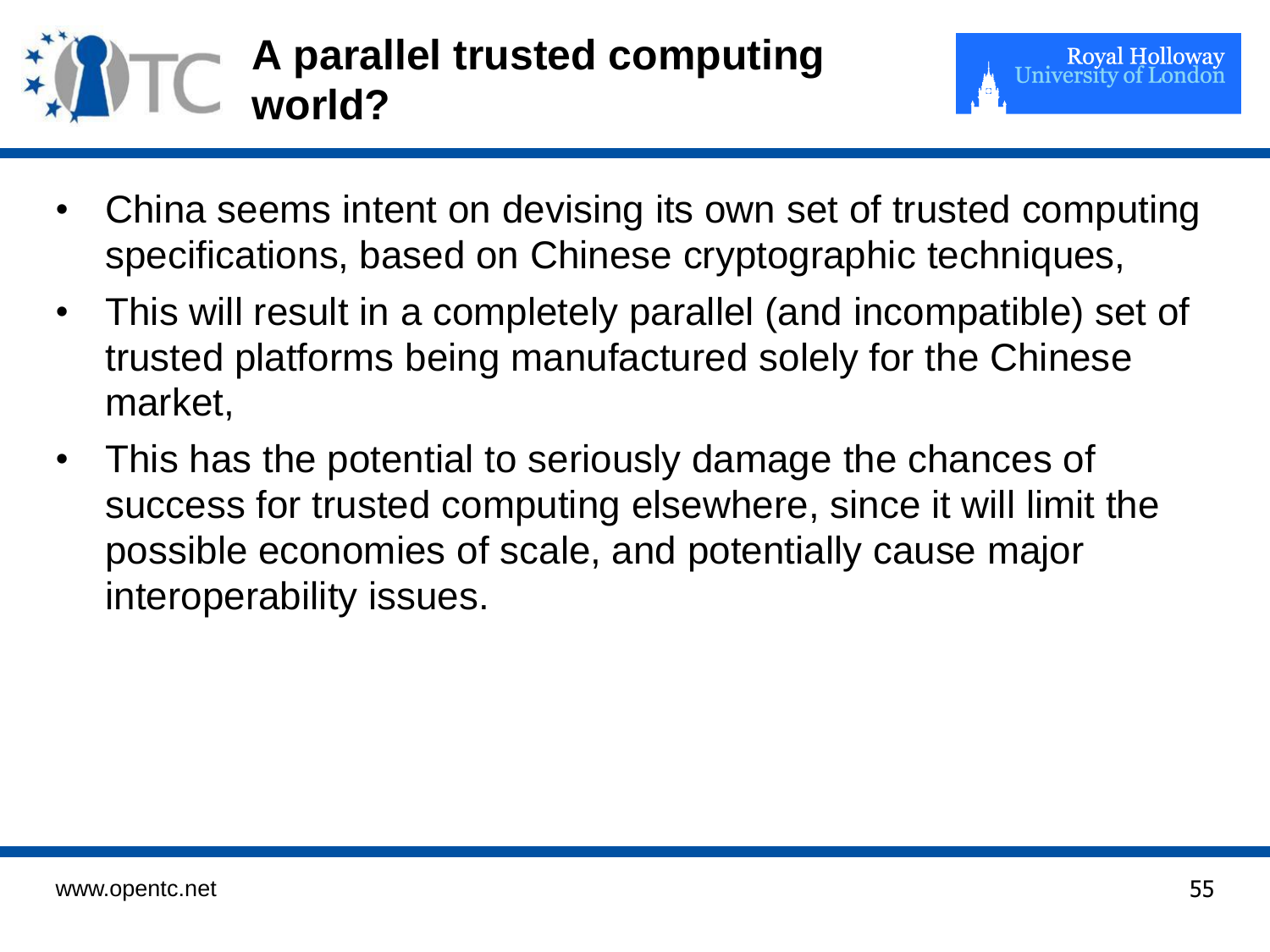# A parallel trusted computing world?

- China seems intent on devising its own set of trusted computing specifications, based on Chinese cryptographic techniques,
- This will result in a completely parallel (and incompatible) set of trusted platforms being manufactured solely for the Chinese market,
- This has the potential to seriously damage the chances of success for trusted computing elsewhere, since it will limit the possible economies of scale, and potentially cause major interoperability issues.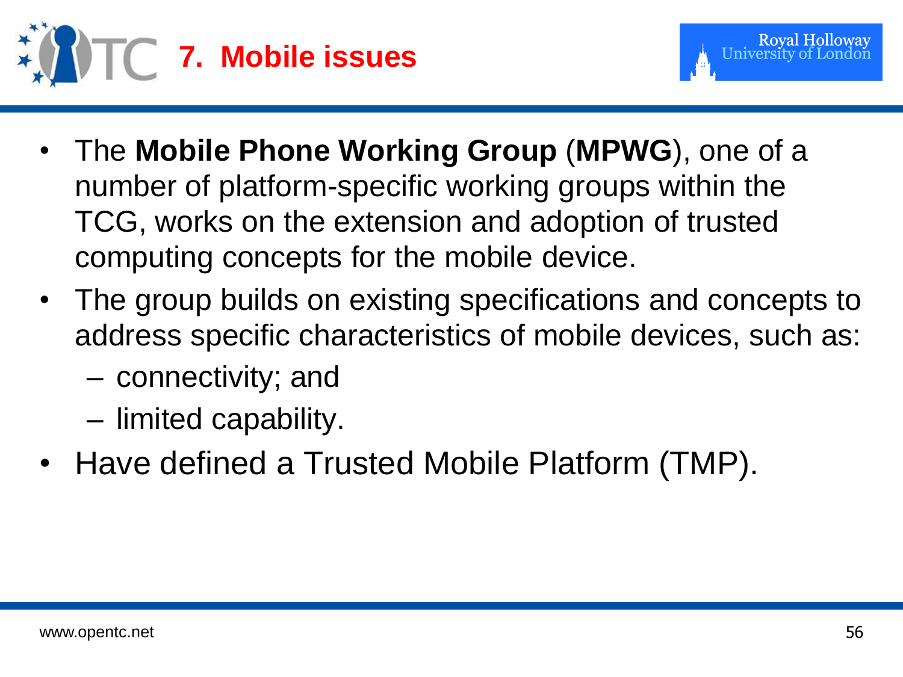# 7. Mobile issues

- The **Mobile Phone Working Group** (**MPWG**), one of a number of platform-specific working groups within the TCG, works on the extension and adoption of trusted computing concepts for the mobile device.
- The group builds on existing specifications and concepts to address specific characteristics of mobile devices, such as:
  - connectivity; and
  - limited capability.
- Have defined a Trusted Mobile Platform (TMP).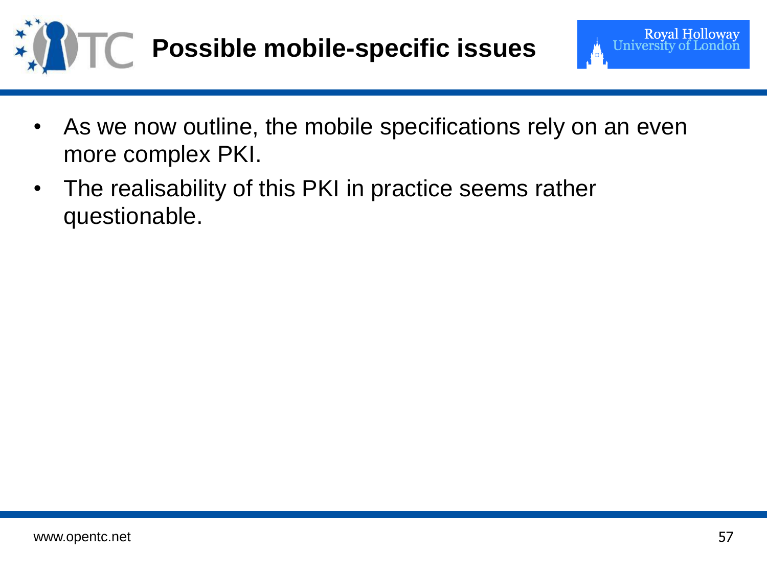# Possible mobile-specific issues

- As we now outline, the mobile specifications rely on an even more complex PKI.
- The realisability of this PKI in practice seems rather questionable.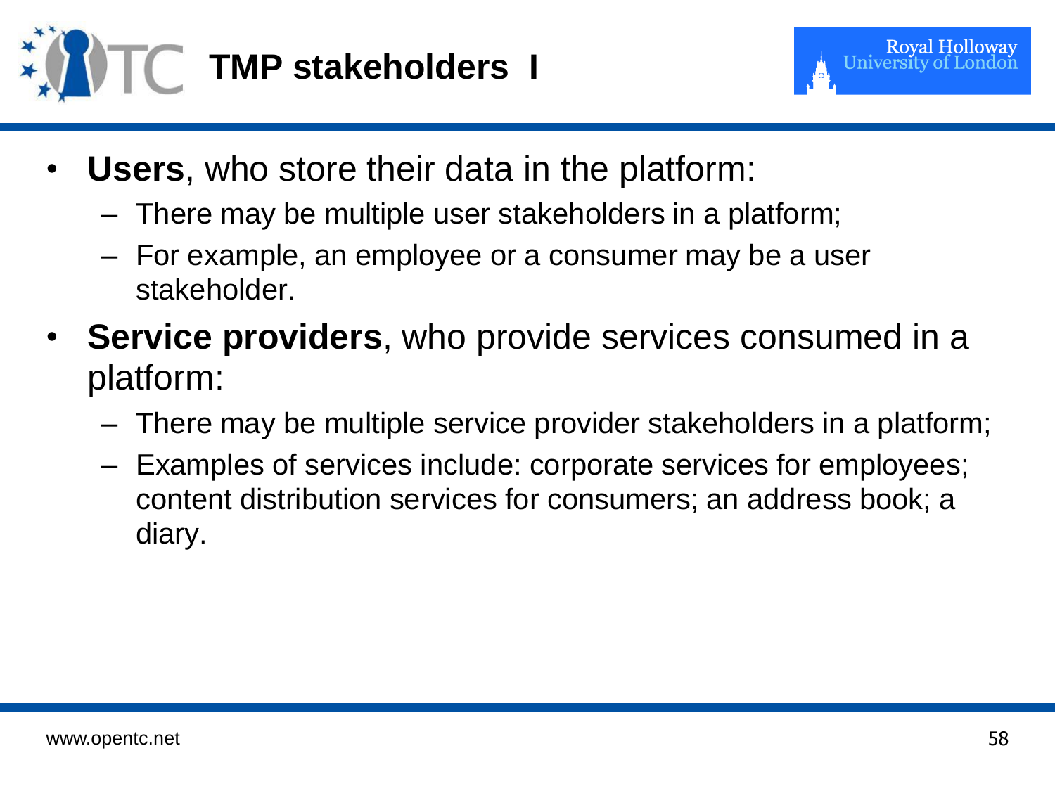# TMP stakeholders I

- **Users**, who store their data in the platform:
  - There may be multiple user stakeholders in a platform;
  - For example, an employee or a consumer may be a user stakeholder.
- **Service providers**, who provide services consumed in a platform:
  - There may be multiple service provider stakeholders in a platform;
  - Examples of services include: corporate services for employees; content distribution services for consumers; an address book; a diary.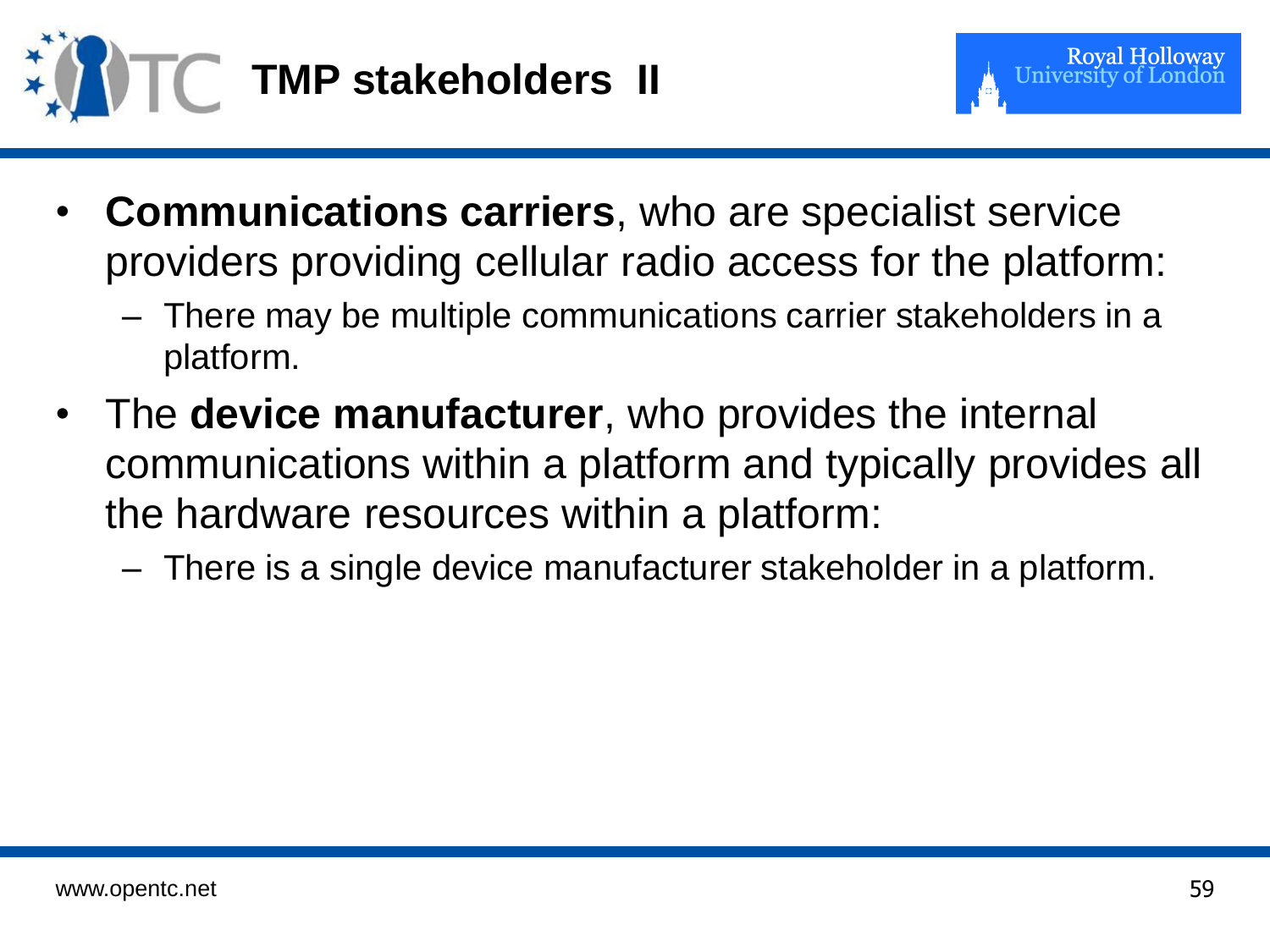# TMP stakeholders II

- **Communications carriers**, who are specialist service providers providing cellular radio access for the platform:
  - There may be multiple communications carrier stakeholders in a platform.
- The **device manufacturer**, who provides the internal communications within a platform and typically provides all the hardware resources within a platform:
  - There is a single device manufacturer stakeholder in a platform.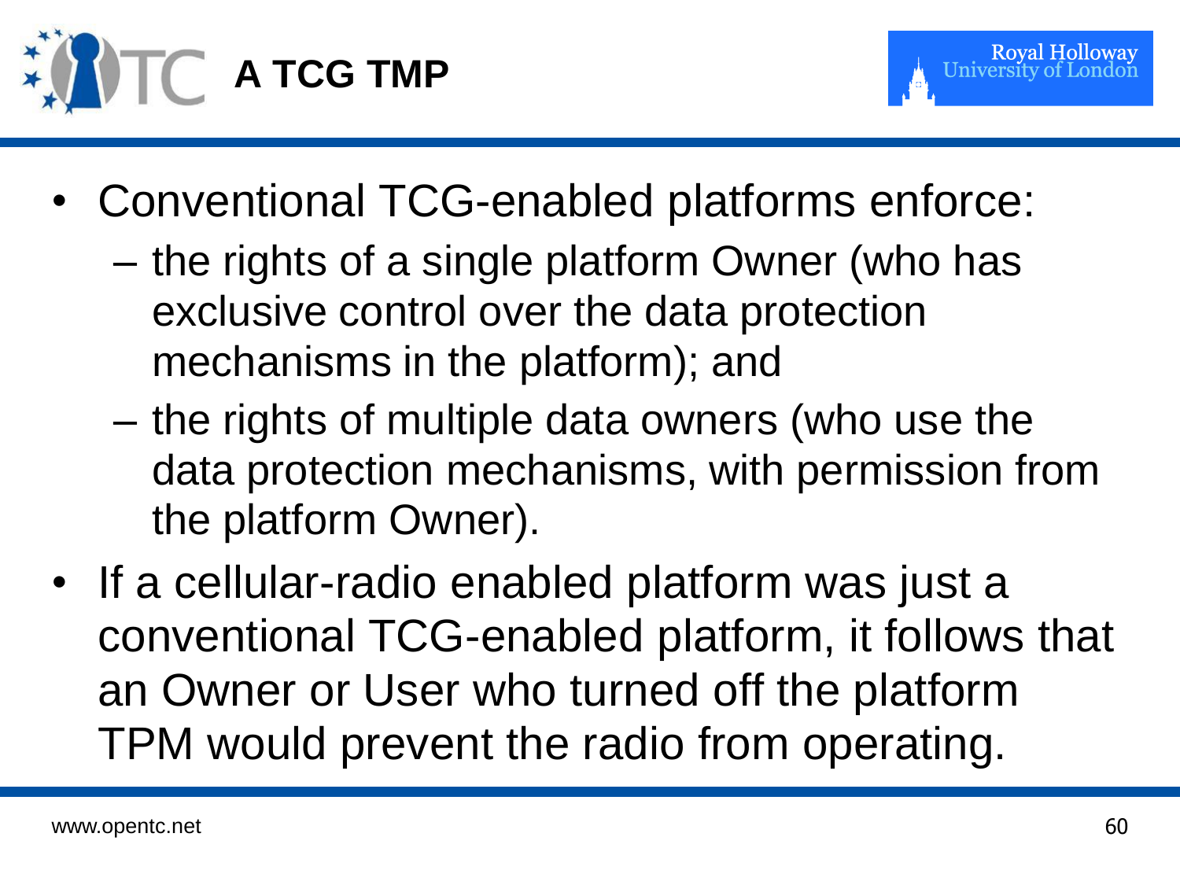# A TCG TMP

- Conventional TCG-enabled platforms enforce:
  - the rights of a single platform Owner (who has exclusive control over the data protection mechanisms in the platform); and
  - the rights of multiple data owners (who use the data protection mechanisms, with permission from the platform Owner).
- If a cellular-radio enabled platform was just a conventional TCG-enabled platform, it follows that an Owner or User who turned off the platform TPM would prevent the radio from operating.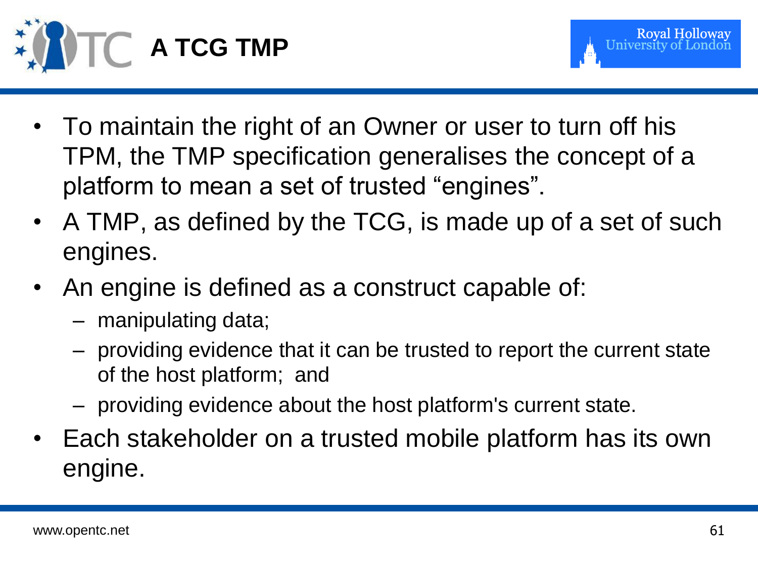# A TCG TMP

- To maintain the right of an Owner or user to turn off his TPM, the TMP specification generalises the concept of a platform to mean a set of trusted "engines".
- A TMP, as defined by the TCG, is made up of a set of such engines.
- An engine is defined as a construct capable of:
  - manipulating data;
  - providing evidence that it can be trusted to report the current state of the host platform; and
  - providing evidence about the host platform's current state.
- Each stakeholder on a trusted mobile platform has its own engine.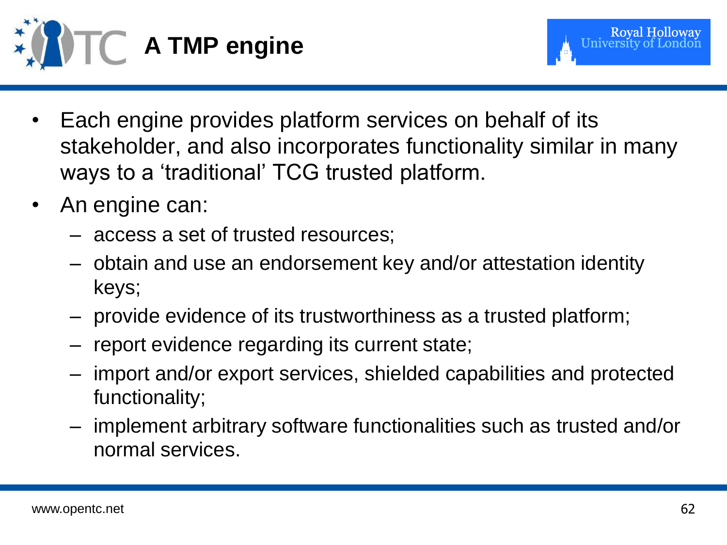# A TMP engine

- Each engine provides platform services on behalf of its stakeholder, and also incorporates functionality similar in many ways to a 'traditional' TCG trusted platform.
- An engine can:
  - access a set of trusted resources;
  - obtain and use an endorsement key and/or attestation identity keys;
  - provide evidence of its trustworthiness as a trusted platform;
  - report evidence regarding its current state;
  - import and/or export services, shielded capabilities and protected functionality;
  - implement arbitrary software functionalities such as trusted and/or normal services.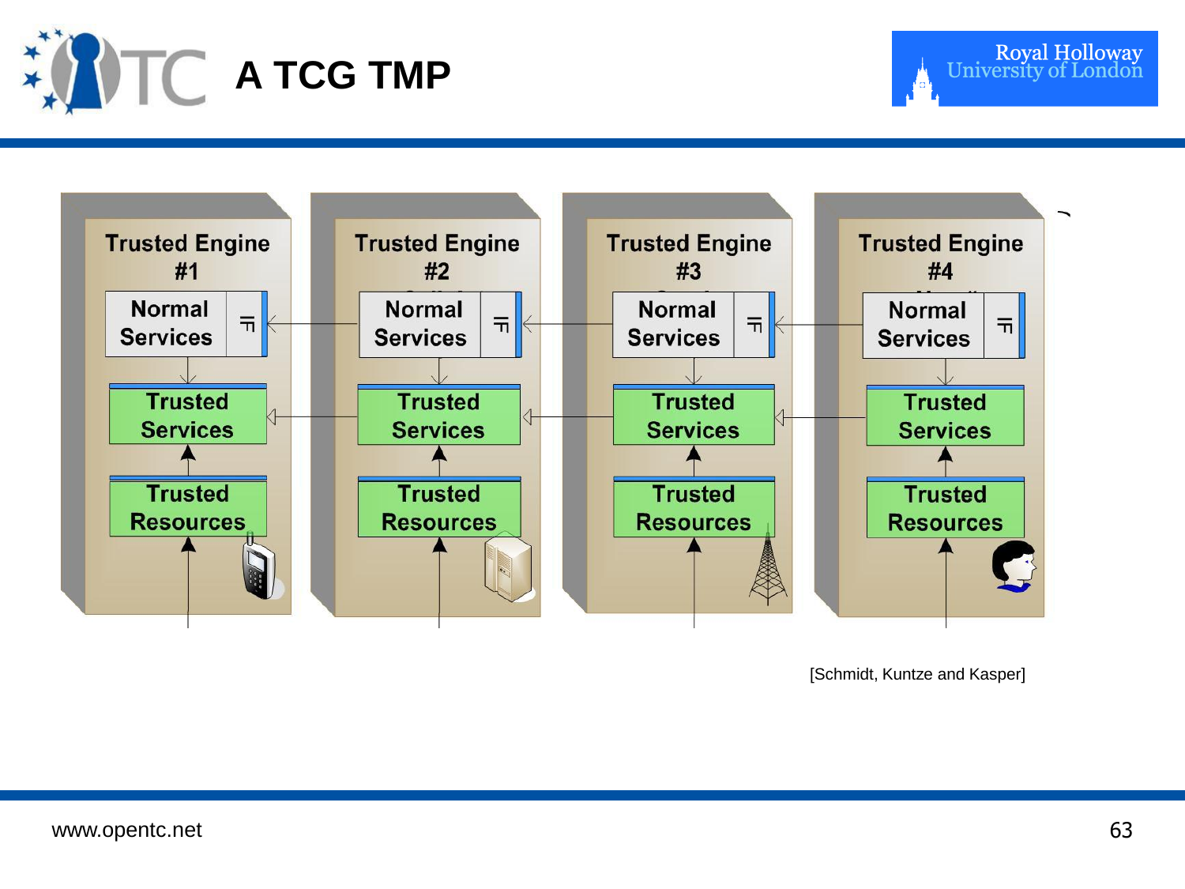# A TCG TMP

Trusted Engine #1

Normal Services

Trusted Services

Trusted Resources

Trusted Engine #2

Normal Services

Trusted Services

Trusted Resources

Trusted Engine #3

Normal Services

Trusted Services

Trusted Resources

Trusted Engine #4

Normal Services

Trusted Services

Trusted Resources

[Schmidt, Kuntze and Kasper]

www.opentc.net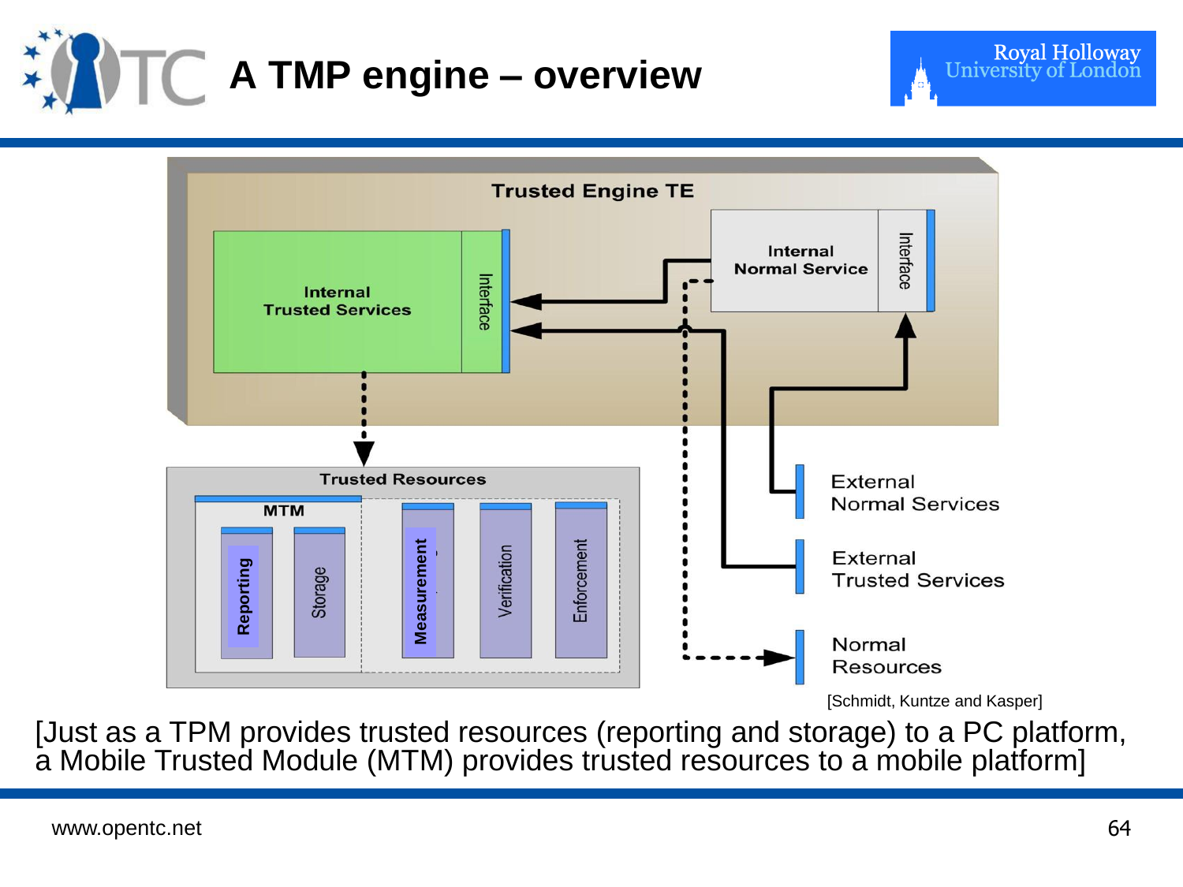# A TMP engine – overview

Trusted Engine TE

Internal Trusted Services

Interface

Internal Normal Service

Interface

Trusted Resources

MTM

Reporting

Storage

Measurement

Verification

Enforcement

External Normal Services

External Trusted Services

Normal Resources

[Schmidt, Kuntze and Kasper]

[Just as a TPM provides trusted resources (reporting and storage) to a PC platform, a Mobile Trusted Module (MTM) provides trusted resources to a mobile platform]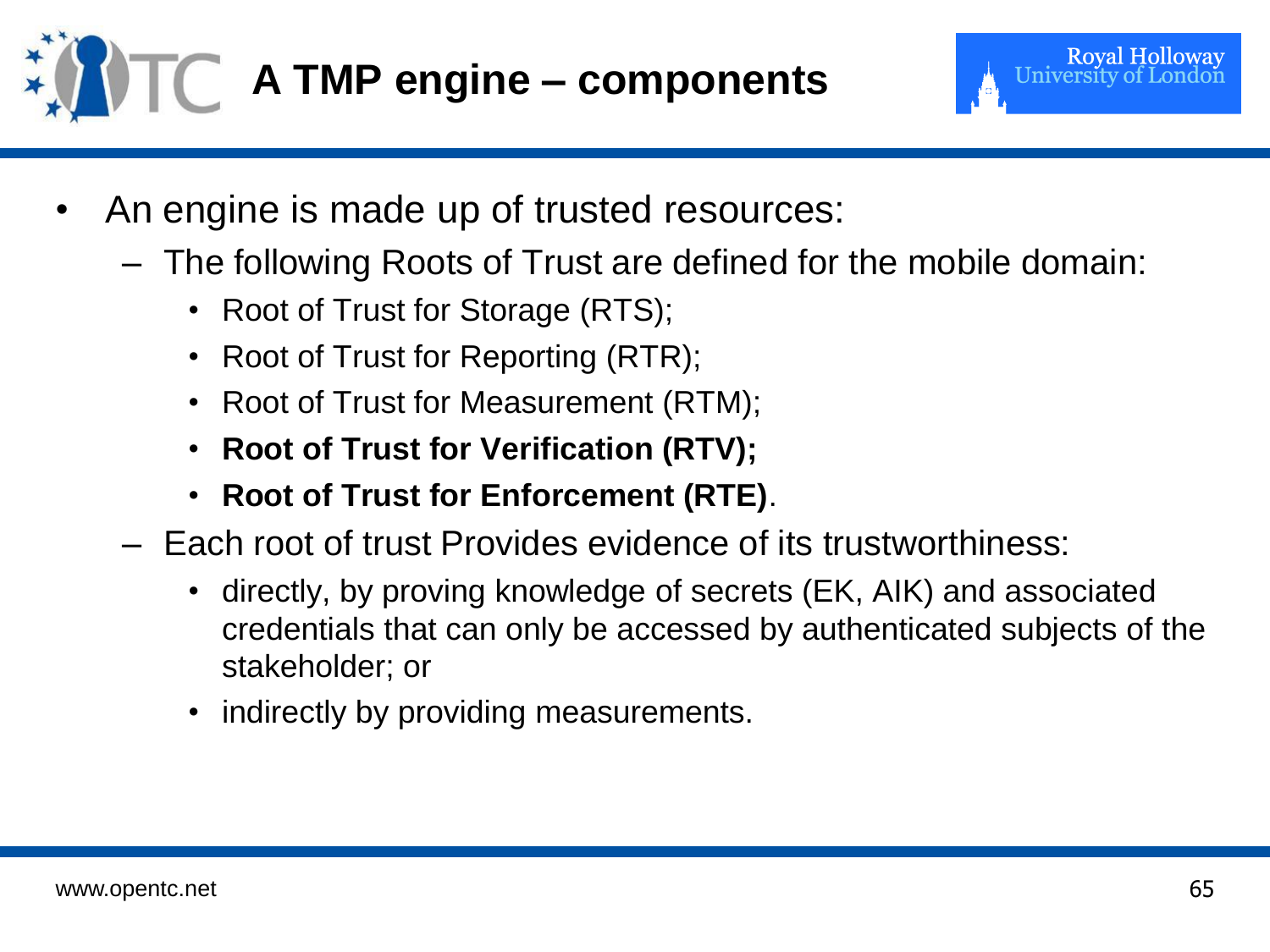# A TMP engine – components

- An engine is made up of trusted resources:
  - The following Roots of Trust are defined for the mobile domain:
    - Root of Trust for Storage (RTS);
    - Root of Trust for Reporting (RTR);
    - Root of Trust for Measurement (RTM);
    - **Root of Trust for Verification (RTV);**
    - **Root of Trust for Enforcement (RTE)**.
  - Each root of trust Provides evidence of its trustworthiness:
    - directly, by proving knowledge of secrets (EK, AIK) and associated credentials that can only be accessed by authenticated subjects of the stakeholder; or
    - indirectly by providing measurements.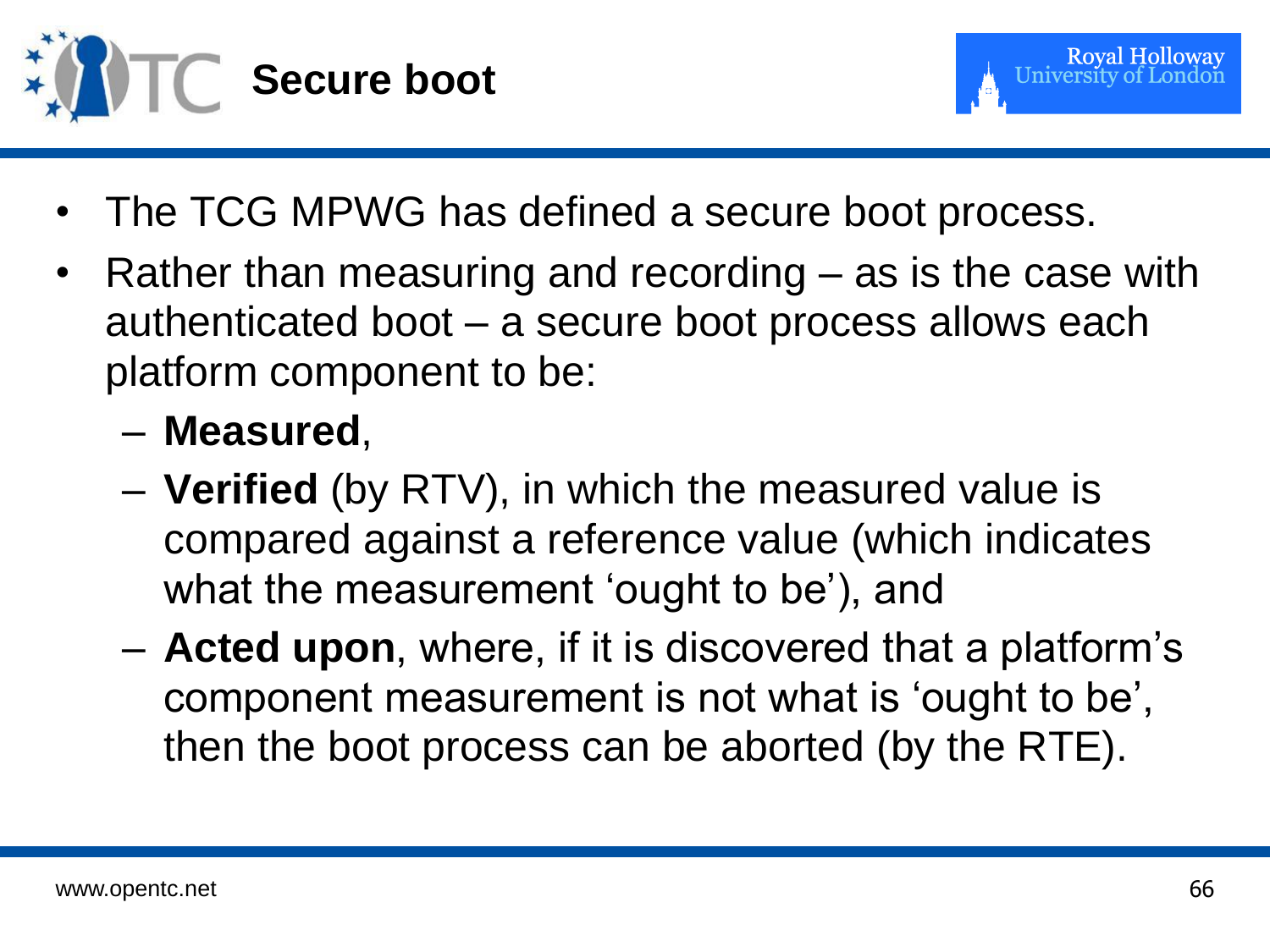# Secure boot

- The TCG MPWG has defined a secure boot process.
- Rather than measuring and recording – as is the case with authenticated boot – a secure boot process allows each platform component to be:
  - **Measured**,
  - **Verified** (by RTV), in which the measured value is compared against a reference value (which indicates what the measurement 'ought to be'), and
  - **Acted upon**, where, if it is discovered that a platform's component measurement is not what is 'ought to be', then the boot process can be aborted (by the RTE).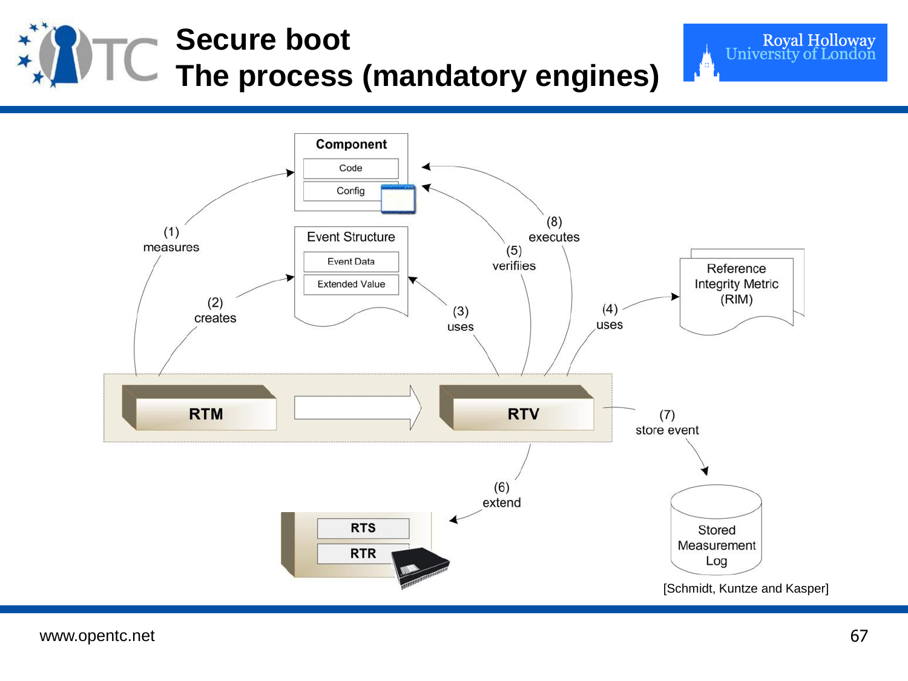# Secure boot
# The process (mandatory engines)

Component
- Code
- Config

Event Structure
- Event Data
- Extended Value

Reference Integrity Metric (RIM)

(1) measures

(2) creates

(3) uses

(4) uses

(5) verifiies

(6) extend

(7) store event

(8) executes

RTM

RTV

RTS

RTR

Stored Measurement Log

[Schmidt, Kuntze and Kasper]

www.opentc.net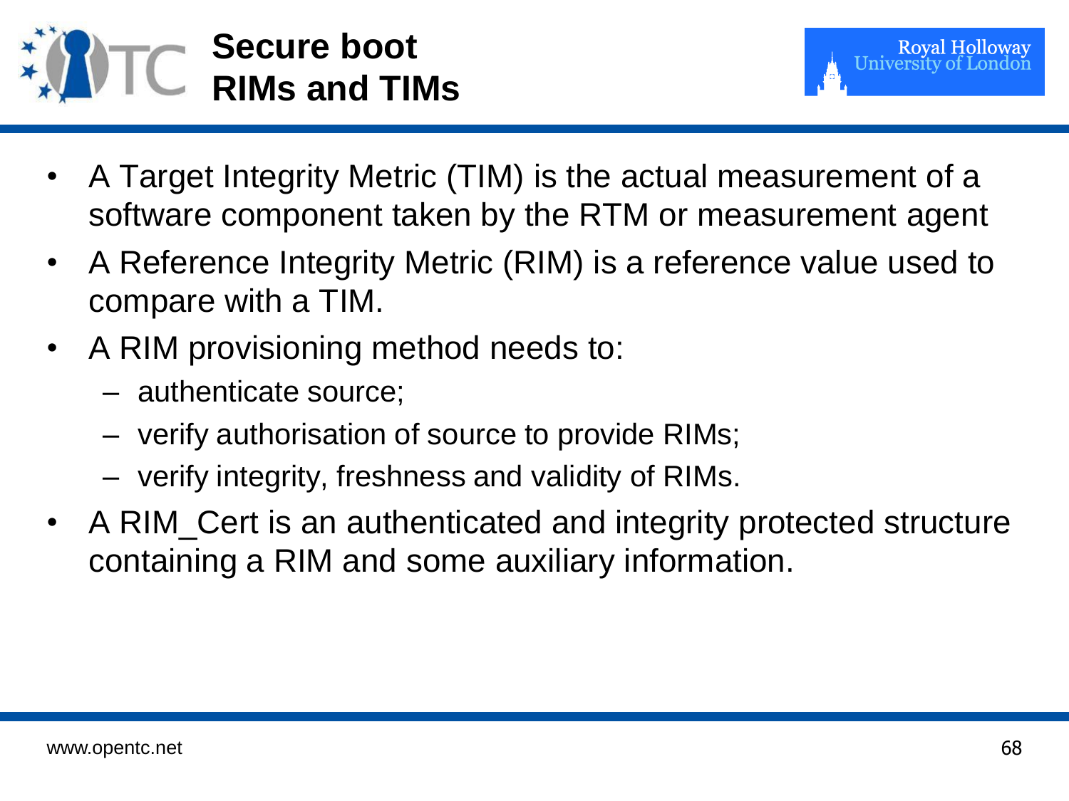# Secure boot RIMs and TIMs

- A Target Integrity Metric (TIM) is the actual measurement of a software component taken by the RTM or measurement agent
- A Reference Integrity Metric (RIM) is a reference value used to compare with a TIM.
- A RIM provisioning method needs to:
  - authenticate source;
  - verify authorisation of source to provide RIMs;
  - verify integrity, freshness and validity of RIMs.
- A RIM_Cert is an authenticated and integrity protected structure containing a RIM and some auxiliary information.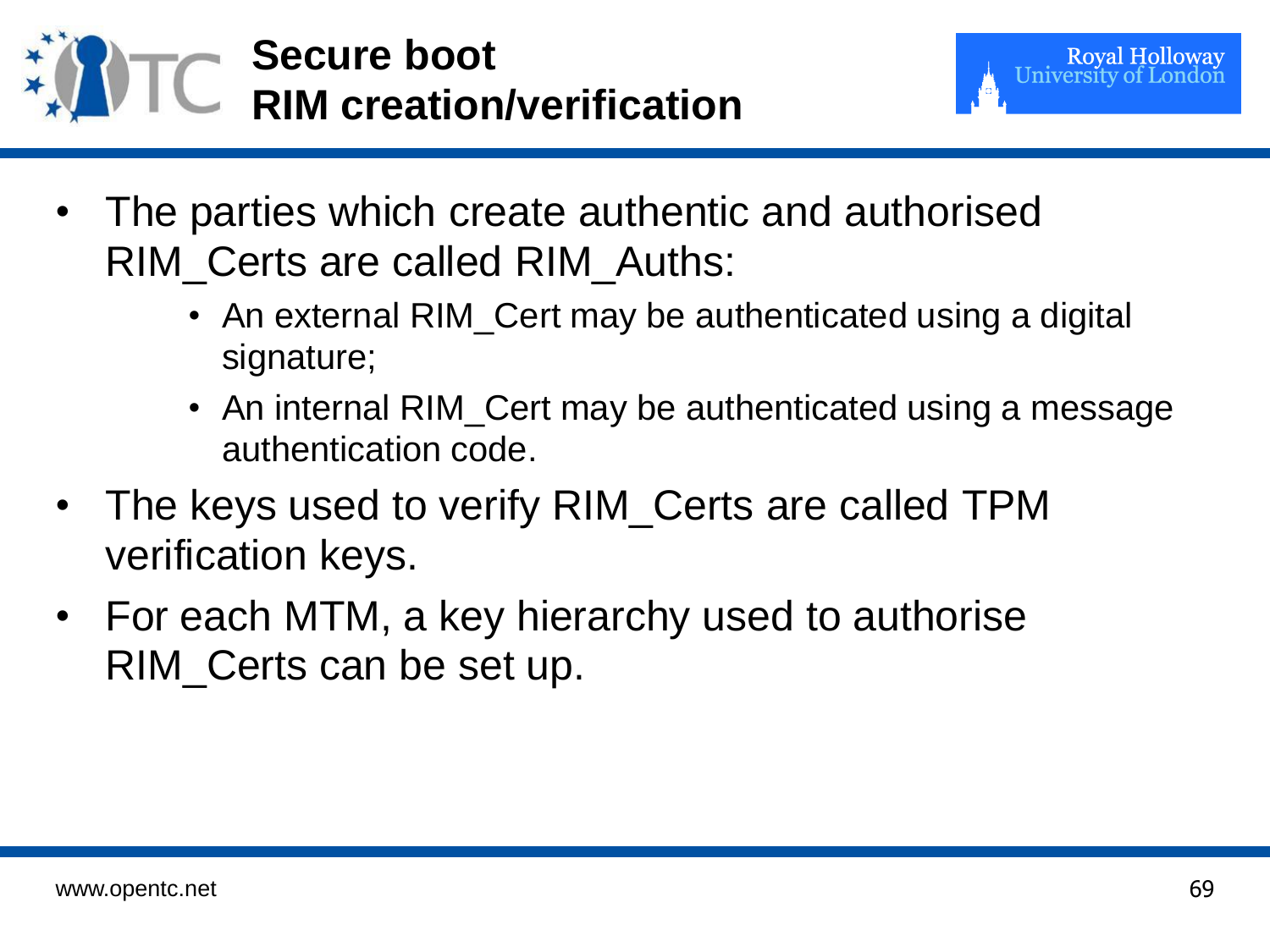# Secure boot
# RIM creation/verification

- The parties which create authentic and authorised RIM_Certs are called RIM_Auths:
  - An external RIM_Cert may be authenticated using a digital signature;
  - An internal RIM_Cert may be authenticated using a message authentication code.
- The keys used to verify RIM_Certs are called TPM verification keys.
- For each MTM, a key hierarchy used to authorise RIM_Certs can be set up.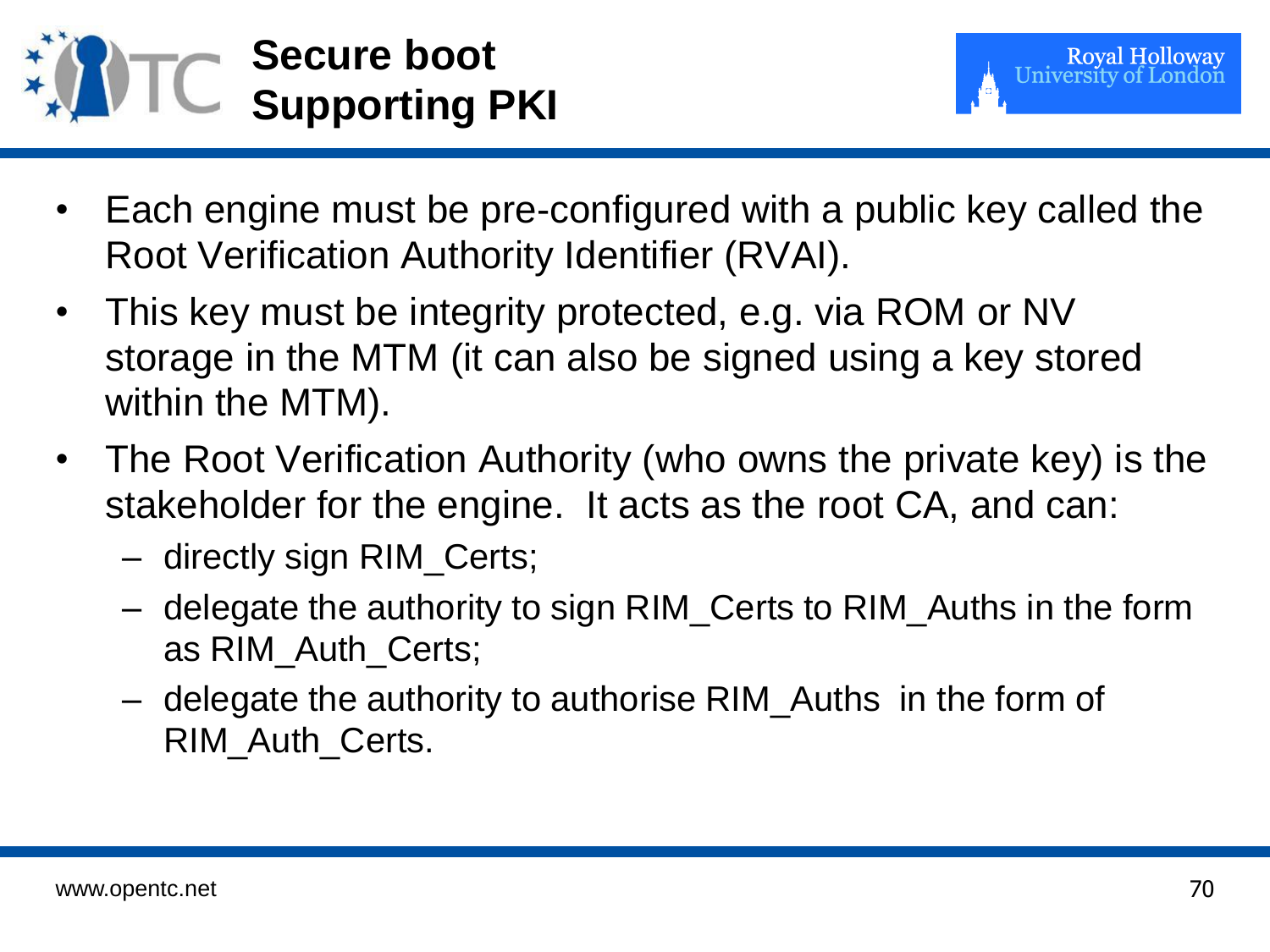# Secure boot
# Supporting PKI

- Each engine must be pre-configured with a public key called the Root Verification Authority Identifier (RVAI).
- This key must be integrity protected, e.g. via ROM or NV storage in the MTM (it can also be signed using a key stored within the MTM).
- The Root Verification Authority (who owns the private key) is the stakeholder for the engine. It acts as the root CA, and can:
  - directly sign RIM_Certs;
  - delegate the authority to sign RIM_Certs to RIM_Auths in the form as RIM_Auth_Certs;
  - delegate the authority to authorise RIM_Auths in the form of RIM_Auth_Certs.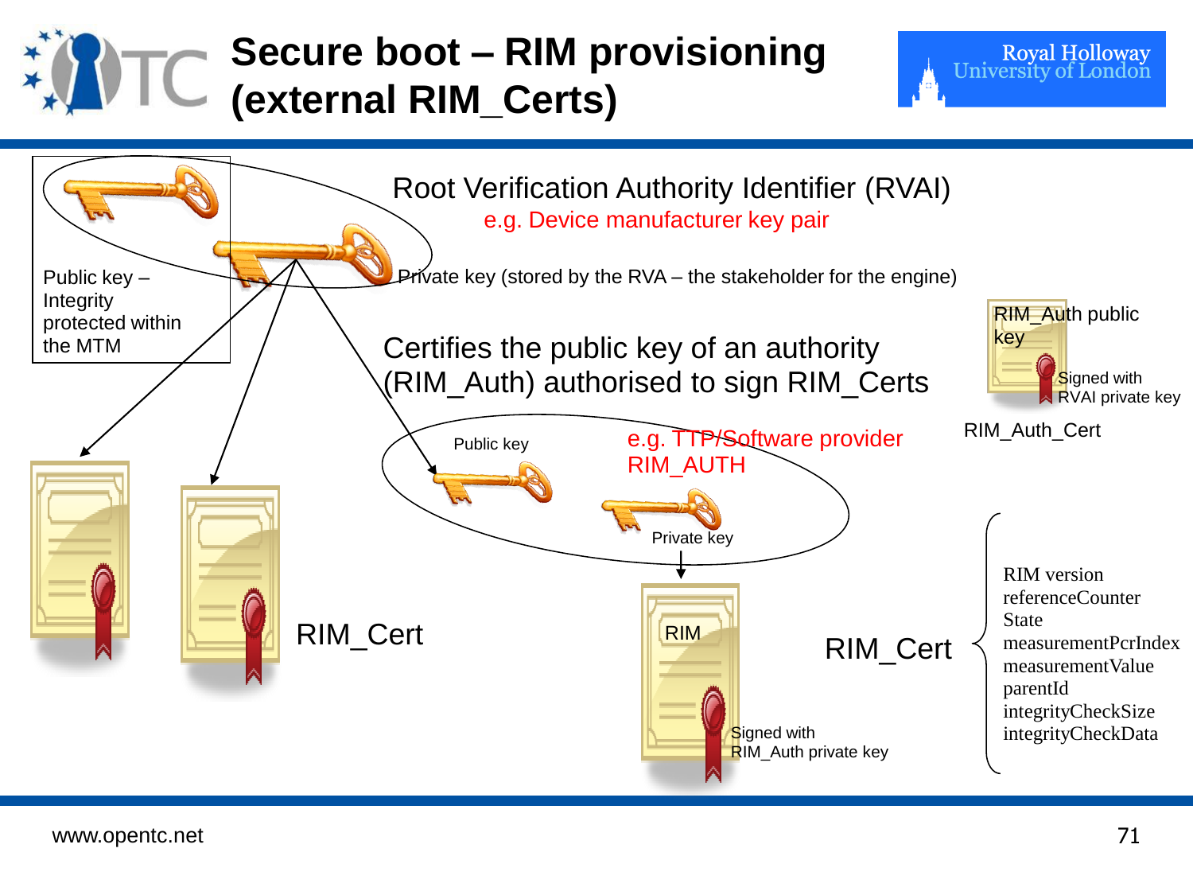# Secure boot – RIM provisioning (external RIM_Certs)

Root Verification Authority Identifier (RVAI)

e.g. Device manufacturer key pair

Public key – Integrity protected within the MTM

Private key (stored by the RVA – the stakeholder for the engine)

Certifies the public key of an authority (RIM_Auth) authorised to sign RIM_Certs

RIM_Auth public key

Signed with RVAI private key

RIM_Auth_Cert

Public key

e.g. TTP/Software provider RIM_AUTH

Private key

RIM_Cert

RIM

Signed with RIM_Auth private key

RIM_Cert

- RIM version
- referenceCounter
- State
- measurementPcrIndex
- measurementValue
- parentId
- integrityCheckSize
- integrityCheckData

www.opentc.net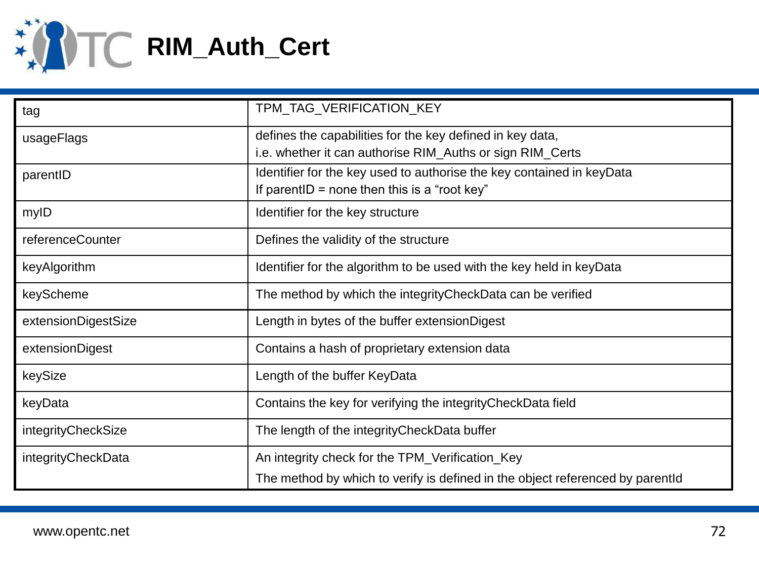# RIM_Auth_Cert

| | |
|---|---|
| tag | TPM_TAG_VERIFICATION_KEY |
| usageFlags | defines the capabilities for the key defined in key data,<br>i.e. whether it can authorise RIM_Auths or sign RIM_Certs |
| parentID | Identifier for the key used to authorise the key contained in keyData<br>If parentID = none then this is a "root key" |
| myID | Identifier for the key structure |
| referenceCounter | Defines the validity of the structure |
| keyAlgorithm | Identifier for the algorithm to be used with the key held in keyData |
| keyScheme | The method by which the integrityCheckData can be verified |
| extensionDigestSize | Length in bytes of the buffer extensionDigest |
| extensionDigest | Contains a hash of proprietary extension data |
| keySize | Length of the buffer KeyData |
| keyData | Contains the key for verifying the integrityCheckData field |
| integrityCheckSize | The length of the integrityCheckData buffer |
| integrityCheckData | An integrity check for the TPM_Verification_Key<br>The method by which to verify is defined in the object referenced by parentId |

www.opentc.net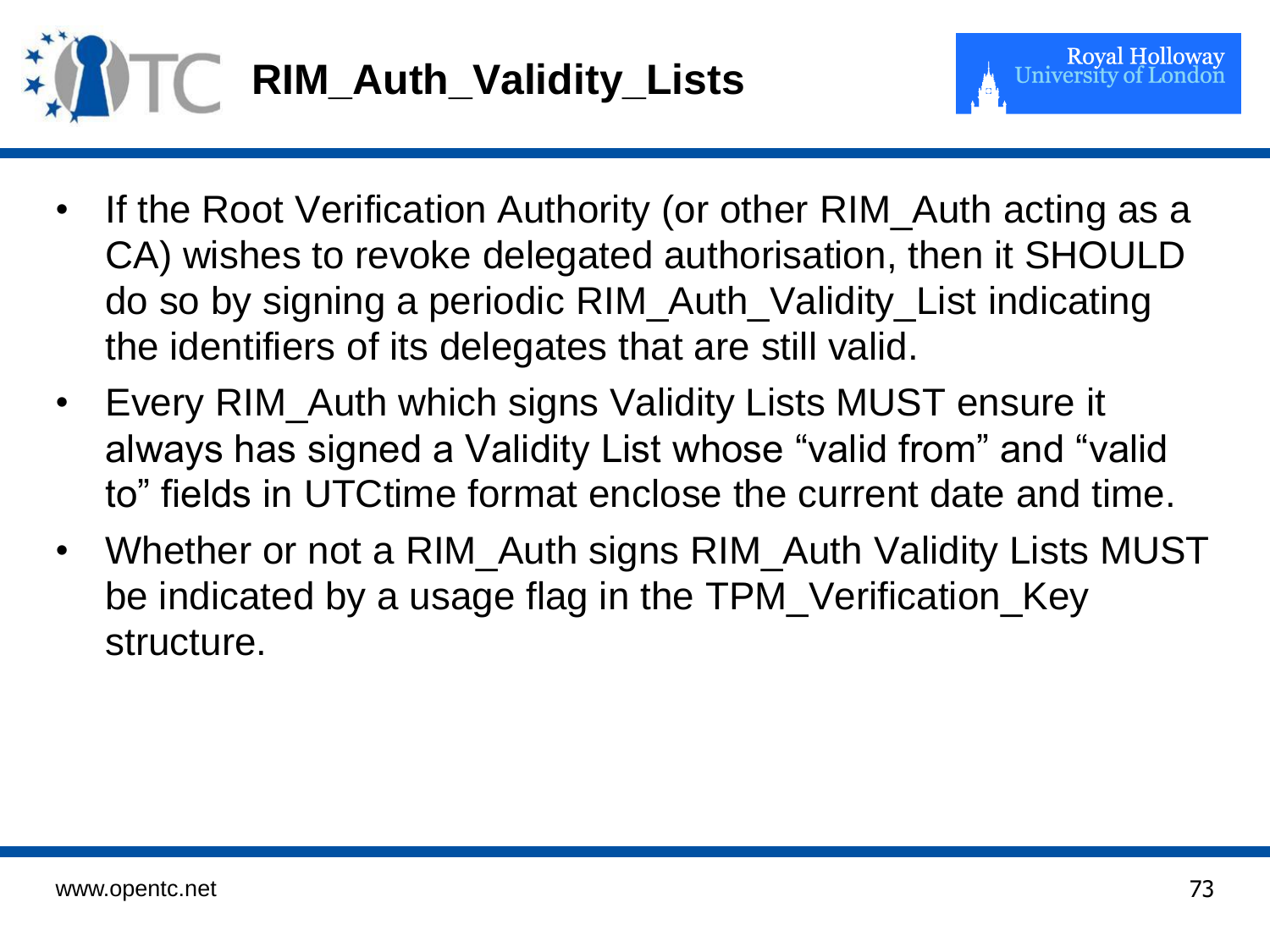# RIM_Auth_Validity_Lists

- If the Root Verification Authority (or other RIM_Auth acting as a CA) wishes to revoke delegated authorisation, then it SHOULD do so by signing a periodic RIM_Auth_Validity_List indicating the identifiers of its delegates that are still valid.
- Every RIM_Auth which signs Validity Lists MUST ensure it always has signed a Validity List whose “valid from” and “valid to” fields in UTCtime format enclose the current date and time.
- Whether or not a RIM_Auth signs RIM_Auth Validity Lists MUST be indicated by a usage flag in the TPM_Verification_Key structure.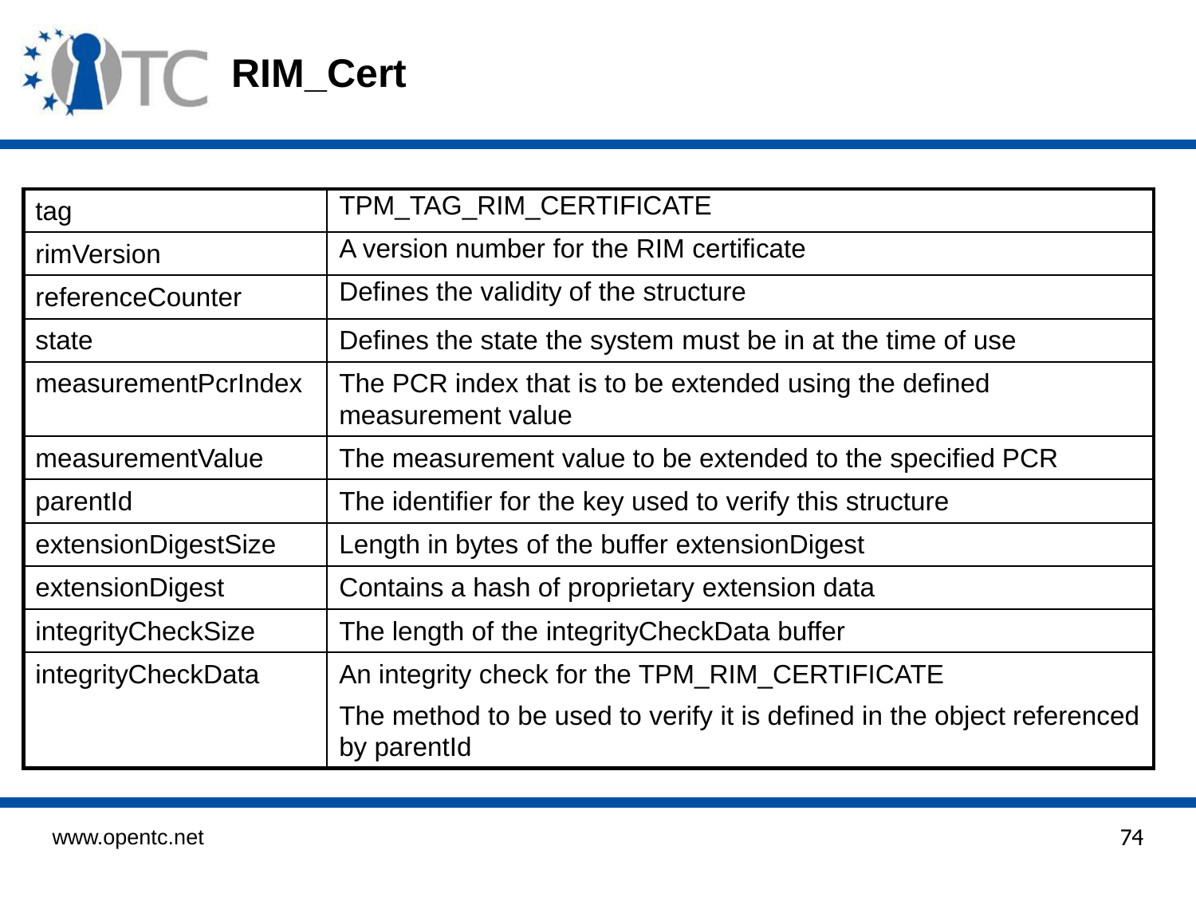# RIM_Cert

| | |
|---|---|
| tag | TPM_TAG_RIM_CERTIFICATE |
| rimVersion | A version number for the RIM certificate |
| referenceCounter | Defines the validity of the structure |
| state | Defines the state the system must be in at the time of use |
| measurementPcrIndex | The PCR index that is to be extended using the defined measurement value |
| measurementValue | The measurement value to be extended to the specified PCR |
| parentId | The identifier for the key used to verify this structure |
| extensionDigestSize | Length in bytes of the buffer extensionDigest |
| extensionDigest | Contains a hash of proprietary extension data |
| integrityCheckSize | The length of the integrityCheckData buffer |
| integrityCheckData | An integrity check for the TPM_RIM_CERTIFICATE<br>The method to be used to verify it is defined in the object referenced by parentId |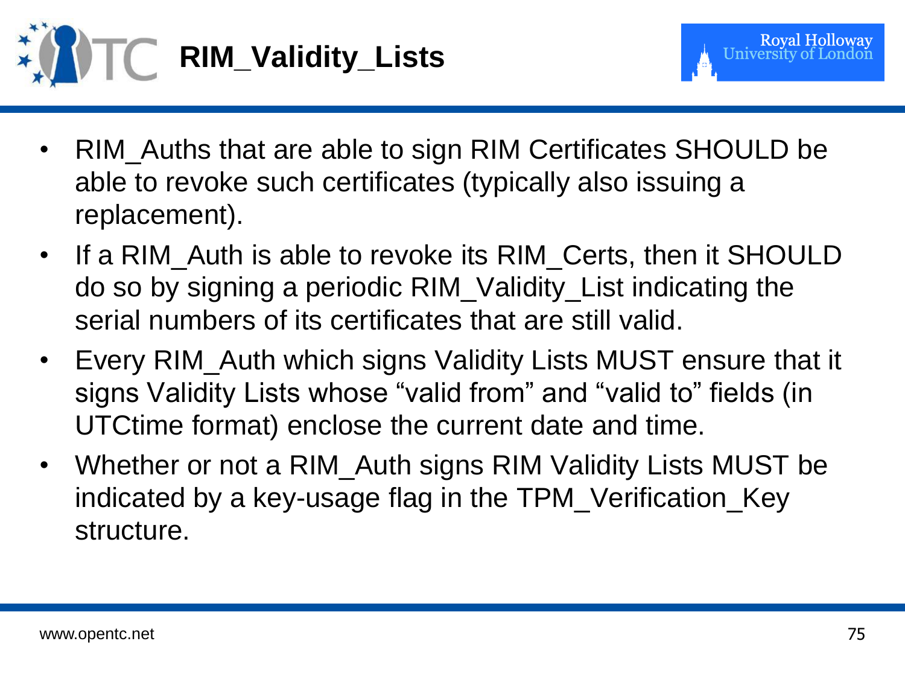# RIM_Validity_Lists

- RIM_Auths that are able to sign RIM Certificates SHOULD be able to revoke such certificates (typically also issuing a replacement).
- If a RIM_Auth is able to revoke its RIM_Certs, then it SHOULD do so by signing a periodic RIM_Validity_List indicating the serial numbers of its certificates that are still valid.
- Every RIM_Auth which signs Validity Lists MUST ensure that it signs Validity Lists whose “valid from” and “valid to” fields (in UTCtime format) enclose the current date and time.
- Whether or not a RIM_Auth signs RIM Validity Lists MUST be indicated by a key-usage flag in the TPM_Verification_Key structure.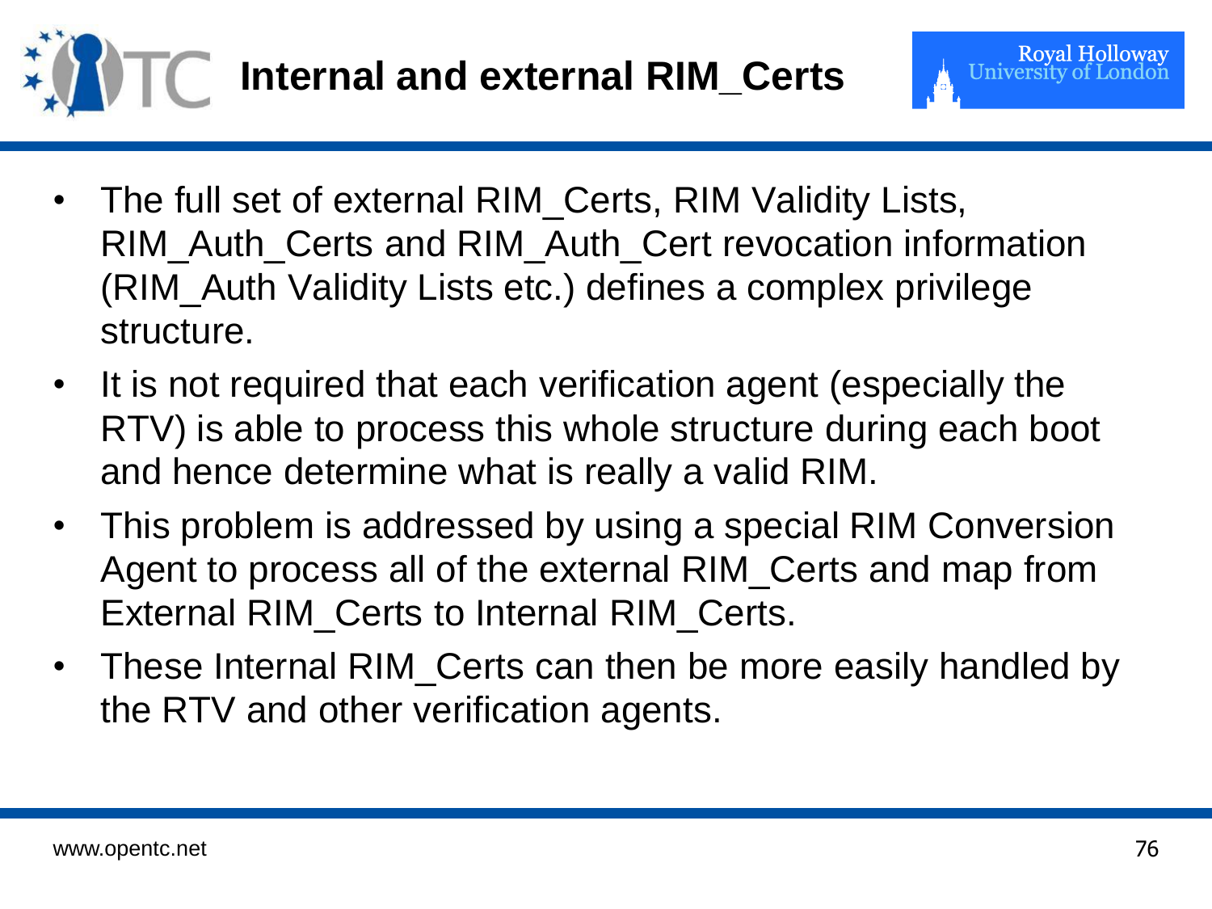# Internal and external RIM_Certs

- The full set of external RIM_Certs, RIM Validity Lists, RIM_Auth_Certs and RIM_Auth_Cert revocation information (RIM_Auth Validity Lists etc.) defines a complex privilege structure.
- It is not required that each verification agent (especially the RTV) is able to process this whole structure during each boot and hence determine what is really a valid RIM.
- This problem is addressed by using a special RIM Conversion Agent to process all of the external RIM_Certs and map from External RIM_Certs to Internal RIM_Certs.
- These Internal RIM_Certs can then be more easily handled by the RTV and other verification agents.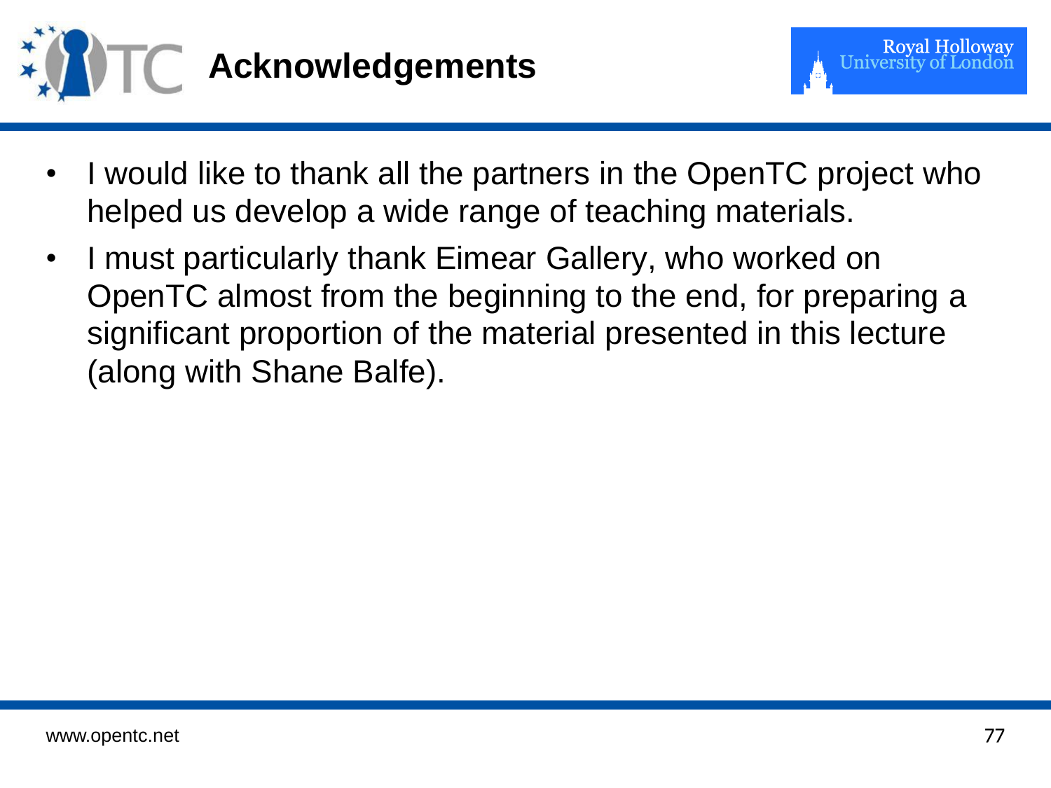# Acknowledgements

- I would like to thank all the partners in the OpenTC project who helped us develop a wide range of teaching materials.
- I must particularly thank Eimear Gallery, who worked on OpenTC almost from the beginning to the end, for preparing a significant proportion of the material presented in this lecture (along with Shane Balfe).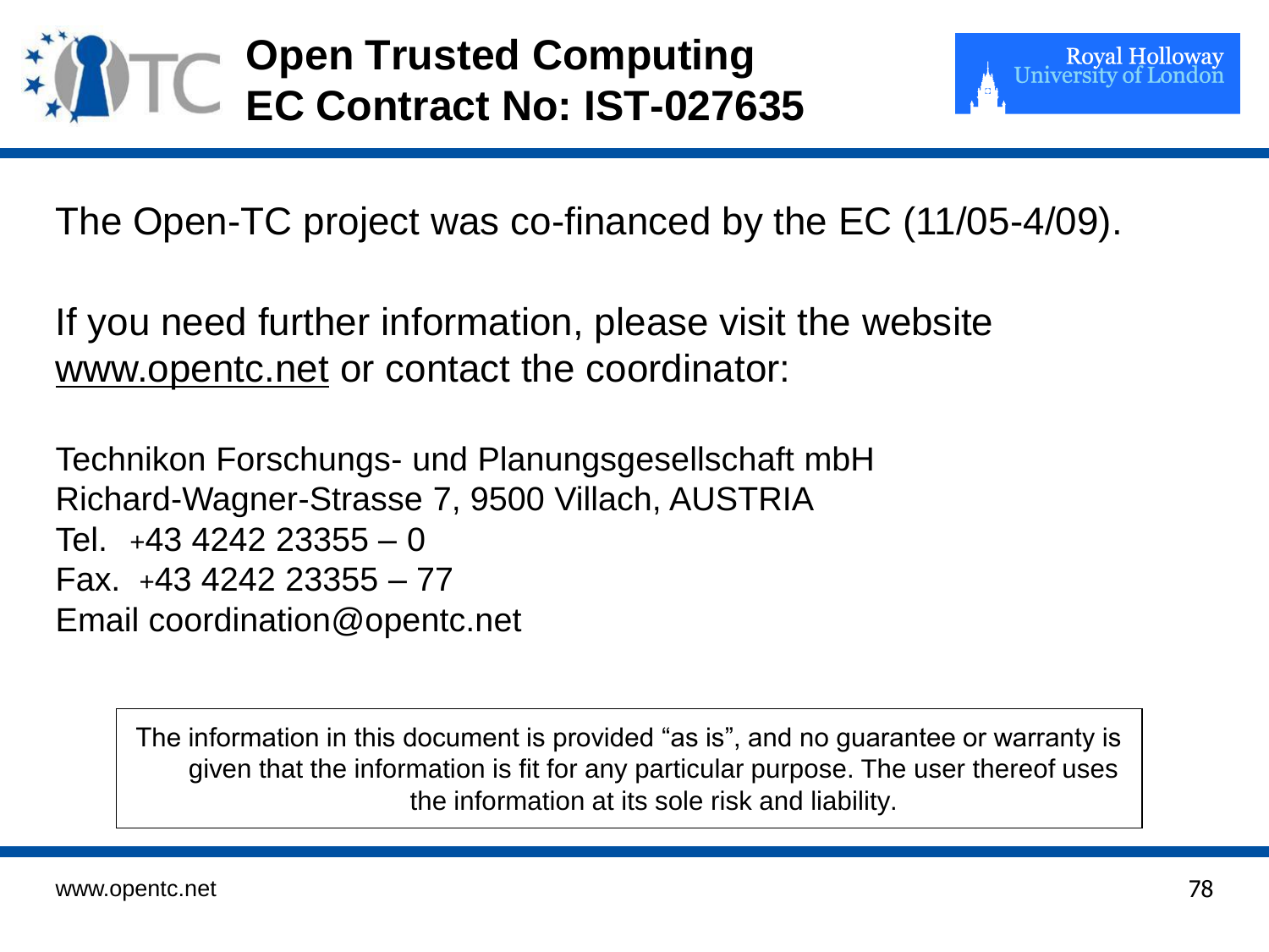# Open Trusted Computing
# EC Contract No: IST-027635

Royal Holloway
University of London

The Open-TC project was co-financed by the EC (11/05-4/09).

If you need further information, please visit the website www.opentc.net or contact the coordinator:

Technikon Forschungs- und Planungsgesellschaft mbH
Richard-Wagner-Strasse 7, 9500 Villach, AUSTRIA
Tel. +43 4242 23355 – 0
Fax. +43 4242 23355 – 77
Email coordination@opentc.net

The information in this document is provided "as is", and no guarantee or warranty is given that the information is fit for any particular purpose. The user thereof uses the information at its sole risk and liability.